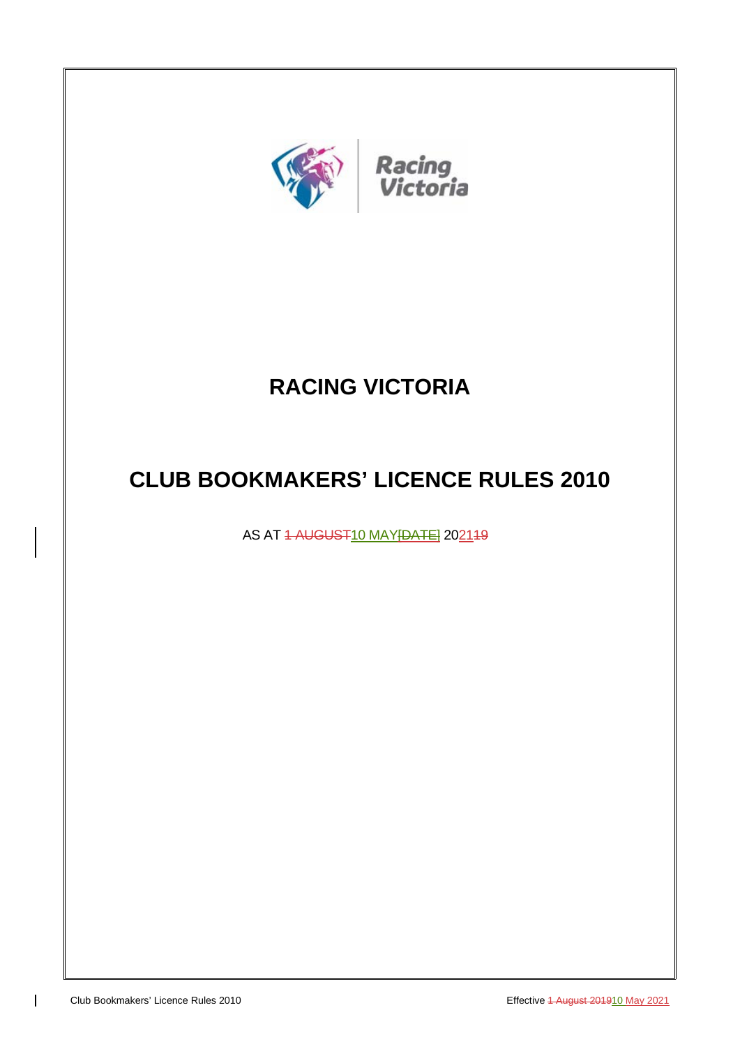# RACING VICTORIA

# CLUB BOOKMAKERS' LICENCE RULES 2010

AS AT ~~1 AUGUST~~10 MAY~~[DATE]~~ 2021~~19~~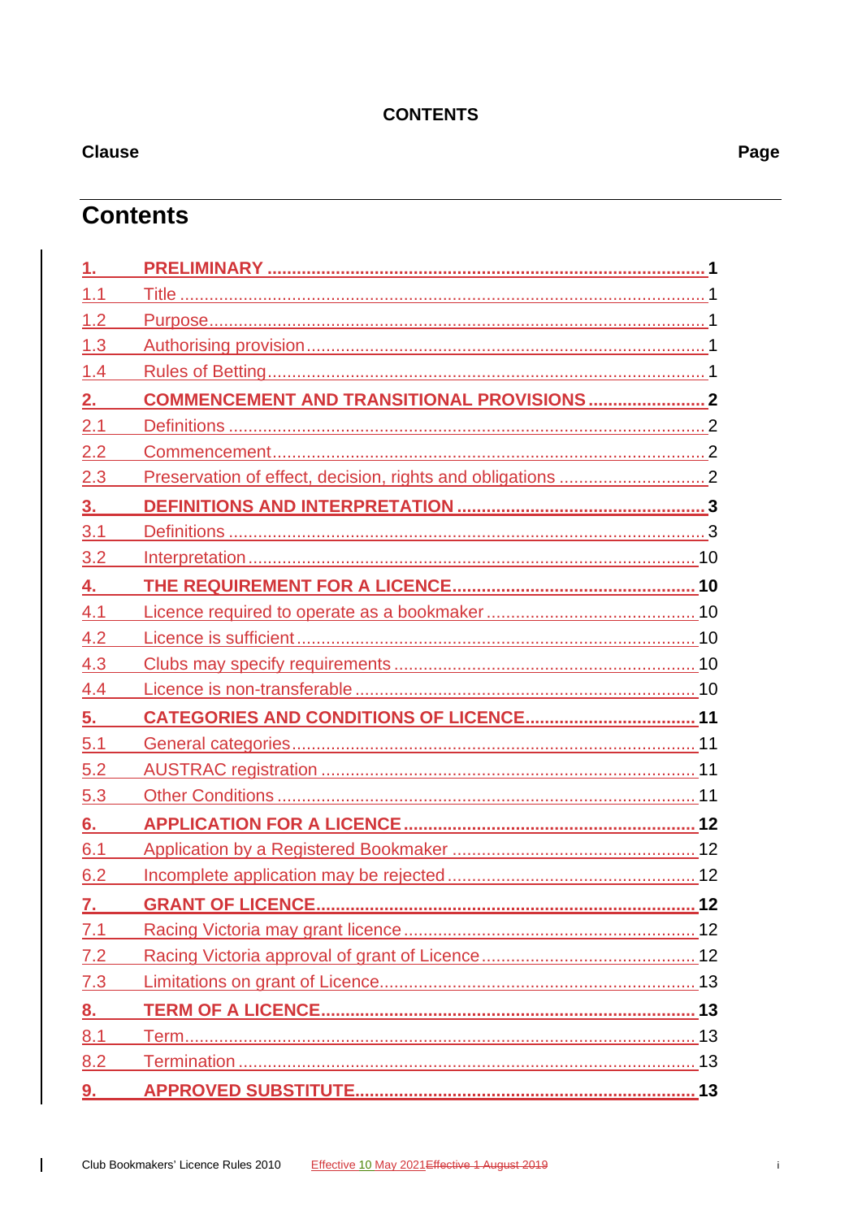**CONTENTS**

| Clause | | Page |
|---|---|---|

## Contents

| | | |
|---|---|---|
| **1.** | **PRELIMINARY** | **1** |
| 1.1 | Title | 1 |
| 1.2 | Purpose | 1 |
| 1.3 | Authorising provision | 1 |
| 1.4 | Rules of Betting | 1 |
| **2.** | **COMMENCEMENT AND TRANSITIONAL PROVISIONS** | **2** |
| 2.1 | Definitions | 2 |
| 2.2 | Commencement | 2 |
| 2.3 | Preservation of effect, decision, rights and obligations | 2 |
| **3.** | **DEFINITIONS AND INTERPRETATION** | **3** |
| 3.1 | Definitions | 3 |
| 3.2 | Interpretation | 10 |
| **4.** | **THE REQUIREMENT FOR A LICENCE** | **10** |
| 4.1 | Licence required to operate as a bookmaker | 10 |
| 4.2 | Licence is sufficient | 10 |
| 4.3 | Clubs may specify requirements | 10 |
| 4.4 | Licence is non-transferable | 10 |
| **5.** | **CATEGORIES AND CONDITIONS OF LICENCE** | **11** |
| 5.1 | General categories | 11 |
| 5.2 | AUSTRAC registration | 11 |
| 5.3 | Other Conditions | 11 |
| **6.** | **APPLICATION FOR A LICENCE** | **12** |
| 6.1 | Application by a Registered Bookmaker | 12 |
| 6.2 | Incomplete application may be rejected | 12 |
| **7.** | **GRANT OF LICENCE** | **12** |
| 7.1 | Racing Victoria may grant licence | 12 |
| 7.2 | Racing Victoria approval of grant of Licence | 12 |
| 7.3 | Limitations on grant of Licence | 13 |
| **8.** | **TERM OF A LICENCE** | **13** |
| 8.1 | Term | 13 |
| 8.2 | Termination | 13 |
| **9.** | **APPROVED SUBSTITUTE** | **13** |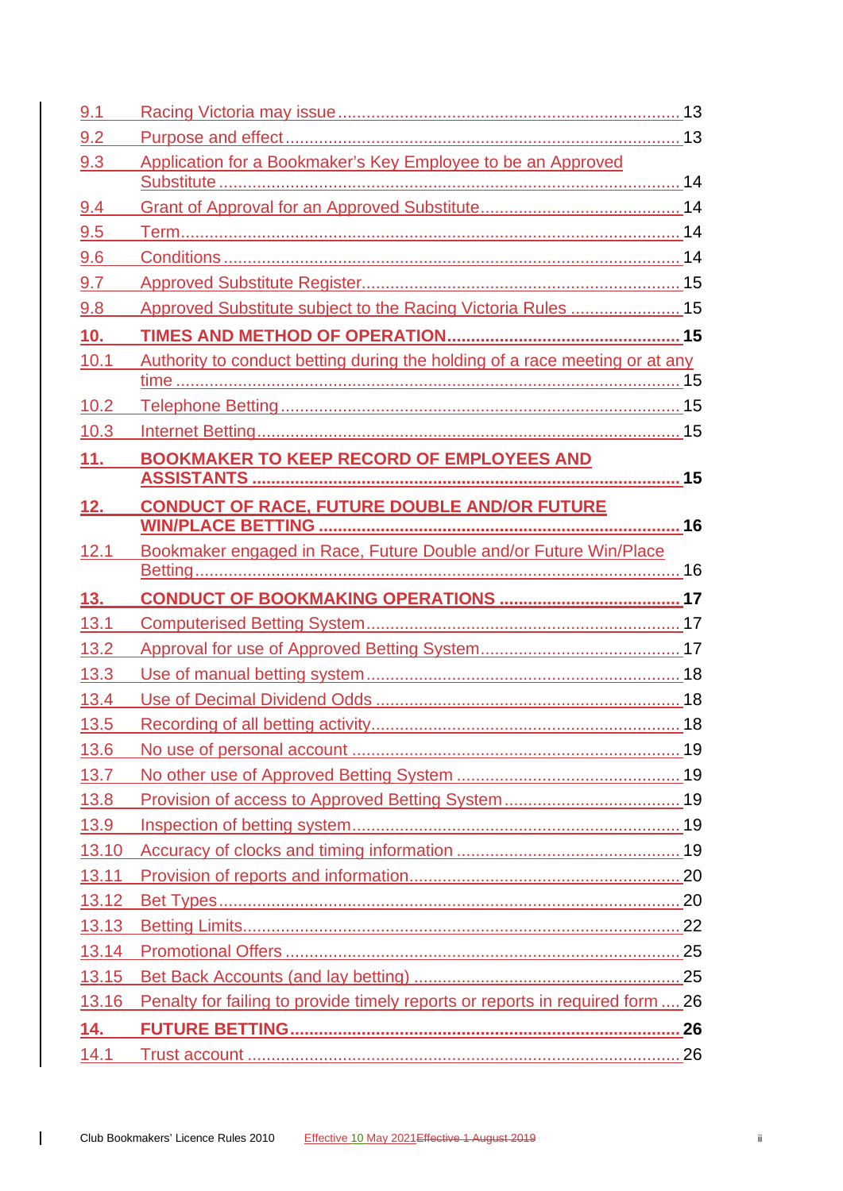9.1 Racing Victoria may issue ........ 13
9.2 Purpose and effect ........ 13
9.3 Application for a Bookmaker's Key Employee to be an Approved Substitute ........ 14
9.4 Grant of Approval for an Approved Substitute ........ 14
9.5 Term ........ 14
9.6 Conditions ........ 14
9.7 Approved Substitute Register ........ 15
9.8 Approved Substitute subject to the Racing Victoria Rules ........ 15

**10. TIMES AND METHOD OF OPERATION ........ 15**

10.1 Authority to conduct betting during the holding of a race meeting or at any time ........ 15
10.2 Telephone Betting ........ 15
10.3 Internet Betting ........ 15

**11. BOOKMAKER TO KEEP RECORD OF EMPLOYEES AND ASSISTANTS ........ 15**

**12. CONDUCT OF RACE, FUTURE DOUBLE AND/OR FUTURE WIN/PLACE BETTING ........ 16**

12.1 Bookmaker engaged in Race, Future Double and/or Future Win/Place Betting ........ 16

**13. CONDUCT OF BOOKMAKING OPERATIONS ........ 17**

13.1 Computerised Betting System ........ 17
13.2 Approval for use of Approved Betting System ........ 17
13.3 Use of manual betting system ........ 18
13.4 Use of Decimal Dividend Odds ........ 18
13.5 Recording of all betting activity ........ 18
13.6 No use of personal account ........ 19
13.7 No other use of Approved Betting System ........ 19
13.8 Provision of access to Approved Betting System ........ 19
13.9 Inspection of betting system ........ 19
13.10 Accuracy of clocks and timing information ........ 19
13.11 Provision of reports and information ........ 20
13.12 Bet Types ........ 20
13.13 Betting Limits ........ 22
13.14 Promotional Offers ........ 25
13.15 Bet Back Accounts (and lay betting) ........ 25
13.16 Penalty for failing to provide timely reports or reports in required form ........ 26

**14. FUTURE BETTING ........ 26**

14.1 Trust account ........ 26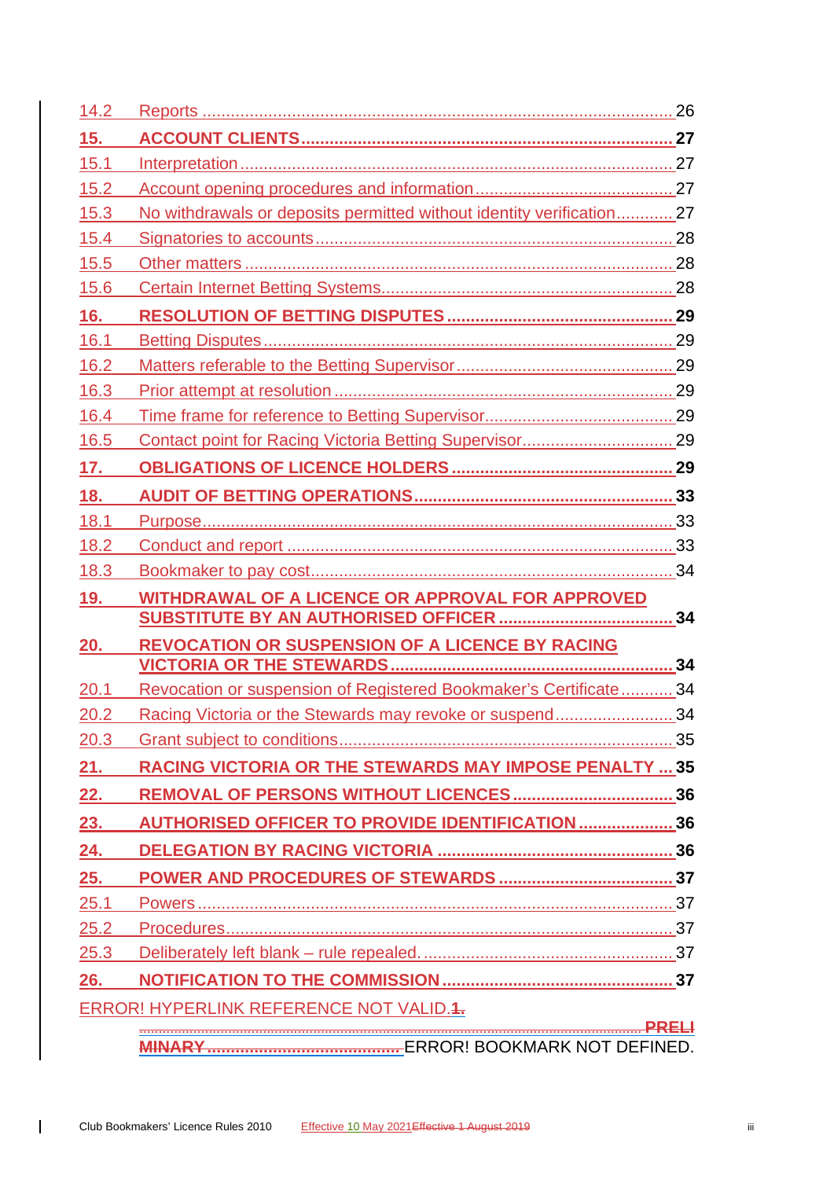| | | |
|---|---|---|
| 14.2 | Reports | 26 |
| **15.** | **ACCOUNT CLIENTS** | **27** |
| 15.1 | Interpretation | 27 |
| 15.2 | Account opening procedures and information | 27 |
| 15.3 | No withdrawals or deposits permitted without identity verification | 27 |
| 15.4 | Signatories to accounts | 28 |
| 15.5 | Other matters | 28 |
| 15.6 | Certain Internet Betting Systems | 28 |
| **16.** | **RESOLUTION OF BETTING DISPUTES** | **29** |
| 16.1 | Betting Disputes | 29 |
| 16.2 | Matters referable to the Betting Supervisor | 29 |
| 16.3 | Prior attempt at resolution | 29 |
| 16.4 | Time frame for reference to Betting Supervisor | 29 |
| 16.5 | Contact point for Racing Victoria Betting Supervisor | 29 |
| **17.** | **OBLIGATIONS OF LICENCE HOLDERS** | **29** |
| **18.** | **AUDIT OF BETTING OPERATIONS** | **33** |
| 18.1 | Purpose | 33 |
| 18.2 | Conduct and report | 33 |
| 18.3 | Bookmaker to pay cost | 34 |
| **19.** | **WITHDRAWAL OF A LICENCE OR APPROVAL FOR APPROVED SUBSTITUTE BY AN AUTHORISED OFFICER** | **34** |
| **20.** | **REVOCATION OR SUSPENSION OF A LICENCE BY RACING VICTORIA OR THE STEWARDS** | **34** |
| 20.1 | Revocation or suspension of Registered Bookmaker's Certificate | 34 |
| 20.2 | Racing Victoria or the Stewards may revoke or suspend | 34 |
| 20.3 | Grant subject to conditions | 35 |
| **21.** | **RACING VICTORIA OR THE STEWARDS MAY IMPOSE PENALTY** | **35** |
| **22.** | **REMOVAL OF PERSONS WITHOUT LICENCES** | **36** |
| **23.** | **AUTHORISED OFFICER TO PROVIDE IDENTIFICATION** | **36** |
| **24.** | **DELEGATION BY RACING VICTORIA** | **36** |
| **25.** | **POWER AND PROCEDURES OF STEWARDS** | **37** |
| 25.1 | Powers | 37 |
| 25.2 | Procedures | 37 |
| 25.3 | Deliberately left blank – rule repealed. | 37 |
| **26.** | **NOTIFICATION TO THE COMMISSION** | **37** |

ERROR! HYPERLINK REFERENCE NOT VALID.~~1.~~

~~PRELIMINARY~~ ERROR! BOOKMARK NOT DEFINED.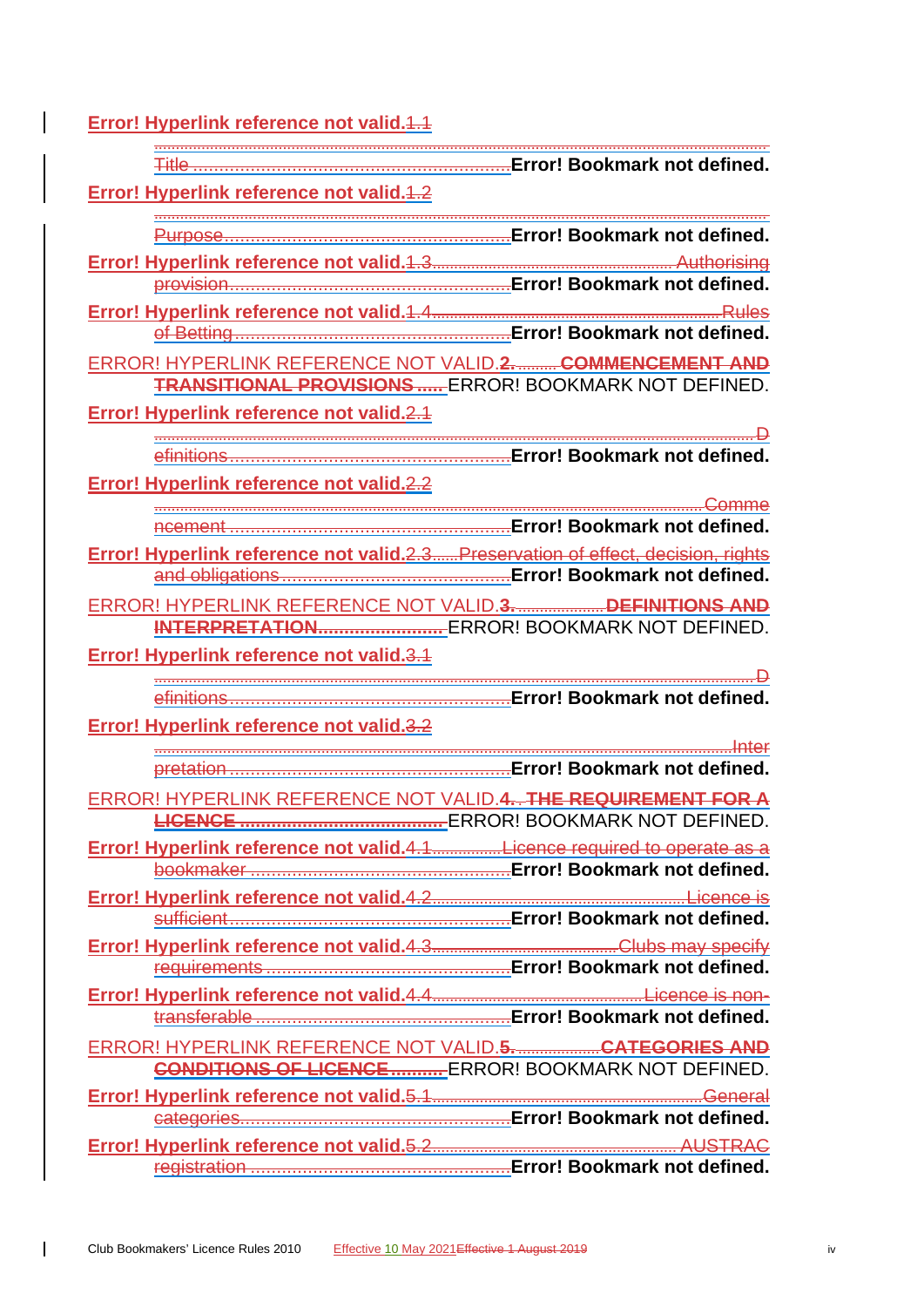Error! Hyperlink reference not valid.1.1

Title Error! Bookmark not defined.

Error! Hyperlink reference not valid.1.2

Purpose Error! Bookmark not defined.

Error! Hyperlink reference not valid.1.3 Authorising provision Error! Bookmark not defined.

Error! Hyperlink reference not valid.1.4 Rules of Betting Error! Bookmark not defined.

ERROR! HYPERLINK REFERENCE NOT VALID.2. COMMENCEMENT AND TRANSITIONAL PROVISIONS ERROR! BOOKMARK NOT DEFINED.

Error! Hyperlink reference not valid.2.1

Definitions Error! Bookmark not defined.

Error! Hyperlink reference not valid.2.2

Commencement Error! Bookmark not defined.

Error! Hyperlink reference not valid.2.3 Preservation of effect, decision, rights and obligations Error! Bookmark not defined.

ERROR! HYPERLINK REFERENCE NOT VALID.3. DEFINITIONS AND INTERPRETATION ERROR! BOOKMARK NOT DEFINED.

Error! Hyperlink reference not valid.3.1

Definitions Error! Bookmark not defined.

Error! Hyperlink reference not valid.3.2

Interpretation Error! Bookmark not defined.

ERROR! HYPERLINK REFERENCE NOT VALID.4. THE REQUIREMENT FOR A LICENCE ERROR! BOOKMARK NOT DEFINED.

Error! Hyperlink reference not valid.4.1 Licence required to operate as a bookmaker Error! Bookmark not defined.

Error! Hyperlink reference not valid.4.2 Licence is sufficient Error! Bookmark not defined.

Error! Hyperlink reference not valid.4.3 Clubs may specify requirements Error! Bookmark not defined.

Error! Hyperlink reference not valid.4.4 Licence is non-transferable Error! Bookmark not defined.

ERROR! HYPERLINK REFERENCE NOT VALID.5. CATEGORIES AND CONDITIONS OF LICENCE ERROR! BOOKMARK NOT DEFINED.

Error! Hyperlink reference not valid.5.1 General categories Error! Bookmark not defined.

Error! Hyperlink reference not valid.5.2 AUSTRAC registration Error! Bookmark not defined.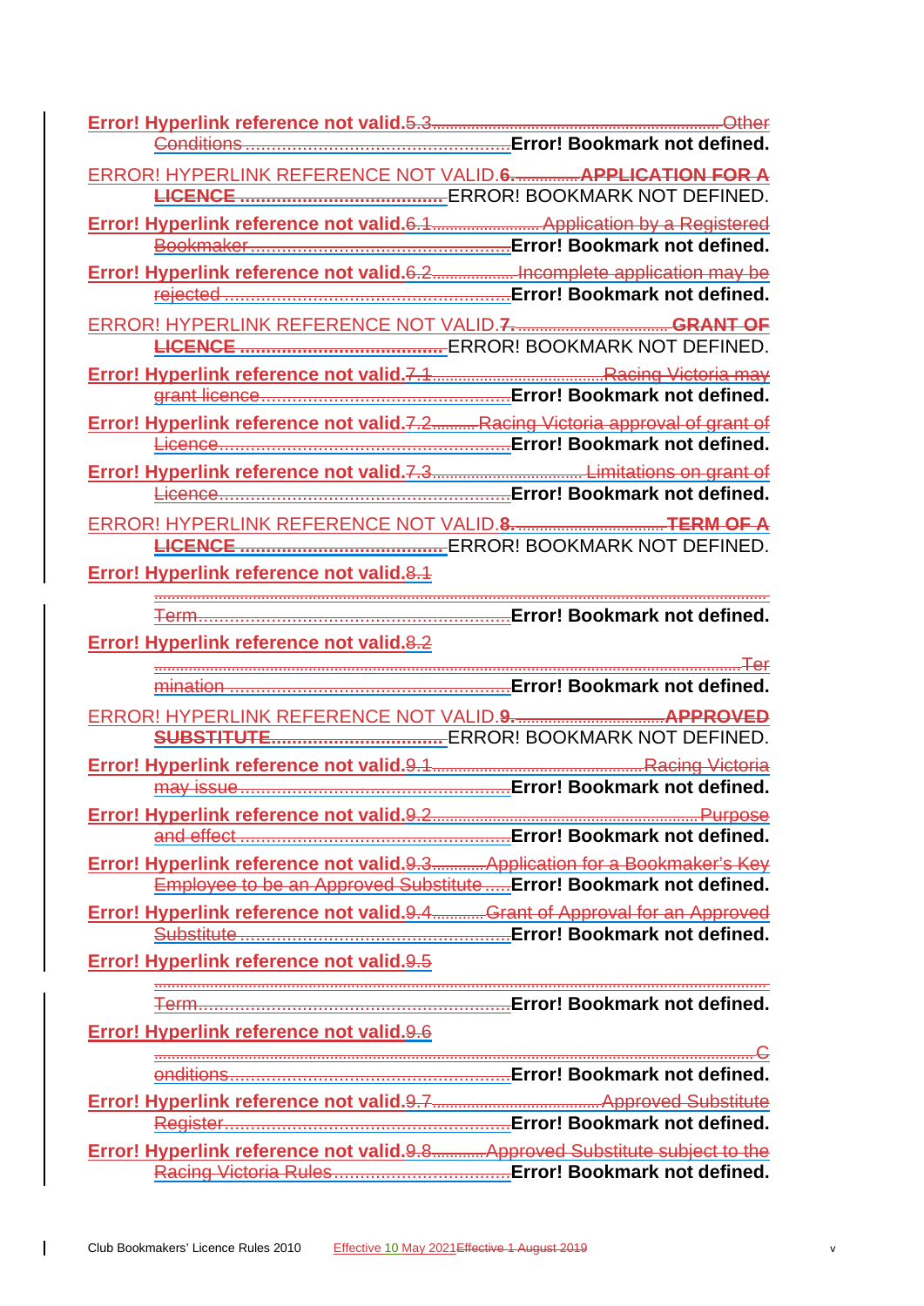Error! Hyperlink reference not valid.5.3 Other Conditions Error! Bookmark not defined.

ERROR! HYPERLINK REFERENCE NOT VALID.6. APPLICATION FOR A LICENCE ERROR! BOOKMARK NOT DEFINED.

Error! Hyperlink reference not valid.6.1 Application by a Registered Bookmaker Error! Bookmark not defined.

Error! Hyperlink reference not valid.6.2 Incomplete application may be rejected Error! Bookmark not defined.

ERROR! HYPERLINK REFERENCE NOT VALID.7. GRANT OF LICENCE ERROR! BOOKMARK NOT DEFINED.

Error! Hyperlink reference not valid.7.1 Racing Victoria may grant licence Error! Bookmark not defined.

Error! Hyperlink reference not valid.7.2 Racing Victoria approval of grant of Licence Error! Bookmark not defined.

Error! Hyperlink reference not valid.7.3 Limitations on grant of Licence Error! Bookmark not defined.

ERROR! HYPERLINK REFERENCE NOT VALID.8. TERM OF A LICENCE ERROR! BOOKMARK NOT DEFINED.

Error! Hyperlink reference not valid.8.1

Term Error! Bookmark not defined.

Error! Hyperlink reference not valid.8.2

Termination Error! Bookmark not defined.

ERROR! HYPERLINK REFERENCE NOT VALID.9. APPROVED SUBSTITUTE ERROR! BOOKMARK NOT DEFINED.

Error! Hyperlink reference not valid.9.1 Racing Victoria may issue Error! Bookmark not defined.

Error! Hyperlink reference not valid.9.2 Purpose and effect Error! Bookmark not defined.

Error! Hyperlink reference not valid.9.3 Application for a Bookmaker's Key Employee to be an Approved Substitute Error! Bookmark not defined.

Error! Hyperlink reference not valid.9.4 Grant of Approval for an Approved Substitute Error! Bookmark not defined.

Error! Hyperlink reference not valid.9.5

Term Error! Bookmark not defined.

Error! Hyperlink reference not valid.9.6

Conditions Error! Bookmark not defined.

Error! Hyperlink reference not valid.9.7 Approved Substitute Register Error! Bookmark not defined.

Error! Hyperlink reference not valid.9.8 Approved Substitute subject to the Racing Victoria Rules Error! Bookmark not defined.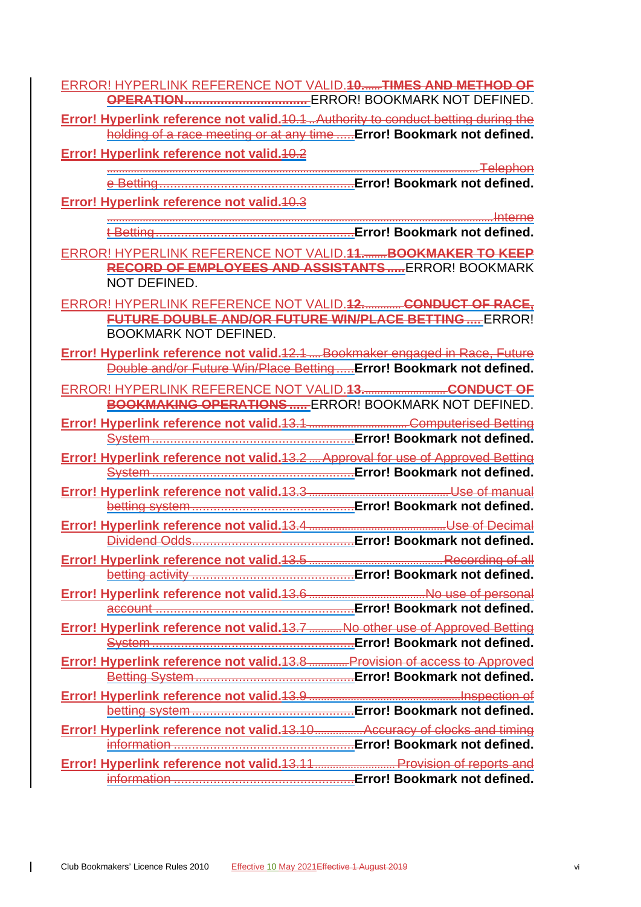ERROR! HYPERLINK REFERENCE NOT VALID.**10.** **TIMES AND METHOD OF OPERATION** ERROR! BOOKMARK NOT DEFINED.

**Error! Hyperlink reference not valid.**10.1 Authority to conduct betting during the holding of a race meeting or at any time **Error! Bookmark not defined.**

**Error! Hyperlink reference not valid.**10.2 Telephone Betting **Error! Bookmark not defined.**

**Error! Hyperlink reference not valid.**10.3 Internet Betting **Error! Bookmark not defined.**

ERROR! HYPERLINK REFERENCE NOT VALID.**11.** **BOOKMAKER TO KEEP RECORD OF EMPLOYEES AND ASSISTANTS** ERROR! BOOKMARK NOT DEFINED.

ERROR! HYPERLINK REFERENCE NOT VALID.**12.** **CONDUCT OF RACE, FUTURE DOUBLE AND/OR FUTURE WIN/PLACE BETTING** ERROR! BOOKMARK NOT DEFINED.

**Error! Hyperlink reference not valid.**12.1 Bookmaker engaged in Race, Future Double and/or Future Win/Place Betting **Error! Bookmark not defined.**

ERROR! HYPERLINK REFERENCE NOT VALID.**13.** **CONDUCT OF BOOKMAKING OPERATIONS** ERROR! BOOKMARK NOT DEFINED.

**Error! Hyperlink reference not valid.**13.1 Computerised Betting System **Error! Bookmark not defined.**

**Error! Hyperlink reference not valid.**13.2 Approval for use of Approved Betting System **Error! Bookmark not defined.**

**Error! Hyperlink reference not valid.**13.3 Use of manual betting system **Error! Bookmark not defined.**

**Error! Hyperlink reference not valid.**13.4 Use of Decimal Dividend Odds **Error! Bookmark not defined.**

**Error! Hyperlink reference not valid.**13.5 Recording of all betting activity **Error! Bookmark not defined.**

**Error! Hyperlink reference not valid.**13.6 No use of personal account **Error! Bookmark not defined.**

**Error! Hyperlink reference not valid.**13.7 No other use of Approved Betting System **Error! Bookmark not defined.**

**Error! Hyperlink reference not valid.**13.8 Provision of access to Approved Betting System **Error! Bookmark not defined.**

**Error! Hyperlink reference not valid.**13.9 Inspection of betting system **Error! Bookmark not defined.**

**Error! Hyperlink reference not valid.**13.10 Accuracy of clocks and timing information **Error! Bookmark not defined.**

**Error! Hyperlink reference not valid.**13.11 Provision of reports and information **Error! Bookmark not defined.**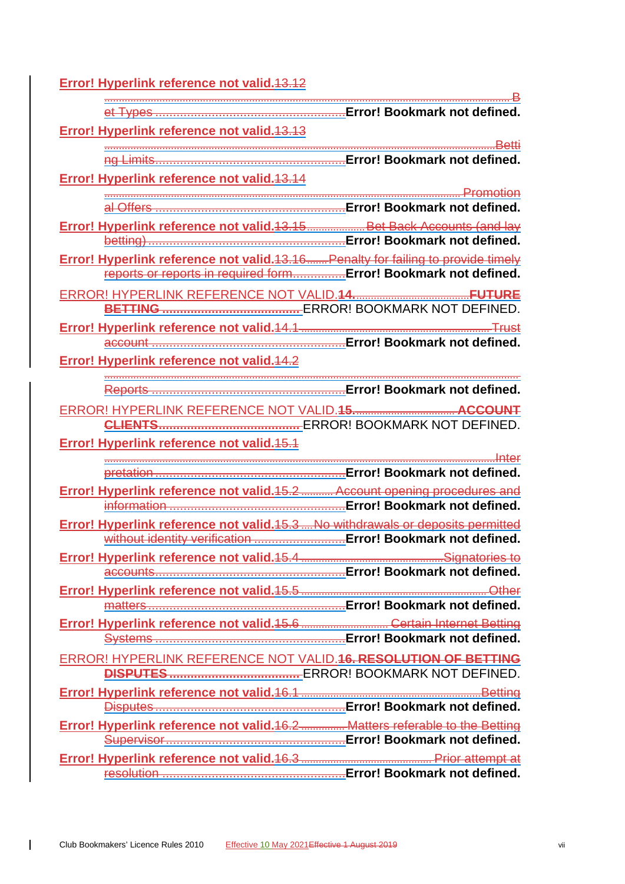Error! Hyperlink reference not valid.13.12 Bet Types Error! Bookmark not defined.

Error! Hyperlink reference not valid.13.13 Betting Limits Error! Bookmark not defined.

Error! Hyperlink reference not valid.13.14 Promotional Offers Error! Bookmark not defined.

Error! Hyperlink reference not valid.13.15 Bet Back Accounts (and lay betting) Error! Bookmark not defined.

Error! Hyperlink reference not valid.13.16 Penalty for failing to provide timely reports or reports in required form Error! Bookmark not defined.

ERROR! HYPERLINK REFERENCE NOT VALID.**14. FUTURE BETTING** ERROR! BOOKMARK NOT DEFINED.

Error! Hyperlink reference not valid.14.1 Trust account Error! Bookmark not defined.

Error! Hyperlink reference not valid.14.2 Reports Error! Bookmark not defined.

ERROR! HYPERLINK REFERENCE NOT VALID.**15. ACCOUNT CLIENTS** ERROR! BOOKMARK NOT DEFINED.

Error! Hyperlink reference not valid.15.1 Interpretation Error! Bookmark not defined.

Error! Hyperlink reference not valid.15.2 Account opening procedures and information Error! Bookmark not defined.

Error! Hyperlink reference not valid.15.3 No withdrawals or deposits permitted without identity verification Error! Bookmark not defined.

Error! Hyperlink reference not valid.15.4 Signatories to accounts Error! Bookmark not defined.

Error! Hyperlink reference not valid.15.5 Other matters Error! Bookmark not defined.

Error! Hyperlink reference not valid.15.6 Certain Internet Betting Systems Error! Bookmark not defined.

ERROR! HYPERLINK REFERENCE NOT VALID.**16. RESOLUTION OF BETTING DISPUTES** ERROR! BOOKMARK NOT DEFINED.

Error! Hyperlink reference not valid.16.1 Betting Disputes Error! Bookmark not defined.

Error! Hyperlink reference not valid.16.2 Matters referable to the Betting Supervisor Error! Bookmark not defined.

Error! Hyperlink reference not valid.16.3 Prior attempt at resolution Error! Bookmark not defined.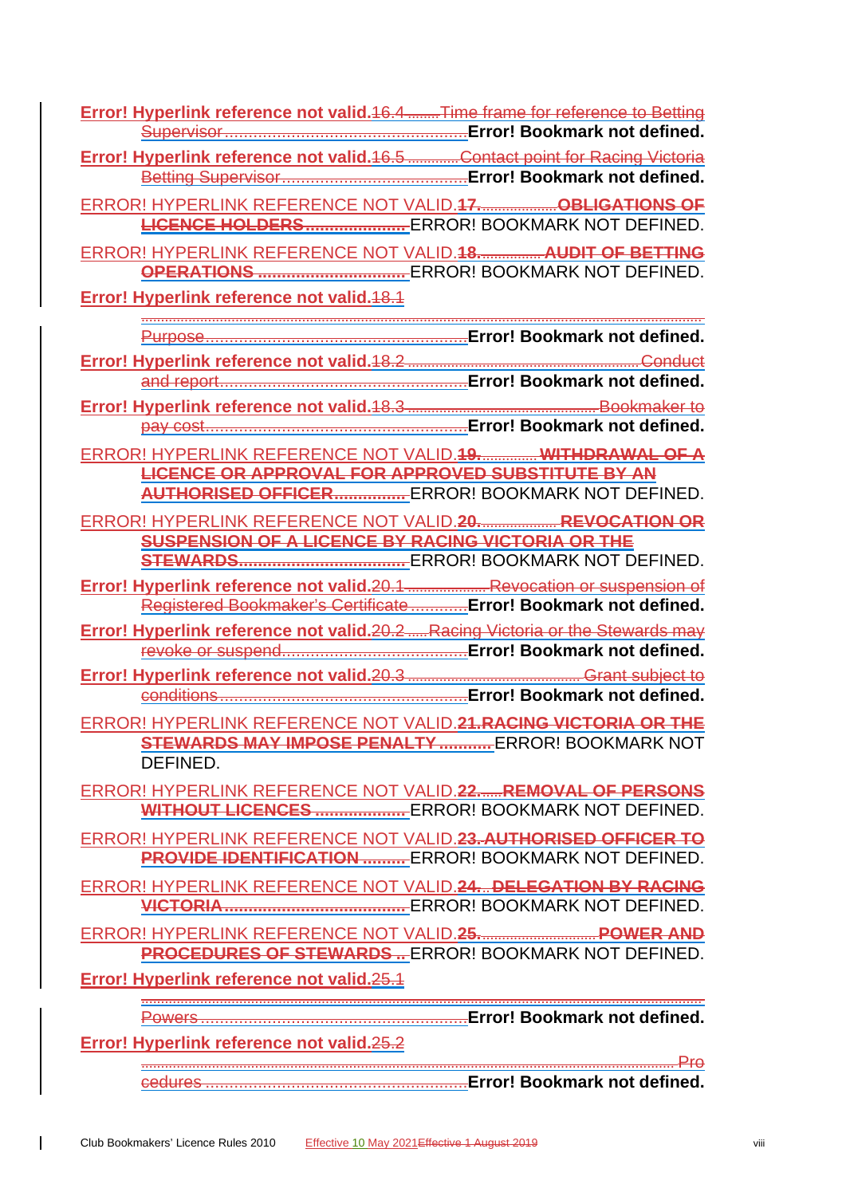Error! Hyperlink reference not valid.16.4 Time frame for reference to Betting Supervisor .......... Error! Bookmark not defined.

Error! Hyperlink reference not valid.16.5 Contact point for Racing Victoria Betting Supervisor .......... Error! Bookmark not defined.

ERROR! HYPERLINK REFERENCE NOT VALID.17. OBLIGATIONS OF LICENCE HOLDERS .......... ERROR! BOOKMARK NOT DEFINED.

ERROR! HYPERLINK REFERENCE NOT VALID.18. AUDIT OF BETTING OPERATIONS .......... ERROR! BOOKMARK NOT DEFINED.

Error! Hyperlink reference not valid.18.1 Purpose .......... Error! Bookmark not defined.

Error! Hyperlink reference not valid.18.2 Conduct and report .......... Error! Bookmark not defined.

Error! Hyperlink reference not valid.18.3 Bookmaker to pay cost .......... Error! Bookmark not defined.

ERROR! HYPERLINK REFERENCE NOT VALID.19. WITHDRAWAL OF A LICENCE OR APPROVAL FOR APPROVED SUBSTITUTE BY AN AUTHORISED OFFICER .......... ERROR! BOOKMARK NOT DEFINED.

ERROR! HYPERLINK REFERENCE NOT VALID.20. REVOCATION OR SUSPENSION OF A LICENCE BY RACING VICTORIA OR THE STEWARDS .......... ERROR! BOOKMARK NOT DEFINED.

Error! Hyperlink reference not valid.20.1 Revocation or suspension of Registered Bookmaker's Certificate .......... Error! Bookmark not defined.

Error! Hyperlink reference not valid.20.2 Racing Victoria or the Stewards may revoke or suspend .......... Error! Bookmark not defined.

Error! Hyperlink reference not valid.20.3 Grant subject to conditions .......... Error! Bookmark not defined.

ERROR! HYPERLINK REFERENCE NOT VALID.21. RACING VICTORIA OR THE STEWARDS MAY IMPOSE PENALTY .......... ERROR! BOOKMARK NOT DEFINED.

ERROR! HYPERLINK REFERENCE NOT VALID.22. REMOVAL OF PERSONS WITHOUT LICENCES .......... ERROR! BOOKMARK NOT DEFINED.

ERROR! HYPERLINK REFERENCE NOT VALID.23. AUTHORISED OFFICER TO PROVIDE IDENTIFICATION .......... ERROR! BOOKMARK NOT DEFINED.

ERROR! HYPERLINK REFERENCE NOT VALID.24. DELEGATION BY RACING VICTORIA .......... ERROR! BOOKMARK NOT DEFINED.

ERROR! HYPERLINK REFERENCE NOT VALID.25. POWER AND PROCEDURES OF STEWARDS .......... ERROR! BOOKMARK NOT DEFINED.

Error! Hyperlink reference not valid.25.1 Powers .......... Error! Bookmark not defined.

Error! Hyperlink reference not valid.25.2 Procedures .......... Error! Bookmark not defined.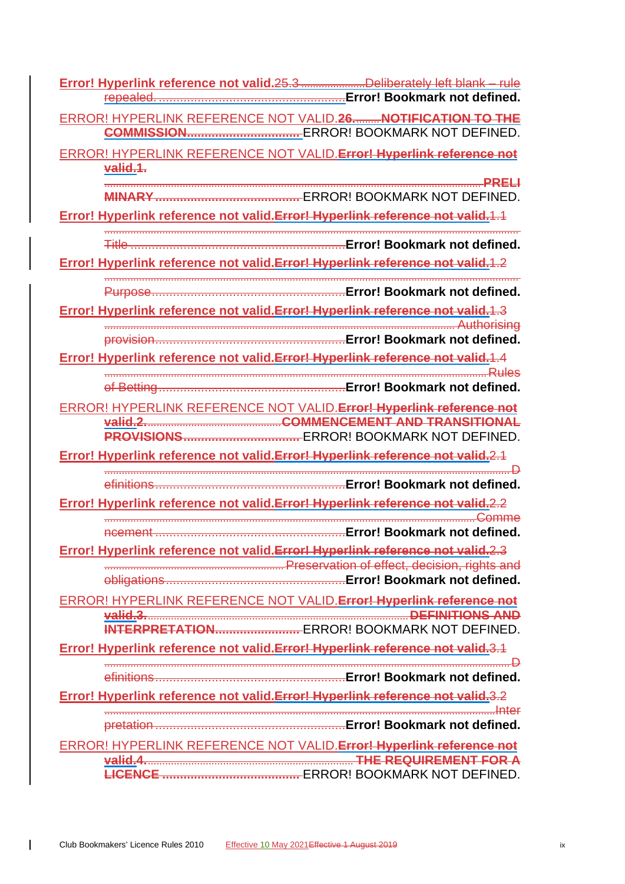Error! Hyperlink reference not valid.25.3 Deliberately left blank – rule repealed. Error! Bookmark not defined.

ERROR! HYPERLINK REFERENCE NOT VALID.26. NOTIFICATION TO THE COMMISSION ERROR! BOOKMARK NOT DEFINED.

ERROR! HYPERLINK REFERENCE NOT VALID.Error! Hyperlink reference not valid.1. PRELIMINARY ERROR! BOOKMARK NOT DEFINED.

Error! Hyperlink reference not valid.Error! Hyperlink reference not valid.1.1 Title Error! Bookmark not defined.

Error! Hyperlink reference not valid.Error! Hyperlink reference not valid.1.2 Purpose Error! Bookmark not defined.

Error! Hyperlink reference not valid.Error! Hyperlink reference not valid.1.3 Authorising provision Error! Bookmark not defined.

Error! Hyperlink reference not valid.Error! Hyperlink reference not valid.1.4 Rules of Betting Error! Bookmark not defined.

ERROR! HYPERLINK REFERENCE NOT VALID.Error! Hyperlink reference not valid.2. COMMENCEMENT AND TRANSITIONAL PROVISIONS ERROR! BOOKMARK NOT DEFINED.

Error! Hyperlink reference not valid.Error! Hyperlink reference not valid.2.1 Definitions Error! Bookmark not defined.

Error! Hyperlink reference not valid.Error! Hyperlink reference not valid.2.2 Commencement Error! Bookmark not defined.

Error! Hyperlink reference not valid.Error! Hyperlink reference not valid.2.3 Preservation of effect, decision, rights and obligations Error! Bookmark not defined.

ERROR! HYPERLINK REFERENCE NOT VALID.Error! Hyperlink reference not valid.3. DEFINITIONS AND INTERPRETATION ERROR! BOOKMARK NOT DEFINED.

Error! Hyperlink reference not valid.Error! Hyperlink reference not valid.3.1 Definitions Error! Bookmark not defined.

Error! Hyperlink reference not valid.Error! Hyperlink reference not valid.3.2 Interpretation Error! Bookmark not defined.

ERROR! HYPERLINK REFERENCE NOT VALID.Error! Hyperlink reference not valid.4. THE REQUIREMENT FOR A LICENCE ERROR! BOOKMARK NOT DEFINED.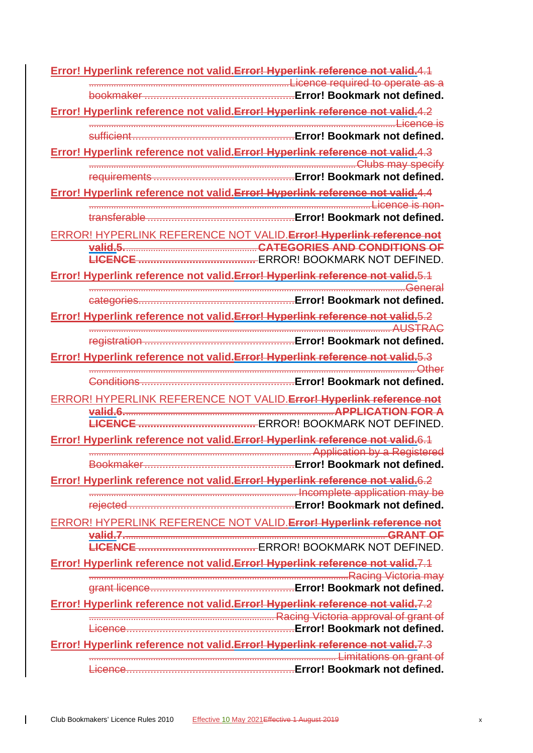Error! Hyperlink reference not valid.Error! Hyperlink reference not valid.4.1 ........Licence required to operate as a bookmaker ........Error! Bookmark not defined.

Error! Hyperlink reference not valid.Error! Hyperlink reference not valid.4.2 ........Licence is sufficient........Error! Bookmark not defined.

Error! Hyperlink reference not valid.Error! Hyperlink reference not valid.4.3 ........Clubs may specify requirements........Error! Bookmark not defined.

Error! Hyperlink reference not valid.Error! Hyperlink reference not valid.4.4 ........Licence is non-transferable........Error! Bookmark not defined.

ERROR! HYPERLINK REFERENCE NOT VALID.Error! Hyperlink reference not valid.5.........CATEGORIES AND CONDITIONS OF LICENCE ........ERROR! BOOKMARK NOT DEFINED.

Error! Hyperlink reference not valid.Error! Hyperlink reference not valid.5.1 ........General categories........Error! Bookmark not defined.

Error! Hyperlink reference not valid.Error! Hyperlink reference not valid.5.2 ........AUSTRAC registration ........Error! Bookmark not defined.

Error! Hyperlink reference not valid.Error! Hyperlink reference not valid.5.3 ........Other Conditions........Error! Bookmark not defined.

ERROR! HYPERLINK REFERENCE NOT VALID.Error! Hyperlink reference not valid.6.........APPLICATION FOR A LICENCE ........ERROR! BOOKMARK NOT DEFINED.

Error! Hyperlink reference not valid.Error! Hyperlink reference not valid.6.1 ........Application by a Registered Bookmaker........Error! Bookmark not defined.

Error! Hyperlink reference not valid.Error! Hyperlink reference not valid.6.2 ........Incomplete application may be rejected ........Error! Bookmark not defined.

ERROR! HYPERLINK REFERENCE NOT VALID.Error! Hyperlink reference not valid.7.........GRANT OF LICENCE ........ERROR! BOOKMARK NOT DEFINED.

Error! Hyperlink reference not valid.Error! Hyperlink reference not valid.7.1 ........Racing Victoria may grant licence........Error! Bookmark not defined.

Error! Hyperlink reference not valid.Error! Hyperlink reference not valid.7.2 ........Racing Victoria approval of grant of Licence........Error! Bookmark not defined.

Error! Hyperlink reference not valid.Error! Hyperlink reference not valid.7.3 ........Limitations on grant of Licence........Error! Bookmark not defined.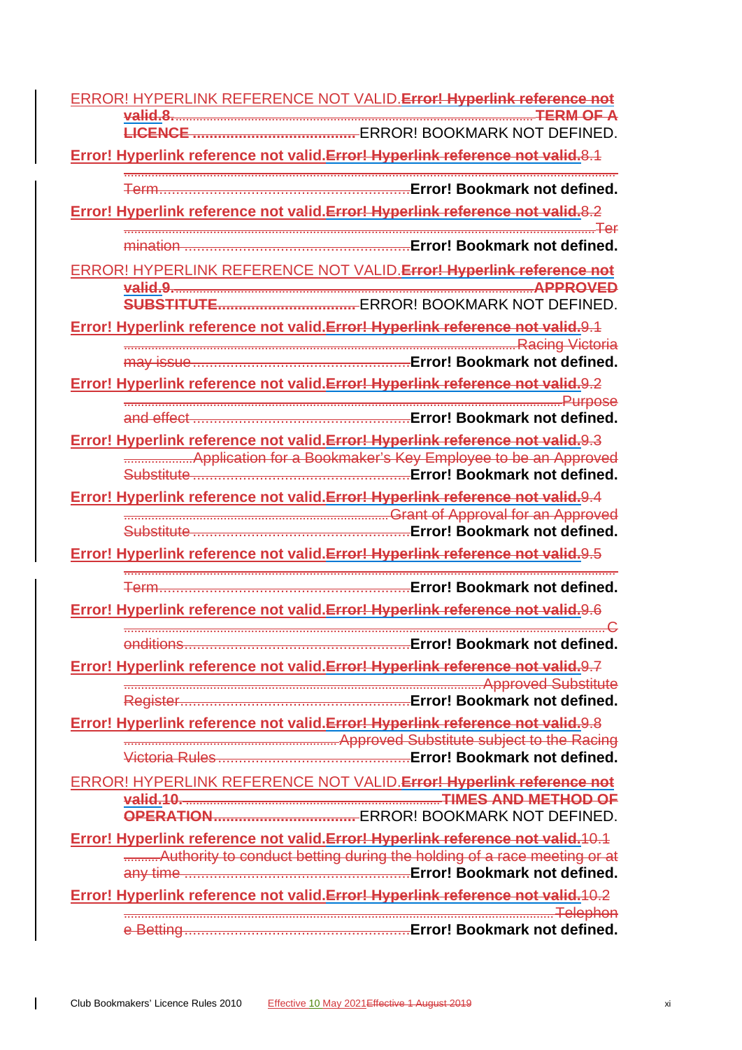ERROR! HYPERLINK REFERENCE NOT VALID.**Error! Hyperlink reference not valid.8.** ........................................................................ **TERM OF A LICENCE** ........................................ ERROR! BOOKMARK NOT DEFINED.

**Error! Hyperlink reference not valid.Error! Hyperlink reference not valid.**8.1 ........................................................................ Term ........................................................................ **Error! Bookmark not defined.**

**Error! Hyperlink reference not valid.Error! Hyperlink reference not valid.**8.2 ........................................................................ Termination ........................................................................ **Error! Bookmark not defined.**

ERROR! HYPERLINK REFERENCE NOT VALID.**Error! Hyperlink reference not valid.9.** ........................................................................ **APPROVED SUBSTITUTE** ........................................ ERROR! BOOKMARK NOT DEFINED.

**Error! Hyperlink reference not valid.Error! Hyperlink reference not valid.**9.1 ........................................................................ Racing Victoria may issue ........................................................................ **Error! Bookmark not defined.**

**Error! Hyperlink reference not valid.Error! Hyperlink reference not valid.**9.2 ........................................................................ Purpose and effect ........................................................................ **Error! Bookmark not defined.**

**Error! Hyperlink reference not valid.Error! Hyperlink reference not valid.**9.3 ........................ Application for a Bookmaker's Key Employee to be an Approved Substitute ........................................................................ **Error! Bookmark not defined.**

**Error! Hyperlink reference not valid.Error! Hyperlink reference not valid.**9.4 ........................................................................ Grant of Approval for an Approved Substitute ........................................................................ **Error! Bookmark not defined.**

**Error! Hyperlink reference not valid.Error! Hyperlink reference not valid.**9.5 ........................................................................ Term ........................................................................ **Error! Bookmark not defined.**

**Error! Hyperlink reference not valid.Error! Hyperlink reference not valid.**9.6 ........................................................................ Conditions ........................................................................ **Error! Bookmark not defined.**

**Error! Hyperlink reference not valid.Error! Hyperlink reference not valid.**9.7 ........................................................................ Approved Substitute Register ........................................................................ **Error! Bookmark not defined.**

**Error! Hyperlink reference not valid.Error! Hyperlink reference not valid.**9.8 ........................................................................ Approved Substitute subject to the Racing Victoria Rules ........................................................................ **Error! Bookmark not defined.**

ERROR! HYPERLINK REFERENCE NOT VALID.**Error! Hyperlink reference not valid.10.** ........................................................................ **TIMES AND METHOD OF OPERATION** ........................................ ERROR! BOOKMARK NOT DEFINED.

**Error! Hyperlink reference not valid.Error! Hyperlink reference not valid.**10.1 .......... Authority to conduct betting during the holding of a race meeting or at any time ........................................................................ **Error! Bookmark not defined.**

**Error! Hyperlink reference not valid.Error! Hyperlink reference not valid.**10.2 ........................................................................ Telephone Betting ........................................................................ **Error! Bookmark not defined.**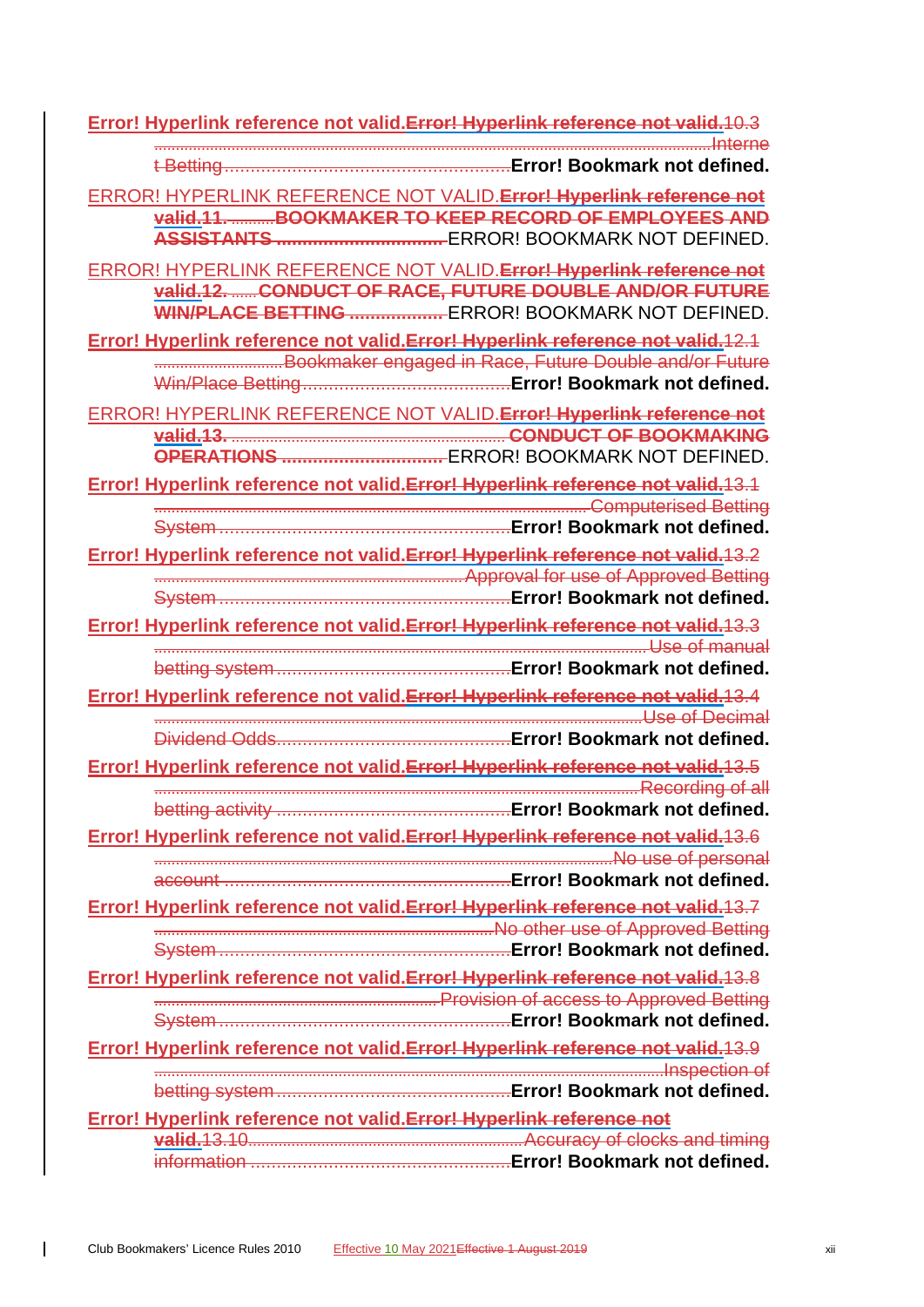Error! Hyperlink reference not valid.Error! Hyperlink reference not valid.10.3 Internet Betting Error! Bookmark not defined.

ERROR! HYPERLINK REFERENCE NOT VALID.Error! Hyperlink reference not valid.11. BOOKMAKER TO KEEP RECORD OF EMPLOYEES AND ASSISTANTS ERROR! BOOKMARK NOT DEFINED.

ERROR! HYPERLINK REFERENCE NOT VALID.Error! Hyperlink reference not valid.12. CONDUCT OF RACE, FUTURE DOUBLE AND/OR FUTURE WIN/PLACE BETTING ERROR! BOOKMARK NOT DEFINED.

Error! Hyperlink reference not valid.Error! Hyperlink reference not valid.12.1 Bookmaker engaged in Race, Future Double and/or Future Win/Place Betting Error! Bookmark not defined.

ERROR! HYPERLINK REFERENCE NOT VALID.Error! Hyperlink reference not valid.13. CONDUCT OF BOOKMAKING OPERATIONS ERROR! BOOKMARK NOT DEFINED.

Error! Hyperlink reference not valid.Error! Hyperlink reference not valid.13.1 Computerised Betting System Error! Bookmark not defined.

Error! Hyperlink reference not valid.Error! Hyperlink reference not valid.13.2 Approval for use of Approved Betting System Error! Bookmark not defined.

Error! Hyperlink reference not valid.Error! Hyperlink reference not valid.13.3 Use of manual betting system Error! Bookmark not defined.

Error! Hyperlink reference not valid.Error! Hyperlink reference not valid.13.4 Use of Decimal Dividend Odds Error! Bookmark not defined.

Error! Hyperlink reference not valid.Error! Hyperlink reference not valid.13.5 Recording of all betting activity Error! Bookmark not defined.

Error! Hyperlink reference not valid.Error! Hyperlink reference not valid.13.6 No use of personal account Error! Bookmark not defined.

Error! Hyperlink reference not valid.Error! Hyperlink reference not valid.13.7 No other use of Approved Betting System Error! Bookmark not defined.

Error! Hyperlink reference not valid.Error! Hyperlink reference not valid.13.8 Provision of access to Approved Betting System Error! Bookmark not defined.

Error! Hyperlink reference not valid.Error! Hyperlink reference not valid.13.9 Inspection of betting system Error! Bookmark not defined.

Error! Hyperlink reference not valid.Error! Hyperlink reference not valid.13.10 Accuracy of clocks and timing information Error! Bookmark not defined.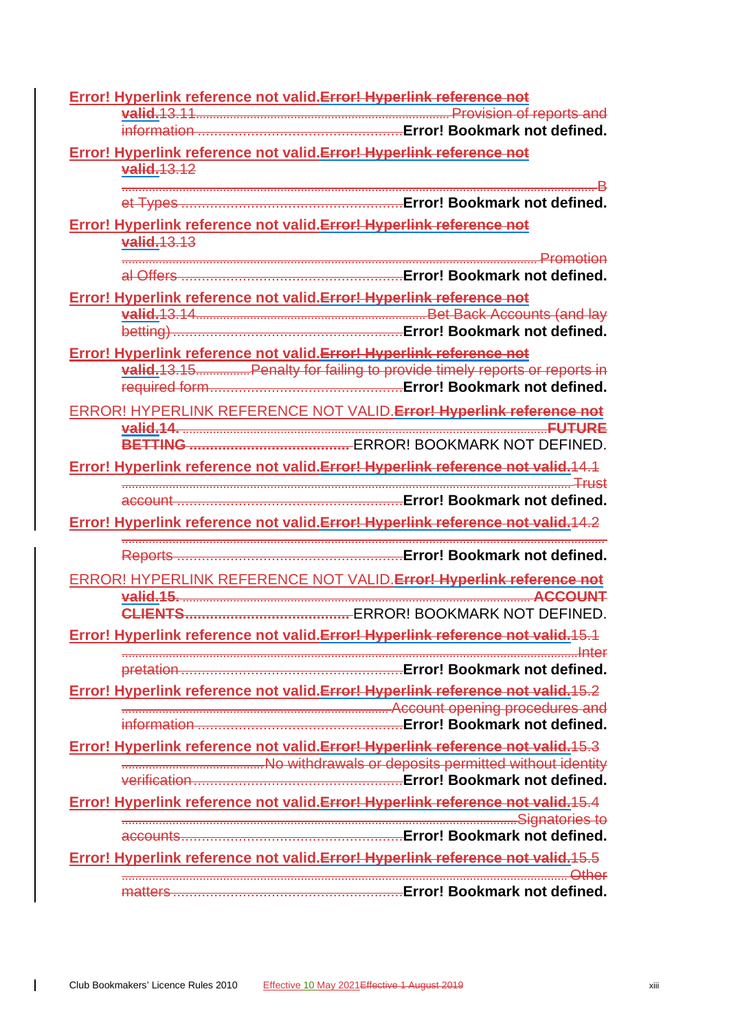Error! Hyperlink reference not valid.Error! Hyperlink reference not valid.13.11. Provision of reports and information Error! Bookmark not defined.

Error! Hyperlink reference not valid.Error! Hyperlink reference not valid.13.12 Bet Types Error! Bookmark not defined.

Error! Hyperlink reference not valid.Error! Hyperlink reference not valid.13.13 Promotional Offers Error! Bookmark not defined.

Error! Hyperlink reference not valid.Error! Hyperlink reference not valid.13.14. Bet Back Accounts (and lay betting) Error! Bookmark not defined.

Error! Hyperlink reference not valid.Error! Hyperlink reference not valid.13.15. Penalty for failing to provide timely reports or reports in required form Error! Bookmark not defined.

ERROR! HYPERLINK REFERENCE NOT VALID.Error! Hyperlink reference not valid.14. FUTURE BETTING ERROR! BOOKMARK NOT DEFINED.

Error! Hyperlink reference not valid.Error! Hyperlink reference not valid.14.1 Trust account Error! Bookmark not defined.

Error! Hyperlink reference not valid.Error! Hyperlink reference not valid.14.2 Reports Error! Bookmark not defined.

ERROR! HYPERLINK REFERENCE NOT VALID.Error! Hyperlink reference not valid.15. ACCOUNT CLIENTS ERROR! BOOKMARK NOT DEFINED.

Error! Hyperlink reference not valid.Error! Hyperlink reference not valid.15.1 Interpretation Error! Bookmark not defined.

Error! Hyperlink reference not valid.Error! Hyperlink reference not valid.15.2 Account opening procedures and information Error! Bookmark not defined.

Error! Hyperlink reference not valid.Error! Hyperlink reference not valid.15.3 No withdrawals or deposits permitted without identity verification Error! Bookmark not defined.

Error! Hyperlink reference not valid.Error! Hyperlink reference not valid.15.4 Signatories to accounts Error! Bookmark not defined.

Error! Hyperlink reference not valid.Error! Hyperlink reference not valid.15.5 Other matters Error! Bookmark not defined.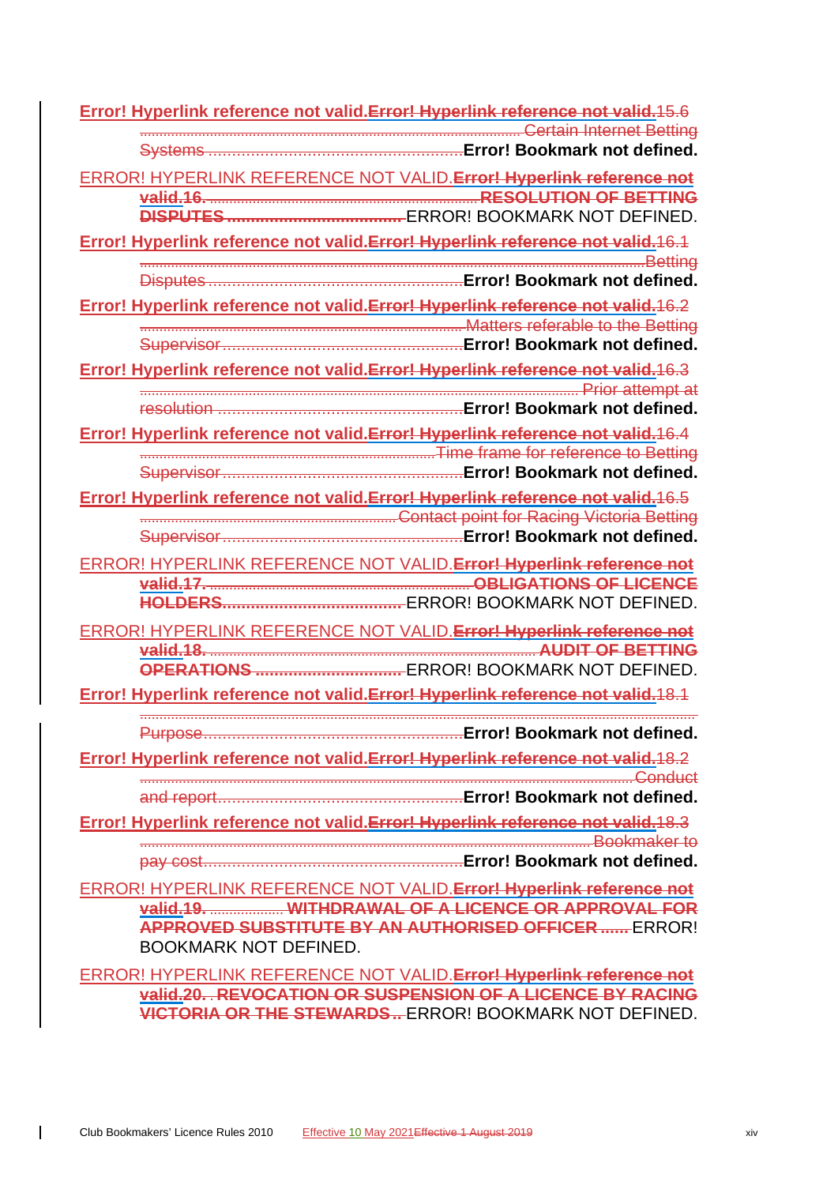Error! Hyperlink reference not valid.Error! Hyperlink reference not valid.15.6 Certain Internet Betting Systems ...................................................Error! Bookmark not defined.

ERROR! HYPERLINK REFERENCE NOT VALID.Error! Hyperlink reference not valid.16. RESOLUTION OF BETTING DISPUTES ................................ERROR! BOOKMARK NOT DEFINED.

Error! Hyperlink reference not valid.Error! Hyperlink reference not valid.16.1 Betting Disputes ...................................................Error! Bookmark not defined.

Error! Hyperlink reference not valid.Error! Hyperlink reference not valid.16.2 Matters referable to the Betting Supervisor...................................................Error! Bookmark not defined.

Error! Hyperlink reference not valid.Error! Hyperlink reference not valid.16.3 Prior attempt at resolution ...................................................Error! Bookmark not defined.

Error! Hyperlink reference not valid.Error! Hyperlink reference not valid.16.4 Time frame for reference to Betting Supervisor...................................................Error! Bookmark not defined.

Error! Hyperlink reference not valid.Error! Hyperlink reference not valid.16.5 Contact point for Racing Victoria Betting Supervisor...................................................Error! Bookmark not defined.

ERROR! HYPERLINK REFERENCE NOT VALID.Error! Hyperlink reference not valid.17. OBLIGATIONS OF LICENCE HOLDERS..................................ERROR! BOOKMARK NOT DEFINED.

ERROR! HYPERLINK REFERENCE NOT VALID.Error! Hyperlink reference not valid.18. AUDIT OF BETTING OPERATIONS ..............................ERROR! BOOKMARK NOT DEFINED.

Error! Hyperlink reference not valid.Error! Hyperlink reference not valid.18.1 Purpose...................................................Error! Bookmark not defined.

Error! Hyperlink reference not valid.Error! Hyperlink reference not valid.18.2 Conduct and report...................................................Error! Bookmark not defined.

Error! Hyperlink reference not valid.Error! Hyperlink reference not valid.18.3 Bookmaker to pay cost...................................................Error! Bookmark not defined.

ERROR! HYPERLINK REFERENCE NOT VALID.Error! Hyperlink reference not valid.19. WITHDRAWAL OF A LICENCE OR APPROVAL FOR APPROVED SUBSTITUTE BY AN AUTHORISED OFFICER...... ERROR! BOOKMARK NOT DEFINED.

ERROR! HYPERLINK REFERENCE NOT VALID.Error! Hyperlink reference not valid.20. REVOCATION OR SUSPENSION OF A LICENCE BY RACING VICTORIA OR THE STEWARDS.. ERROR! BOOKMARK NOT DEFINED.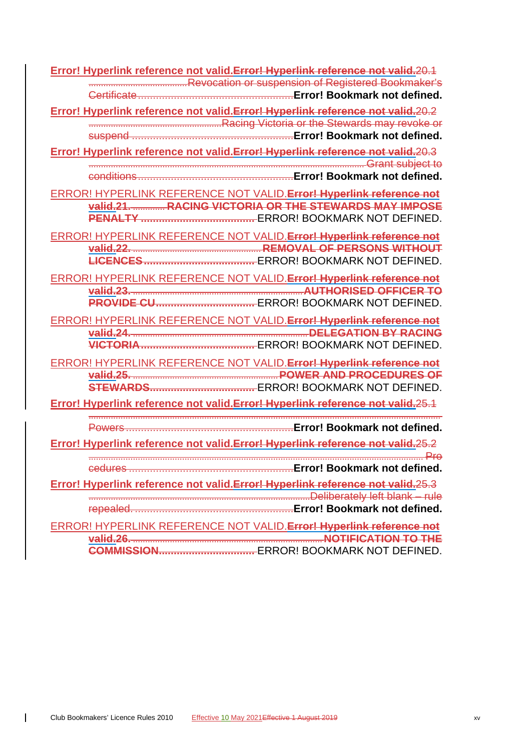Error! Hyperlink reference not valid.Error! Hyperlink reference not valid.20.1 Revocation or suspension of Registered Bookmaker's Certificate ........ Error! Bookmark not defined.

Error! Hyperlink reference not valid.Error! Hyperlink reference not valid.20.2 Racing Victoria or the Stewards may revoke or suspend ........ Error! Bookmark not defined.

Error! Hyperlink reference not valid.Error! Hyperlink reference not valid.20.3 Grant subject to conditions ........ Error! Bookmark not defined.

ERROR! HYPERLINK REFERENCE NOT VALID.Error! Hyperlink reference not valid.21. RACING VICTORIA OR THE STEWARDS MAY IMPOSE PENALTY ........ ERROR! BOOKMARK NOT DEFINED.

ERROR! HYPERLINK REFERENCE NOT VALID.Error! Hyperlink reference not valid.22. REMOVAL OF PERSONS WITHOUT LICENCES ........ ERROR! BOOKMARK NOT DEFINED.

ERROR! HYPERLINK REFERENCE NOT VALID.Error! Hyperlink reference not valid.23. AUTHORISED OFFICER TO PROVIDE CU ........ ERROR! BOOKMARK NOT DEFINED.

ERROR! HYPERLINK REFERENCE NOT VALID.Error! Hyperlink reference not valid.24. DELEGATION BY RACING VICTORIA ........ ERROR! BOOKMARK NOT DEFINED.

ERROR! HYPERLINK REFERENCE NOT VALID.Error! Hyperlink reference not valid.25. POWER AND PROCEDURES OF STEWARDS ........ ERROR! BOOKMARK NOT DEFINED.

Error! Hyperlink reference not valid.Error! Hyperlink reference not valid.25.1 Powers ........ Error! Bookmark not defined.

Error! Hyperlink reference not valid.Error! Hyperlink reference not valid.25.2 Procedures ........ Error! Bookmark not defined.

Error! Hyperlink reference not valid.Error! Hyperlink reference not valid.25.3 Deliberately left blank – rule repealed. ........ Error! Bookmark not defined.

ERROR! HYPERLINK REFERENCE NOT VALID.Error! Hyperlink reference not valid.26. NOTIFICATION TO THE COMMISSION ........ ERROR! BOOKMARK NOT DEFINED.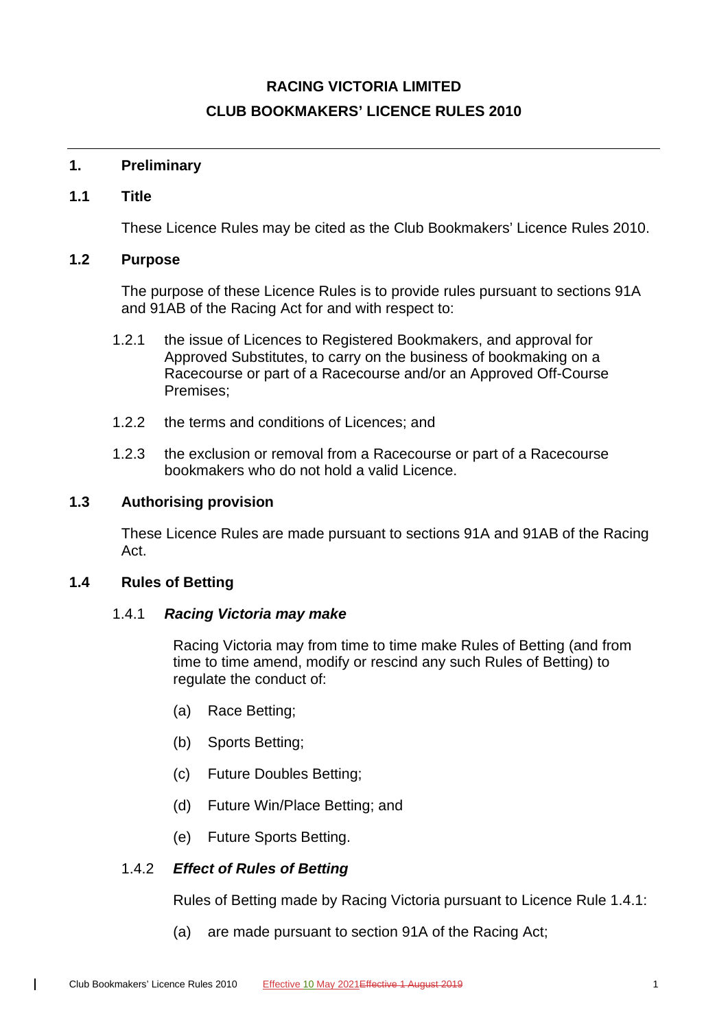# RACING VICTORIA LIMITED

# CLUB BOOKMAKERS' LICENCE RULES 2010

## 1. Preliminary

### 1.1 Title

These Licence Rules may be cited as the Club Bookmakers' Licence Rules 2010.

### 1.2 Purpose

The purpose of these Licence Rules is to provide rules pursuant to sections 91A and 91AB of the Racing Act for and with respect to:

1.2.1 the issue of Licences to Registered Bookmakers, and approval for Approved Substitutes, to carry on the business of bookmaking on a Racecourse or part of a Racecourse and/or an Approved Off-Course Premises;

1.2.2 the terms and conditions of Licences; and

1.2.3 the exclusion or removal from a Racecourse or part of a Racecourse bookmakers who do not hold a valid Licence.

### 1.3 Authorising provision

These Licence Rules are made pursuant to sections 91A and 91AB of the Racing Act.

### 1.4 Rules of Betting

1.4.1 ***Racing Victoria may make***

Racing Victoria may from time to time make Rules of Betting (and from time to time amend, modify or rescind any such Rules of Betting) to regulate the conduct of:

(a) Race Betting;

(b) Sports Betting;

(c) Future Doubles Betting;

(d) Future Win/Place Betting; and

(e) Future Sports Betting.

1.4.2 ***Effect of Rules of Betting***

Rules of Betting made by Racing Victoria pursuant to Licence Rule 1.4.1:

(a) are made pursuant to section 91A of the Racing Act;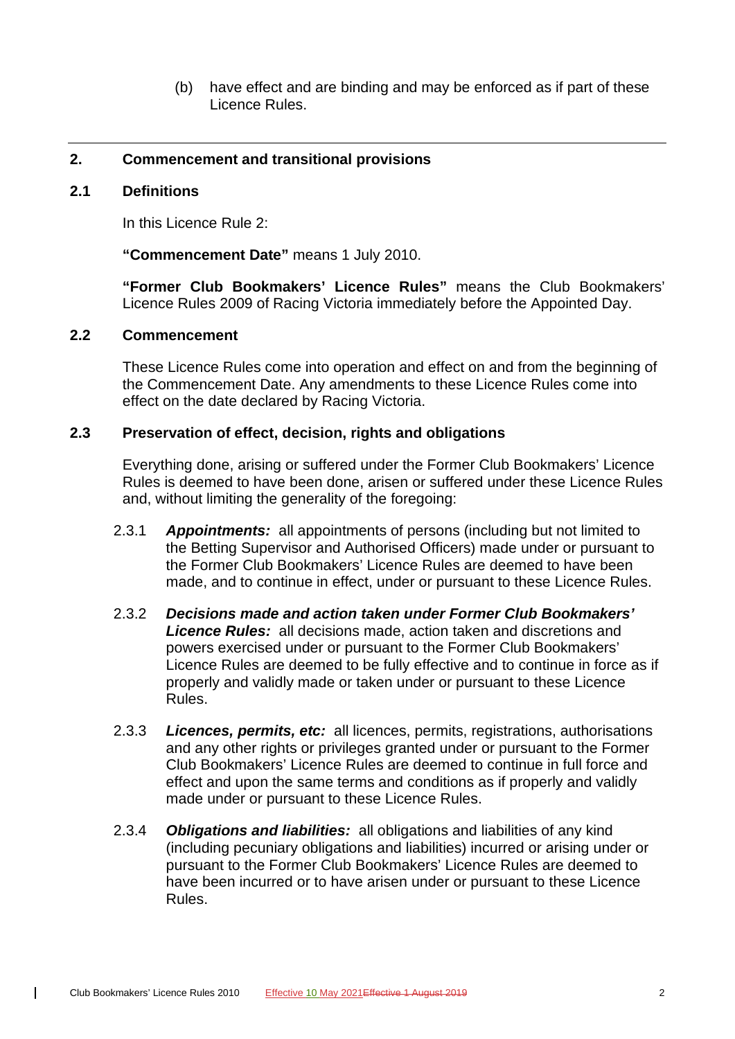(b) have effect and are binding and may be enforced as if part of these Licence Rules.

## 2. Commencement and transitional provisions

### 2.1 Definitions

In this Licence Rule 2:

**"Commencement Date"** means 1 July 2010.

**"Former Club Bookmakers' Licence Rules"** means the Club Bookmakers' Licence Rules 2009 of Racing Victoria immediately before the Appointed Day.

### 2.2 Commencement

These Licence Rules come into operation and effect on and from the beginning of the Commencement Date. Any amendments to these Licence Rules come into effect on the date declared by Racing Victoria.

### 2.3 Preservation of effect, decision, rights and obligations

Everything done, arising or suffered under the Former Club Bookmakers' Licence Rules is deemed to have been done, arisen or suffered under these Licence Rules and, without limiting the generality of the foregoing:

2.3.1 ***Appointments:*** all appointments of persons (including but not limited to the Betting Supervisor and Authorised Officers) made under or pursuant to the Former Club Bookmakers' Licence Rules are deemed to have been made, and to continue in effect, under or pursuant to these Licence Rules.

2.3.2 ***Decisions made and action taken under Former Club Bookmakers' Licence Rules:*** all decisions made, action taken and discretions and powers exercised under or pursuant to the Former Club Bookmakers' Licence Rules are deemed to be fully effective and to continue in force as if properly and validly made or taken under or pursuant to these Licence Rules.

2.3.3 ***Licences, permits, etc:*** all licences, permits, registrations, authorisations and any other rights or privileges granted under or pursuant to the Former Club Bookmakers' Licence Rules are deemed to continue in full force and effect and upon the same terms and conditions as if properly and validly made under or pursuant to these Licence Rules.

2.3.4 ***Obligations and liabilities:*** all obligations and liabilities of any kind (including pecuniary obligations and liabilities) incurred or arising under or pursuant to the Former Club Bookmakers' Licence Rules are deemed to have been incurred or to have arisen under or pursuant to these Licence Rules.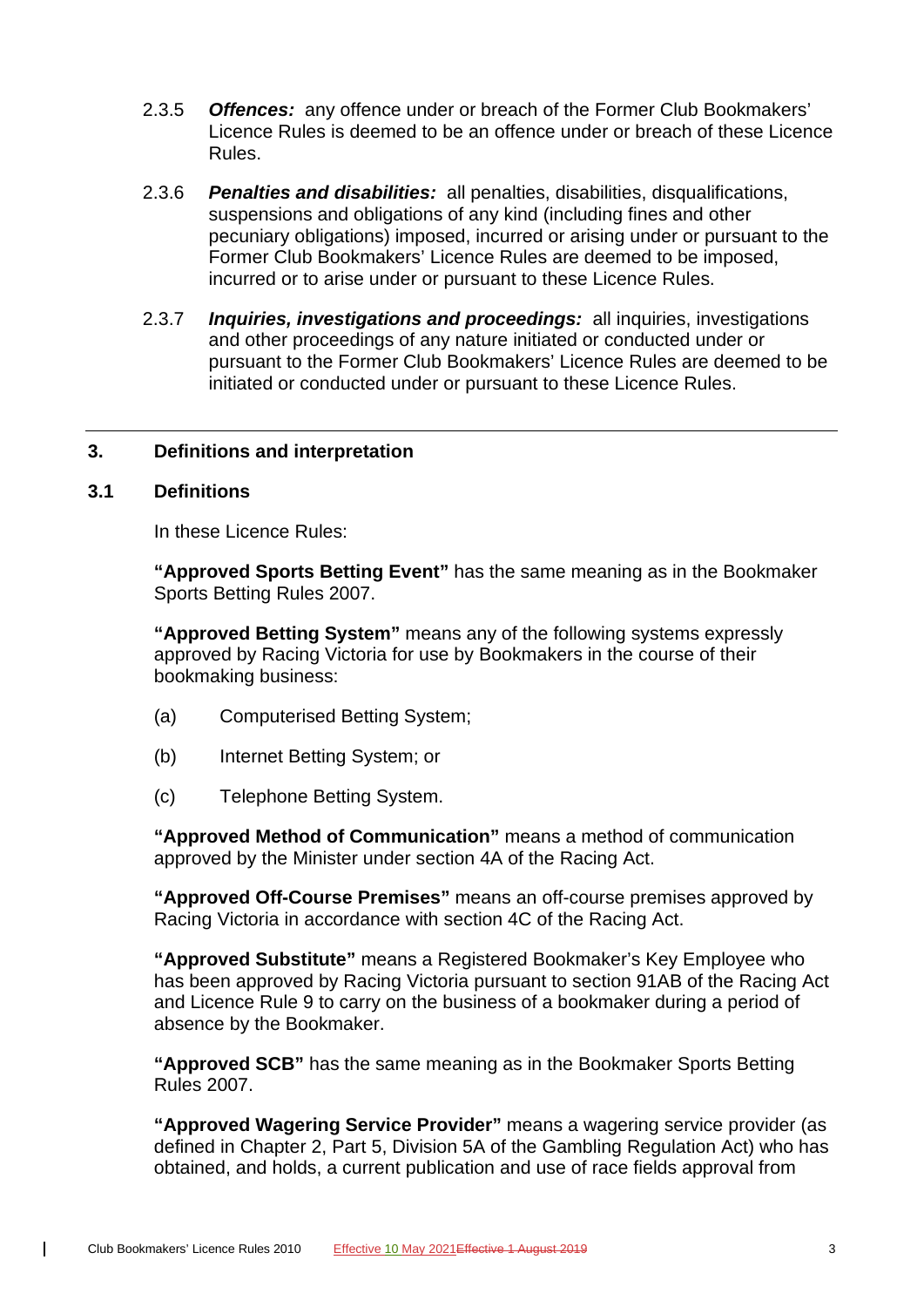2.3.5 ***Offences:*** any offence under or breach of the Former Club Bookmakers' Licence Rules is deemed to be an offence under or breach of these Licence Rules.

2.3.6 ***Penalties and disabilities:*** all penalties, disabilities, disqualifications, suspensions and obligations of any kind (including fines and other pecuniary obligations) imposed, incurred or arising under or pursuant to the Former Club Bookmakers' Licence Rules are deemed to be imposed, incurred or to arise under or pursuant to these Licence Rules.

2.3.7 ***Inquiries, investigations and proceedings:*** all inquiries, investigations and other proceedings of any nature initiated or conducted under or pursuant to the Former Club Bookmakers' Licence Rules are deemed to be initiated or conducted under or pursuant to these Licence Rules.

---

## 3. Definitions and interpretation

### 3.1 Definitions

In these Licence Rules:

**"Approved Sports Betting Event"** has the same meaning as in the Bookmaker Sports Betting Rules 2007.

**"Approved Betting System"** means any of the following systems expressly approved by Racing Victoria for use by Bookmakers in the course of their bookmaking business:

(a) Computerised Betting System;

(b) Internet Betting System; or

(c) Telephone Betting System.

**"Approved Method of Communication"** means a method of communication approved by the Minister under section 4A of the Racing Act.

**"Approved Off-Course Premises"** means an off-course premises approved by Racing Victoria in accordance with section 4C of the Racing Act.

**"Approved Substitute"** means a Registered Bookmaker's Key Employee who has been approved by Racing Victoria pursuant to section 91AB of the Racing Act and Licence Rule 9 to carry on the business of a bookmaker during a period of absence by the Bookmaker.

**"Approved SCB"** has the same meaning as in the Bookmaker Sports Betting Rules 2007.

**"Approved Wagering Service Provider"** means a wagering service provider (as defined in Chapter 2, Part 5, Division 5A of the Gambling Regulation Act) who has obtained, and holds, a current publication and use of race fields approval from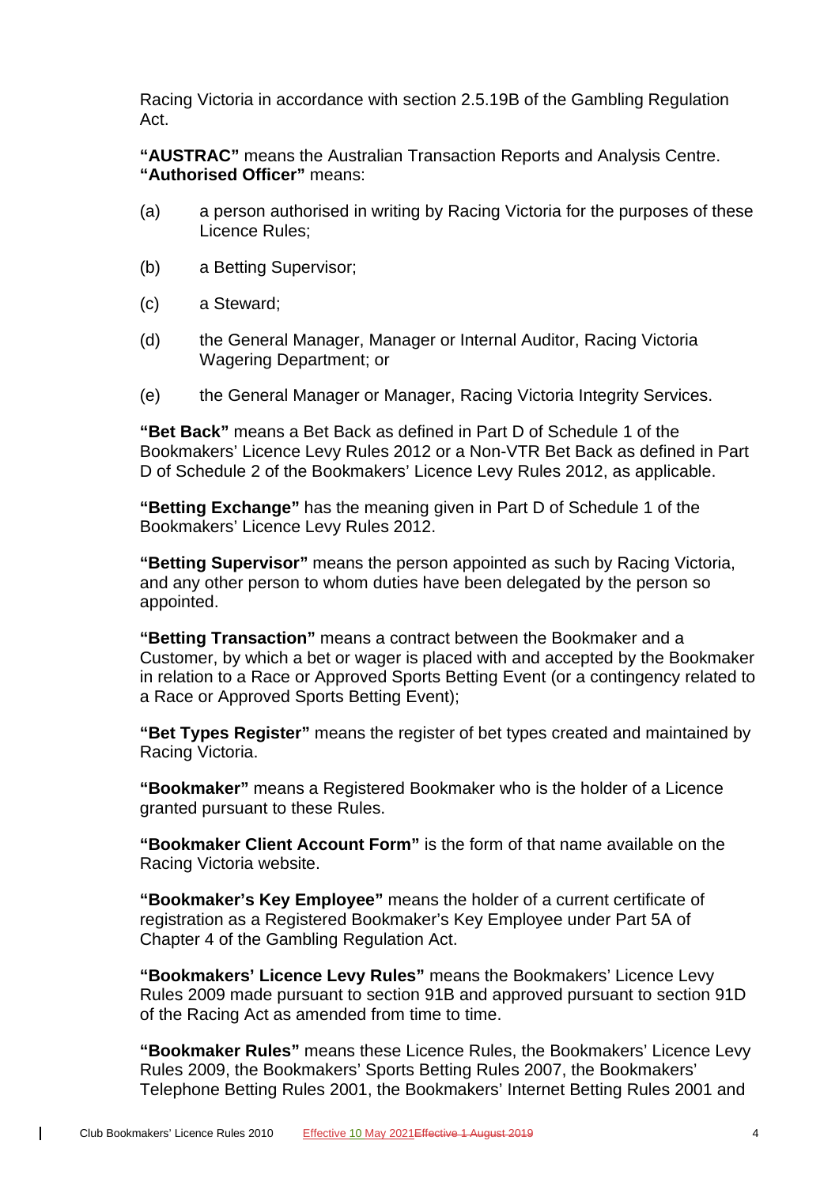Racing Victoria in accordance with section 2.5.19B of the Gambling Regulation Act.

**"AUSTRAC"** means the Australian Transaction Reports and Analysis Centre.
**"Authorised Officer"** means:

(a) a person authorised in writing by Racing Victoria for the purposes of these Licence Rules;

(b) a Betting Supervisor;

(c) a Steward;

(d) the General Manager, Manager or Internal Auditor, Racing Victoria Wagering Department; or

(e) the General Manager or Manager, Racing Victoria Integrity Services.

**"Bet Back"** means a Bet Back as defined in Part D of Schedule 1 of the Bookmakers' Licence Levy Rules 2012 or a Non-VTR Bet Back as defined in Part D of Schedule 2 of the Bookmakers' Licence Levy Rules 2012, as applicable.

**"Betting Exchange"** has the meaning given in Part D of Schedule 1 of the Bookmakers' Licence Levy Rules 2012.

**"Betting Supervisor"** means the person appointed as such by Racing Victoria, and any other person to whom duties have been delegated by the person so appointed.

**"Betting Transaction"** means a contract between the Bookmaker and a Customer, by which a bet or wager is placed with and accepted by the Bookmaker in relation to a Race or Approved Sports Betting Event (or a contingency related to a Race or Approved Sports Betting Event);

**"Bet Types Register"** means the register of bet types created and maintained by Racing Victoria.

**"Bookmaker"** means a Registered Bookmaker who is the holder of a Licence granted pursuant to these Rules.

**"Bookmaker Client Account Form"** is the form of that name available on the Racing Victoria website.

**"Bookmaker's Key Employee"** means the holder of a current certificate of registration as a Registered Bookmaker's Key Employee under Part 5A of Chapter 4 of the Gambling Regulation Act.

**"Bookmakers' Licence Levy Rules"** means the Bookmakers' Licence Levy Rules 2009 made pursuant to section 91B and approved pursuant to section 91D of the Racing Act as amended from time to time.

**"Bookmaker Rules"** means these Licence Rules, the Bookmakers' Licence Levy Rules 2009, the Bookmakers' Sports Betting Rules 2007, the Bookmakers' Telephone Betting Rules 2001, the Bookmakers' Internet Betting Rules 2001 and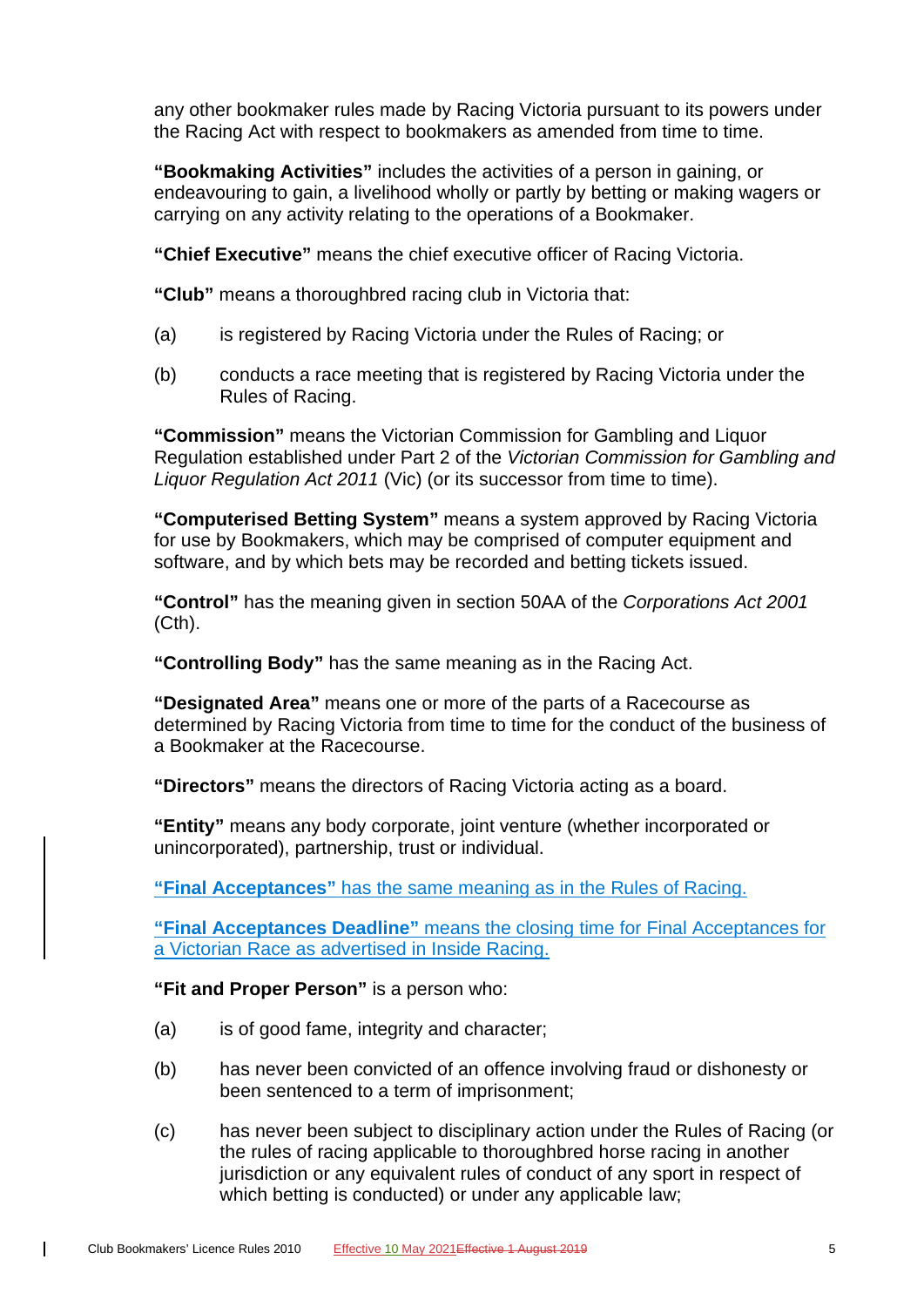any other bookmaker rules made by Racing Victoria pursuant to its powers under the Racing Act with respect to bookmakers as amended from time to time.

**"Bookmaking Activities"** includes the activities of a person in gaining, or endeavouring to gain, a livelihood wholly or partly by betting or making wagers or carrying on any activity relating to the operations of a Bookmaker.

**"Chief Executive"** means the chief executive officer of Racing Victoria.

**"Club"** means a thoroughbred racing club in Victoria that:

(a) is registered by Racing Victoria under the Rules of Racing; or

(b) conducts a race meeting that is registered by Racing Victoria under the Rules of Racing.

**"Commission"** means the Victorian Commission for Gambling and Liquor Regulation established under Part 2 of the *Victorian Commission for Gambling and Liquor Regulation Act 2011* (Vic) (or its successor from time to time).

**"Computerised Betting System"** means a system approved by Racing Victoria for use by Bookmakers, which may be comprised of computer equipment and software, and by which bets may be recorded and betting tickets issued.

**"Control"** has the meaning given in section 50AA of the *Corporations Act 2001* (Cth).

**"Controlling Body"** has the same meaning as in the Racing Act.

**"Designated Area"** means one or more of the parts of a Racecourse as determined by Racing Victoria from time to time for the conduct of the business of a Bookmaker at the Racecourse.

**"Directors"** means the directors of Racing Victoria acting as a board.

**"Entity"** means any body corporate, joint venture (whether incorporated or unincorporated), partnership, trust or individual.

**"Final Acceptances"** has the same meaning as in the Rules of Racing.

**"Final Acceptances Deadline"** means the closing time for Final Acceptances for a Victorian Race as advertised in Inside Racing.

**"Fit and Proper Person"** is a person who:

(a) is of good fame, integrity and character;

(b) has never been convicted of an offence involving fraud or dishonesty or been sentenced to a term of imprisonment;

(c) has never been subject to disciplinary action under the Rules of Racing (or the rules of racing applicable to thoroughbred horse racing in another jurisdiction or any equivalent rules of conduct of any sport in respect of which betting is conducted) or under any applicable law;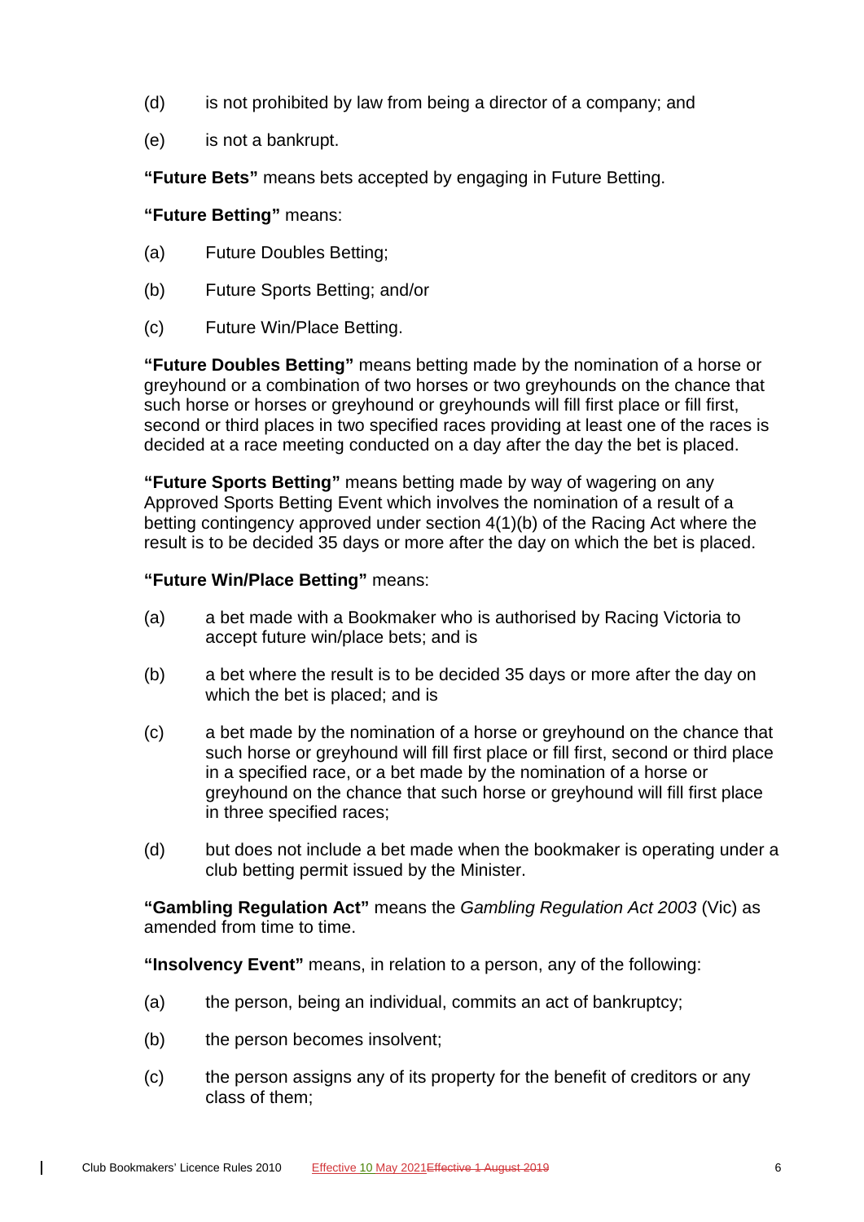(d) is not prohibited by law from being a director of a company; and

(e) is not a bankrupt.

**"Future Bets"** means bets accepted by engaging in Future Betting.

**"Future Betting"** means:

(a) Future Doubles Betting;

(b) Future Sports Betting; and/or

(c) Future Win/Place Betting.

**"Future Doubles Betting"** means betting made by the nomination of a horse or greyhound or a combination of two horses or two greyhounds on the chance that such horse or horses or greyhound or greyhounds will fill first place or fill first, second or third places in two specified races providing at least one of the races is decided at a race meeting conducted on a day after the day the bet is placed.

**"Future Sports Betting"** means betting made by way of wagering on any Approved Sports Betting Event which involves the nomination of a result of a betting contingency approved under section 4(1)(b) of the Racing Act where the result is to be decided 35 days or more after the day on which the bet is placed.

**"Future Win/Place Betting"** means:

(a) a bet made with a Bookmaker who is authorised by Racing Victoria to accept future win/place bets; and is

(b) a bet where the result is to be decided 35 days or more after the day on which the bet is placed; and is

(c) a bet made by the nomination of a horse or greyhound on the chance that such horse or greyhound will fill first place or fill first, second or third place in a specified race, or a bet made by the nomination of a horse or greyhound on the chance that such horse or greyhound will fill first place in three specified races;

(d) but does not include a bet made when the bookmaker is operating under a club betting permit issued by the Minister.

**"Gambling Regulation Act"** means the *Gambling Regulation Act 2003* (Vic) as amended from time to time.

**"Insolvency Event"** means, in relation to a person, any of the following:

(a) the person, being an individual, commits an act of bankruptcy;

(b) the person becomes insolvent;

(c) the person assigns any of its property for the benefit of creditors or any class of them;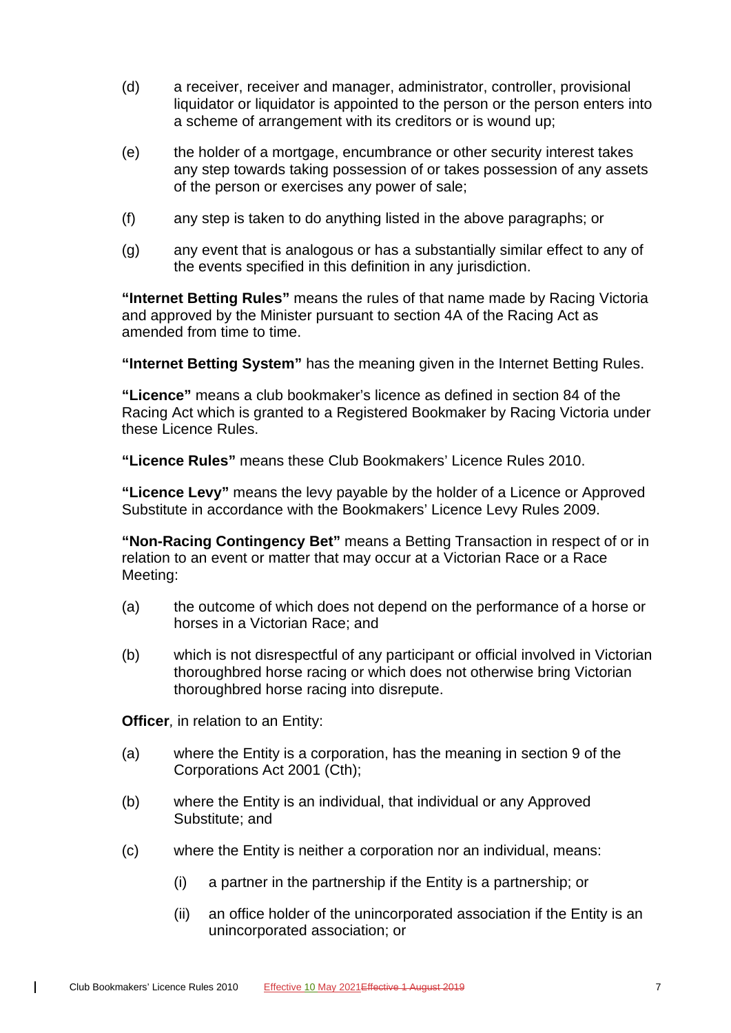(d) a receiver, receiver and manager, administrator, controller, provisional liquidator or liquidator is appointed to the person or the person enters into a scheme of arrangement with its creditors or is wound up;

(e) the holder of a mortgage, encumbrance or other security interest takes any step towards taking possession of or takes possession of any assets of the person or exercises any power of sale;

(f) any step is taken to do anything listed in the above paragraphs; or

(g) any event that is analogous or has a substantially similar effect to any of the events specified in this definition in any jurisdiction.

**"Internet Betting Rules"** means the rules of that name made by Racing Victoria and approved by the Minister pursuant to section 4A of the Racing Act as amended from time to time.

**"Internet Betting System"** has the meaning given in the Internet Betting Rules.

**"Licence"** means a club bookmaker's licence as defined in section 84 of the Racing Act which is granted to a Registered Bookmaker by Racing Victoria under these Licence Rules.

**"Licence Rules"** means these Club Bookmakers' Licence Rules 2010.

**"Licence Levy"** means the levy payable by the holder of a Licence or Approved Substitute in accordance with the Bookmakers' Licence Levy Rules 2009.

**"Non-Racing Contingency Bet"** means a Betting Transaction in respect of or in relation to an event or matter that may occur at a Victorian Race or a Race Meeting:

(a) the outcome of which does not depend on the performance of a horse or horses in a Victorian Race; and

(b) which is not disrespectful of any participant or official involved in Victorian thoroughbred horse racing or which does not otherwise bring Victorian thoroughbred horse racing into disrepute.

**Officer**, in relation to an Entity:

(a) where the Entity is a corporation, has the meaning in section 9 of the Corporations Act 2001 (Cth);

(b) where the Entity is an individual, that individual or any Approved Substitute; and

(c) where the Entity is neither a corporation nor an individual, means:

  (i) a partner in the partnership if the Entity is a partnership; or

  (ii) an office holder of the unincorporated association if the Entity is an unincorporated association; or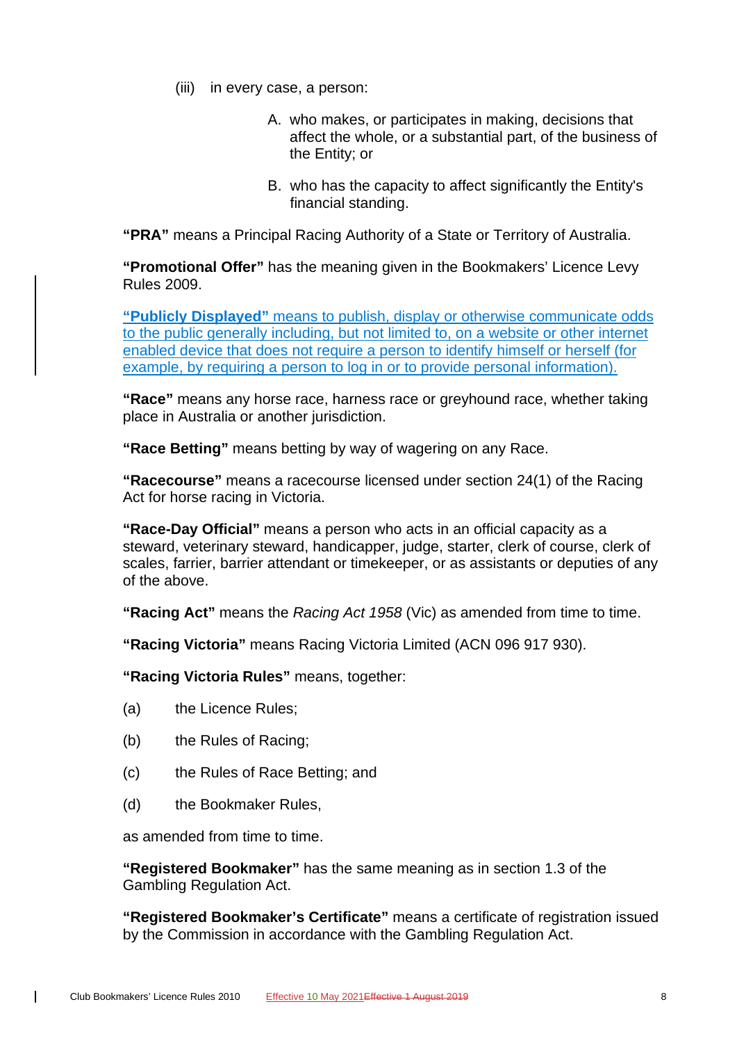(iii) in every case, a person:

A. who makes, or participates in making, decisions that affect the whole, or a substantial part, of the business of the Entity; or

B. who has the capacity to affect significantly the Entity's financial standing.

**"PRA"** means a Principal Racing Authority of a State or Territory of Australia.

**"Promotional Offer"** has the meaning given in the Bookmakers' Licence Levy Rules 2009.

**"Publicly Displayed"** means to publish, display or otherwise communicate odds to the public generally including, but not limited to, on a website or other internet enabled device that does not require a person to identify himself or herself (for example, by requiring a person to log in or to provide personal information).

**"Race"** means any horse race, harness race or greyhound race, whether taking place in Australia or another jurisdiction.

**"Race Betting"** means betting by way of wagering on any Race.

**"Racecourse"** means a racecourse licensed under section 24(1) of the Racing Act for horse racing in Victoria.

**"Race-Day Official"** means a person who acts in an official capacity as a steward, veterinary steward, handicapper, judge, starter, clerk of course, clerk of scales, farrier, barrier attendant or timekeeper, or as assistants or deputies of any of the above.

**"Racing Act"** means the *Racing Act 1958* (Vic) as amended from time to time.

**"Racing Victoria"** means Racing Victoria Limited (ACN 096 917 930).

**"Racing Victoria Rules"** means, together:

(a) the Licence Rules;

(b) the Rules of Racing;

(c) the Rules of Race Betting; and

(d) the Bookmaker Rules,

as amended from time to time.

**"Registered Bookmaker"** has the same meaning as in section 1.3 of the Gambling Regulation Act.

**"Registered Bookmaker's Certificate"** means a certificate of registration issued by the Commission in accordance with the Gambling Regulation Act.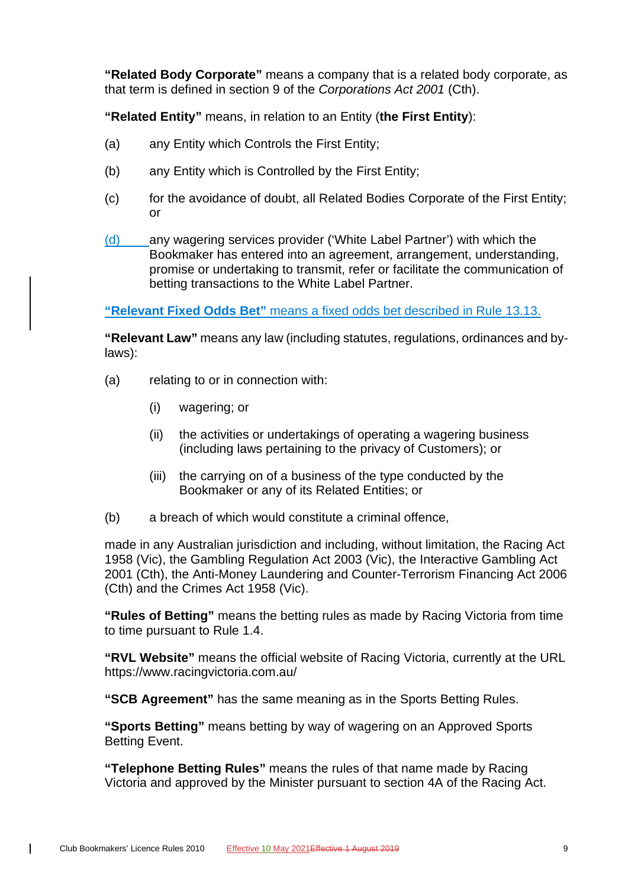**"Related Body Corporate"** means a company that is a related body corporate, as that term is defined in section 9 of the *Corporations Act 2001* (Cth).

**"Related Entity"** means, in relation to an Entity (**the First Entity**):

(a) any Entity which Controls the First Entity;

(b) any Entity which is Controlled by the First Entity;

(c) for the avoidance of doubt, all Related Bodies Corporate of the First Entity; or

(d) any wagering services provider ('White Label Partner') with which the Bookmaker has entered into an agreement, arrangement, understanding, promise or undertaking to transmit, refer or facilitate the communication of betting transactions to the White Label Partner.

**"Relevant Fixed Odds Bet"** means a fixed odds bet described in Rule 13.13.

**"Relevant Law"** means any law (including statutes, regulations, ordinances and by-laws):

(a) relating to or in connection with:

  (i) wagering; or

  (ii) the activities or undertakings of operating a wagering business (including laws pertaining to the privacy of Customers); or

  (iii) the carrying on of a business of the type conducted by the Bookmaker or any of its Related Entities; or

(b) a breach of which would constitute a criminal offence,

made in any Australian jurisdiction and including, without limitation, the Racing Act 1958 (Vic), the Gambling Regulation Act 2003 (Vic), the Interactive Gambling Act 2001 (Cth), the Anti-Money Laundering and Counter-Terrorism Financing Act 2006 (Cth) and the Crimes Act 1958 (Vic).

**"Rules of Betting"** means the betting rules as made by Racing Victoria from time to time pursuant to Rule 1.4.

**"RVL Website"** means the official website of Racing Victoria, currently at the URL https://www.racingvictoria.com.au/

**"SCB Agreement"** has the same meaning as in the Sports Betting Rules.

**"Sports Betting"** means betting by way of wagering on an Approved Sports Betting Event.

**"Telephone Betting Rules"** means the rules of that name made by Racing Victoria and approved by the Minister pursuant to section 4A of the Racing Act.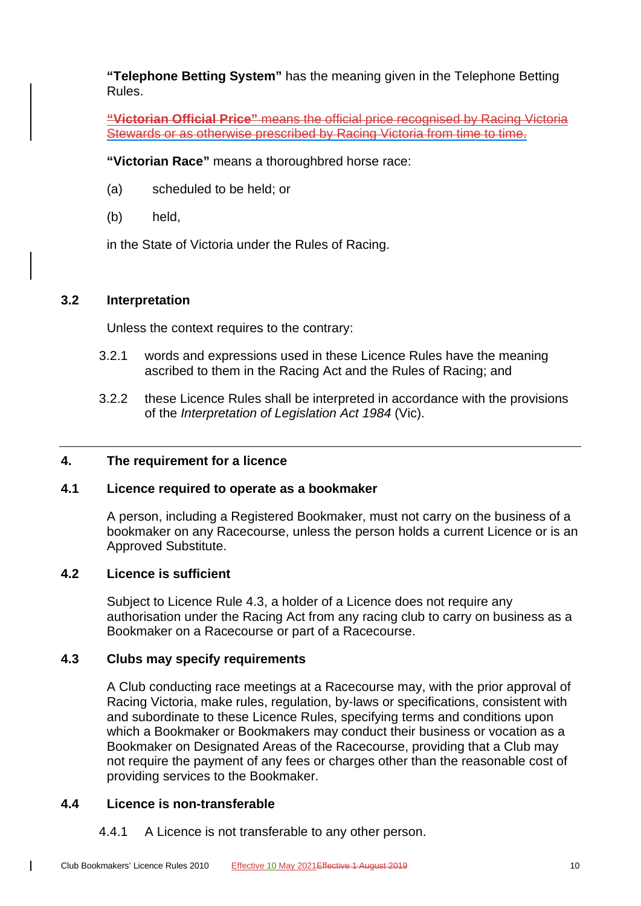**"Telephone Betting System"** has the meaning given in the Telephone Betting Rules.

~~**"Victorian Official Price"** means the official price recognised by Racing Victoria Stewards or as otherwise prescribed by Racing Victoria from time to time.~~

**"Victorian Race"** means a thoroughbred horse race:

(a) scheduled to be held; or

(b) held,

in the State of Victoria under the Rules of Racing.

### 3.2 Interpretation

Unless the context requires to the contrary:

3.2.1 words and expressions used in these Licence Rules have the meaning ascribed to them in the Racing Act and the Rules of Racing; and

3.2.2 these Licence Rules shall be interpreted in accordance with the provisions of the *Interpretation of Legislation Act 1984* (Vic).

## 4. The requirement for a licence

### 4.1 Licence required to operate as a bookmaker

A person, including a Registered Bookmaker, must not carry on the business of a bookmaker on any Racecourse, unless the person holds a current Licence or is an Approved Substitute.

### 4.2 Licence is sufficient

Subject to Licence Rule 4.3, a holder of a Licence does not require any authorisation under the Racing Act from any racing club to carry on business as a Bookmaker on a Racecourse or part of a Racecourse.

### 4.3 Clubs may specify requirements

A Club conducting race meetings at a Racecourse may, with the prior approval of Racing Victoria, make rules, regulation, by-laws or specifications, consistent with and subordinate to these Licence Rules, specifying terms and conditions upon which a Bookmaker or Bookmakers may conduct their business or vocation as a Bookmaker on Designated Areas of the Racecourse, providing that a Club may not require the payment of any fees or charges other than the reasonable cost of providing services to the Bookmaker.

### 4.4 Licence is non-transferable

4.4.1 A Licence is not transferable to any other person.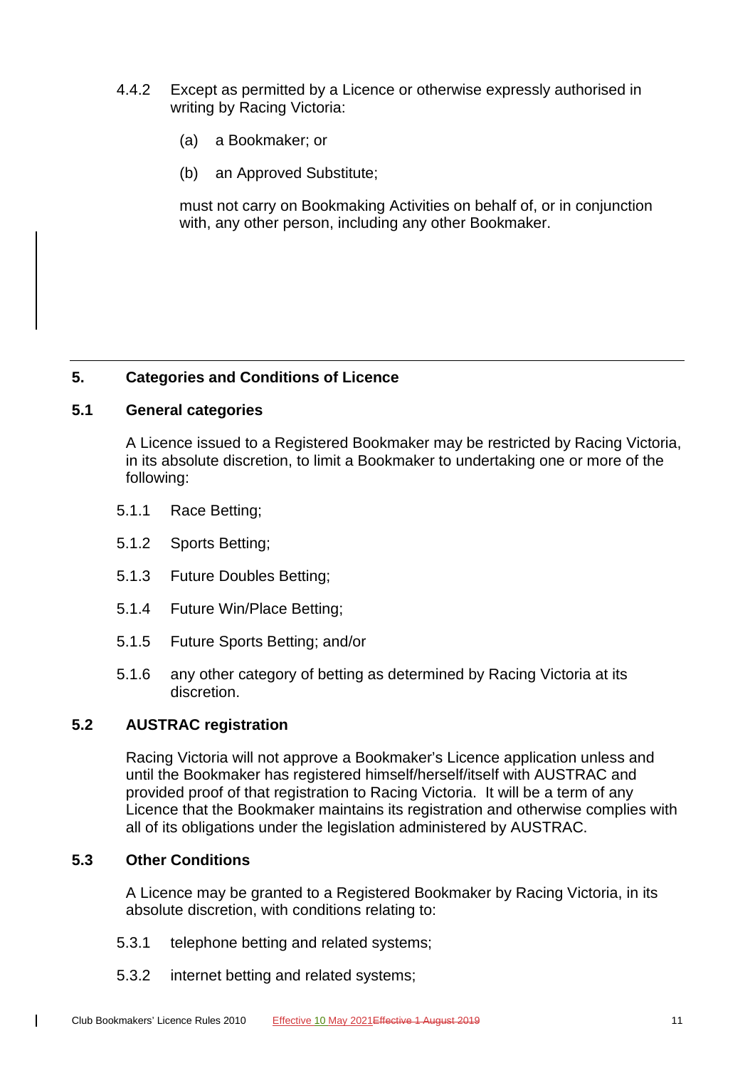4.4.2 Except as permitted by a Licence or otherwise expressly authorised in writing by Racing Victoria:

(a) a Bookmaker; or

(b) an Approved Substitute;

must not carry on Bookmaking Activities on behalf of, or in conjunction with, any other person, including any other Bookmaker.

## 5. Categories and Conditions of Licence

### 5.1 General categories

A Licence issued to a Registered Bookmaker may be restricted by Racing Victoria, in its absolute discretion, to limit a Bookmaker to undertaking one or more of the following:

5.1.1 Race Betting;

5.1.2 Sports Betting;

5.1.3 Future Doubles Betting;

5.1.4 Future Win/Place Betting;

5.1.5 Future Sports Betting; and/or

5.1.6 any other category of betting as determined by Racing Victoria at its discretion.

### 5.2 AUSTRAC registration

Racing Victoria will not approve a Bookmaker's Licence application unless and until the Bookmaker has registered himself/herself/itself with AUSTRAC and provided proof of that registration to Racing Victoria. It will be a term of any Licence that the Bookmaker maintains its registration and otherwise complies with all of its obligations under the legislation administered by AUSTRAC.

### 5.3 Other Conditions

A Licence may be granted to a Registered Bookmaker by Racing Victoria, in its absolute discretion, with conditions relating to:

5.3.1 telephone betting and related systems;

5.3.2 internet betting and related systems;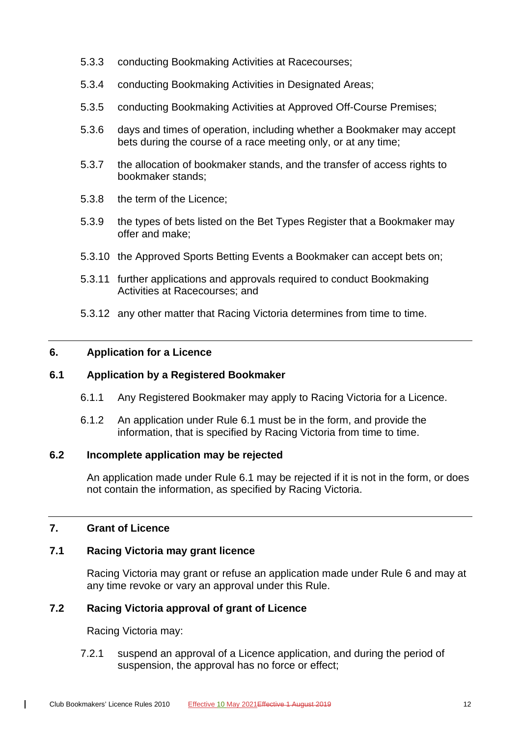5.3.3 conducting Bookmaking Activities at Racecourses;

5.3.4 conducting Bookmaking Activities in Designated Areas;

5.3.5 conducting Bookmaking Activities at Approved Off-Course Premises;

5.3.6 days and times of operation, including whether a Bookmaker may accept bets during the course of a race meeting only, or at any time;

5.3.7 the allocation of bookmaker stands, and the transfer of access rights to bookmaker stands;

5.3.8 the term of the Licence;

5.3.9 the types of bets listed on the Bet Types Register that a Bookmaker may offer and make;

5.3.10 the Approved Sports Betting Events a Bookmaker can accept bets on;

5.3.11 further applications and approvals required to conduct Bookmaking Activities at Racecourses; and

5.3.12 any other matter that Racing Victoria determines from time to time.

## 6. Application for a Licence

### 6.1 Application by a Registered Bookmaker

6.1.1 Any Registered Bookmaker may apply to Racing Victoria for a Licence.

6.1.2 An application under Rule 6.1 must be in the form, and provide the information, that is specified by Racing Victoria from time to time.

### 6.2 Incomplete application may be rejected

An application made under Rule 6.1 may be rejected if it is not in the form, or does not contain the information, as specified by Racing Victoria.

## 7. Grant of Licence

### 7.1 Racing Victoria may grant licence

Racing Victoria may grant or refuse an application made under Rule 6 and may at any time revoke or vary an approval under this Rule.

### 7.2 Racing Victoria approval of grant of Licence

Racing Victoria may:

7.2.1 suspend an approval of a Licence application, and during the period of suspension, the approval has no force or effect;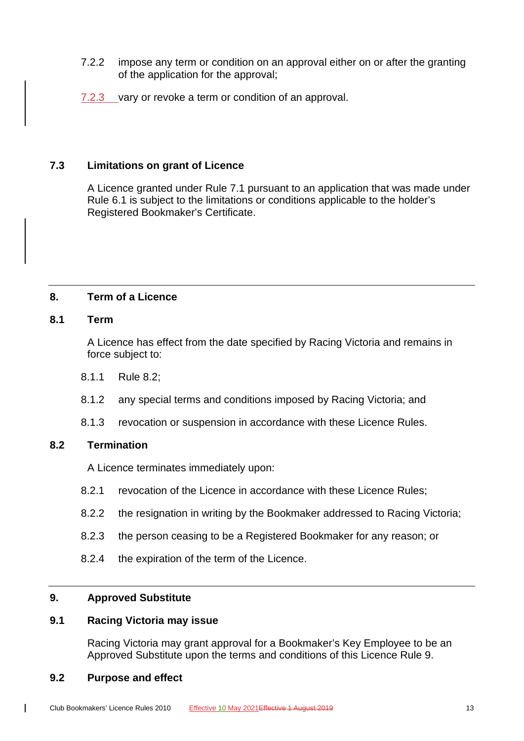7.2.2 impose any term or condition on an approval either on or after the granting of the application for the approval;

7.2.3 vary or revoke a term or condition of an approval.

## 7.3 Limitations on grant of Licence

A Licence granted under Rule 7.1 pursuant to an application that was made under Rule 6.1 is subject to the limitations or conditions applicable to the holder's Registered Bookmaker's Certificate.

---

## 8. Term of a Licence

### 8.1 Term

A Licence has effect from the date specified by Racing Victoria and remains in force subject to:

8.1.1 Rule 8.2;

8.1.2 any special terms and conditions imposed by Racing Victoria; and

8.1.3 revocation or suspension in accordance with these Licence Rules.

### 8.2 Termination

A Licence terminates immediately upon:

8.2.1 revocation of the Licence in accordance with these Licence Rules;

8.2.2 the resignation in writing by the Bookmaker addressed to Racing Victoria;

8.2.3 the person ceasing to be a Registered Bookmaker for any reason; or

8.2.4 the expiration of the term of the Licence.

---

## 9. Approved Substitute

### 9.1 Racing Victoria may issue

Racing Victoria may grant approval for a Bookmaker's Key Employee to be an Approved Substitute upon the terms and conditions of this Licence Rule 9.

### 9.2 Purpose and effect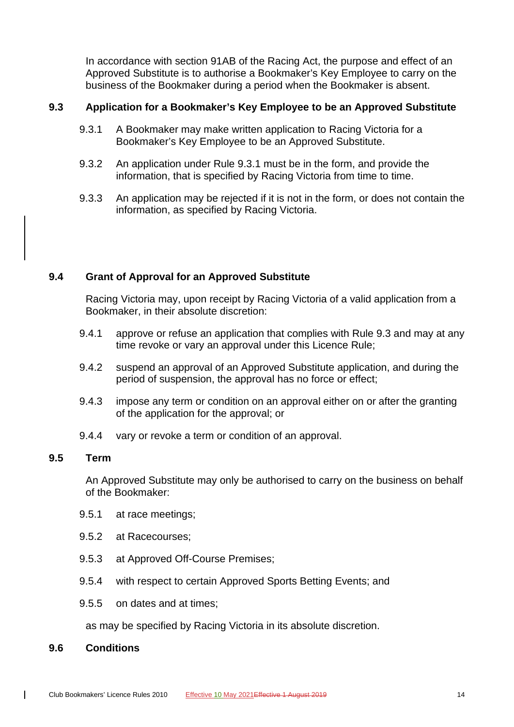In accordance with section 91AB of the Racing Act, the purpose and effect of an Approved Substitute is to authorise a Bookmaker's Key Employee to carry on the business of the Bookmaker during a period when the Bookmaker is absent.

### 9.3 Application for a Bookmaker's Key Employee to be an Approved Substitute

9.3.1 A Bookmaker may make written application to Racing Victoria for a Bookmaker's Key Employee to be an Approved Substitute.

9.3.2 An application under Rule 9.3.1 must be in the form, and provide the information, that is specified by Racing Victoria from time to time.

9.3.3 An application may be rejected if it is not in the form, or does not contain the information, as specified by Racing Victoria.

### 9.4 Grant of Approval for an Approved Substitute

Racing Victoria may, upon receipt by Racing Victoria of a valid application from a Bookmaker, in their absolute discretion:

9.4.1 approve or refuse an application that complies with Rule 9.3 and may at any time revoke or vary an approval under this Licence Rule;

9.4.2 suspend an approval of an Approved Substitute application, and during the period of suspension, the approval has no force or effect;

9.4.3 impose any term or condition on an approval either on or after the granting of the application for the approval; or

9.4.4 vary or revoke a term or condition of an approval.

### 9.5 Term

An Approved Substitute may only be authorised to carry on the business on behalf of the Bookmaker:

9.5.1 at race meetings;

9.5.2 at Racecourses;

9.5.3 at Approved Off-Course Premises;

9.5.4 with respect to certain Approved Sports Betting Events; and

9.5.5 on dates and at times;

as may be specified by Racing Victoria in its absolute discretion.

### 9.6 Conditions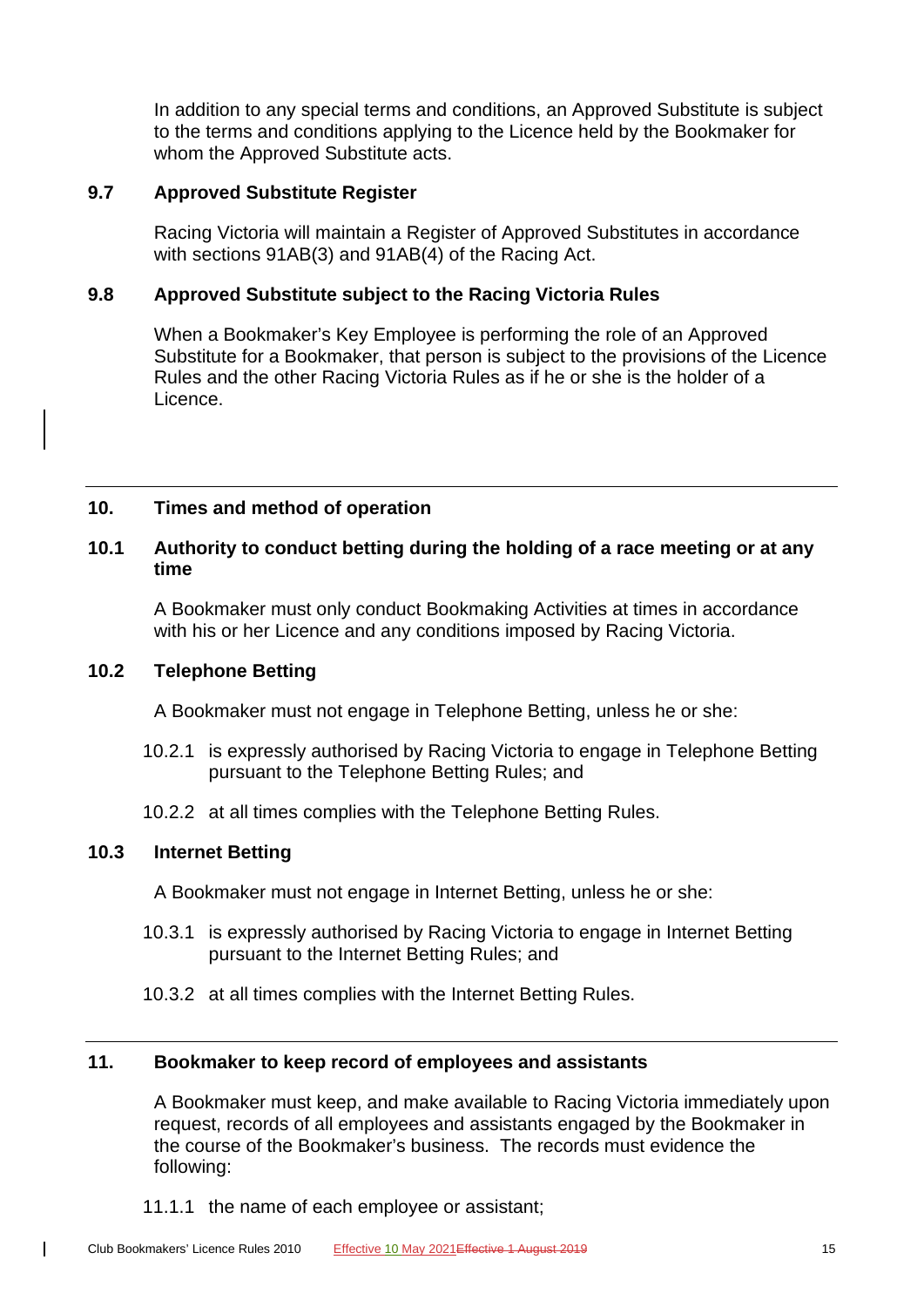In addition to any special terms and conditions, an Approved Substitute is subject to the terms and conditions applying to the Licence held by the Bookmaker for whom the Approved Substitute acts.

### 9.7 Approved Substitute Register

Racing Victoria will maintain a Register of Approved Substitutes in accordance with sections 91AB(3) and 91AB(4) of the Racing Act.

### 9.8 Approved Substitute subject to the Racing Victoria Rules

When a Bookmaker's Key Employee is performing the role of an Approved Substitute for a Bookmaker, that person is subject to the provisions of the Licence Rules and the other Racing Victoria Rules as if he or she is the holder of a Licence.

---

## 10. Times and method of operation

### 10.1 Authority to conduct betting during the holding of a race meeting or at any time

A Bookmaker must only conduct Bookmaking Activities at times in accordance with his or her Licence and any conditions imposed by Racing Victoria.

### 10.2 Telephone Betting

A Bookmaker must not engage in Telephone Betting, unless he or she:

10.2.1 is expressly authorised by Racing Victoria to engage in Telephone Betting pursuant to the Telephone Betting Rules; and

10.2.2 at all times complies with the Telephone Betting Rules.

### 10.3 Internet Betting

A Bookmaker must not engage in Internet Betting, unless he or she:

10.3.1 is expressly authorised by Racing Victoria to engage in Internet Betting pursuant to the Internet Betting Rules; and

10.3.2 at all times complies with the Internet Betting Rules.

---

## 11. Bookmaker to keep record of employees and assistants

A Bookmaker must keep, and make available to Racing Victoria immediately upon request, records of all employees and assistants engaged by the Bookmaker in the course of the Bookmaker's business. The records must evidence the following:

11.1.1 the name of each employee or assistant;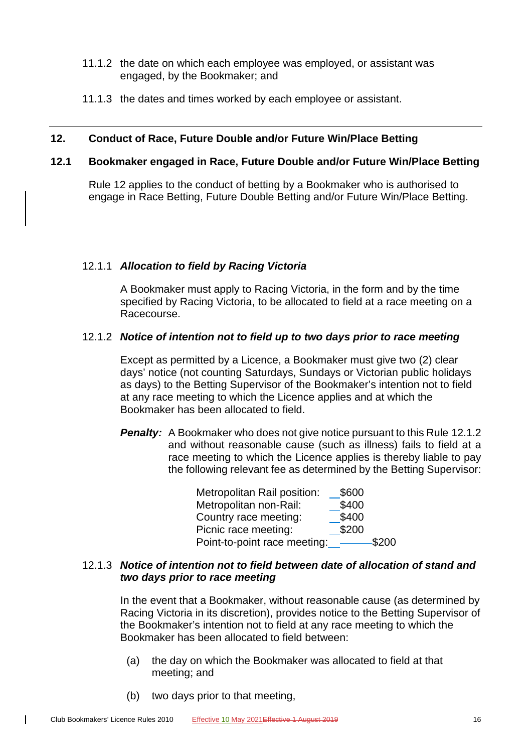11.1.2 the date on which each employee was employed, or assistant was engaged, by the Bookmaker; and

11.1.3 the dates and times worked by each employee or assistant.

## 12. Conduct of Race, Future Double and/or Future Win/Place Betting

### 12.1 Bookmaker engaged in Race, Future Double and/or Future Win/Place Betting

Rule 12 applies to the conduct of betting by a Bookmaker who is authorised to engage in Race Betting, Future Double Betting and/or Future Win/Place Betting.

12.1.1 ***Allocation to field by Racing Victoria***

A Bookmaker must apply to Racing Victoria, in the form and by the time specified by Racing Victoria, to be allocated to field at a race meeting on a Racecourse.

12.1.2 ***Notice of intention not to field up to two days prior to race meeting***

Except as permitted by a Licence, a Bookmaker must give two (2) clear days' notice (not counting Saturdays, Sundays or Victorian public holidays as days) to the Betting Supervisor of the Bookmaker's intention not to field at any race meeting to which the Licence applies and at which the Bookmaker has been allocated to field.

***Penalty:*** A Bookmaker who does not give notice pursuant to this Rule 12.1.2 and without reasonable cause (such as illness) fails to field at a race meeting to which the Licence applies is thereby liable to pay the following relevant fee as determined by the Betting Supervisor:

| | |
|---|---|
| Metropolitan Rail position: | $600 |
| Metropolitan non-Rail: | $400 |
| Country race meeting: | $400 |
| Picnic race meeting: | $200 |
| Point-to-point race meeting: | $200 |

12.1.3 ***Notice of intention not to field between date of allocation of stand and two days prior to race meeting***

In the event that a Bookmaker, without reasonable cause (as determined by Racing Victoria in its discretion), provides notice to the Betting Supervisor of the Bookmaker's intention not to field at any race meeting to which the Bookmaker has been allocated to field between:

(a) the day on which the Bookmaker was allocated to field at that meeting; and

(b) two days prior to that meeting,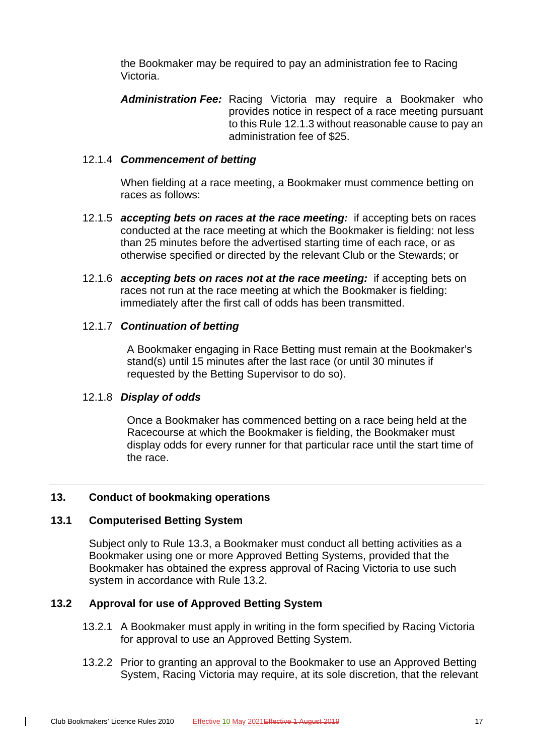the Bookmaker may be required to pay an administration fee to Racing Victoria.

***Administration Fee:*** Racing Victoria may require a Bookmaker who provides notice in respect of a race meeting pursuant to this Rule 12.1.3 without reasonable cause to pay an administration fee of $25.

12.1.4 ***Commencement of betting***

When fielding at a race meeting, a Bookmaker must commence betting on races as follows:

12.1.5 ***accepting bets on races at the race meeting:*** if accepting bets on races conducted at the race meeting at which the Bookmaker is fielding: not less than 25 minutes before the advertised starting time of each race, or as otherwise specified or directed by the relevant Club or the Stewards; or

12.1.6 ***accepting bets on races not at the race meeting:*** if accepting bets on races not run at the race meeting at which the Bookmaker is fielding: immediately after the first call of odds has been transmitted.

12.1.7 ***Continuation of betting***

A Bookmaker engaging in Race Betting must remain at the Bookmaker's stand(s) until 15 minutes after the last race (or until 30 minutes if requested by the Betting Supervisor to do so).

12.1.8 ***Display of odds***

Once a Bookmaker has commenced betting on a race being held at the Racecourse at which the Bookmaker is fielding, the Bookmaker must display odds for every runner for that particular race until the start time of the race.

## 13. Conduct of bookmaking operations

### 13.1 Computerised Betting System

Subject only to Rule 13.3, a Bookmaker must conduct all betting activities as a Bookmaker using one or more Approved Betting Systems, provided that the Bookmaker has obtained the express approval of Racing Victoria to use such system in accordance with Rule 13.2.

### 13.2 Approval for use of Approved Betting System

13.2.1 A Bookmaker must apply in writing in the form specified by Racing Victoria for approval to use an Approved Betting System.

13.2.2 Prior to granting an approval to the Bookmaker to use an Approved Betting System, Racing Victoria may require, at its sole discretion, that the relevant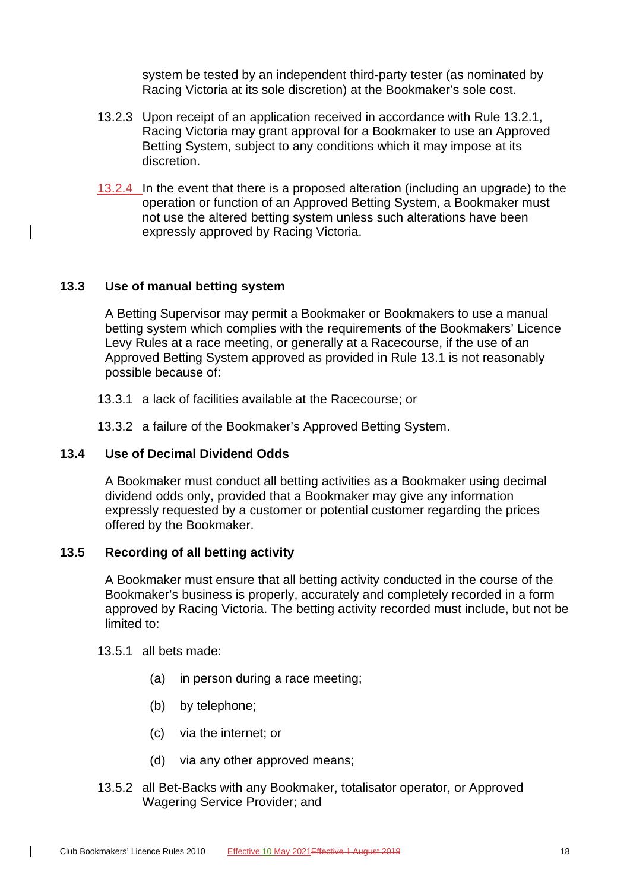system be tested by an independent third-party tester (as nominated by Racing Victoria at its sole discretion) at the Bookmaker's sole cost.

13.2.3 Upon receipt of an application received in accordance with Rule 13.2.1, Racing Victoria may grant approval for a Bookmaker to use an Approved Betting System, subject to any conditions which it may impose at its discretion.

13.2.4 In the event that there is a proposed alteration (including an upgrade) to the operation or function of an Approved Betting System, a Bookmaker must not use the altered betting system unless such alterations have been expressly approved by Racing Victoria.

### 13.3 Use of manual betting system

A Betting Supervisor may permit a Bookmaker or Bookmakers to use a manual betting system which complies with the requirements of the Bookmakers' Licence Levy Rules at a race meeting, or generally at a Racecourse, if the use of an Approved Betting System approved as provided in Rule 13.1 is not reasonably possible because of:

13.3.1 a lack of facilities available at the Racecourse; or

13.3.2 a failure of the Bookmaker's Approved Betting System.

### 13.4 Use of Decimal Dividend Odds

A Bookmaker must conduct all betting activities as a Bookmaker using decimal dividend odds only, provided that a Bookmaker may give any information expressly requested by a customer or potential customer regarding the prices offered by the Bookmaker.

### 13.5 Recording of all betting activity

A Bookmaker must ensure that all betting activity conducted in the course of the Bookmaker's business is properly, accurately and completely recorded in a form approved by Racing Victoria. The betting activity recorded must include, but not be limited to:

13.5.1 all bets made:

- (a) in person during a race meeting;
- (b) by telephone;
- (c) via the internet; or
- (d) via any other approved means;

13.5.2 all Bet-Backs with any Bookmaker, totalisator operator, or Approved Wagering Service Provider; and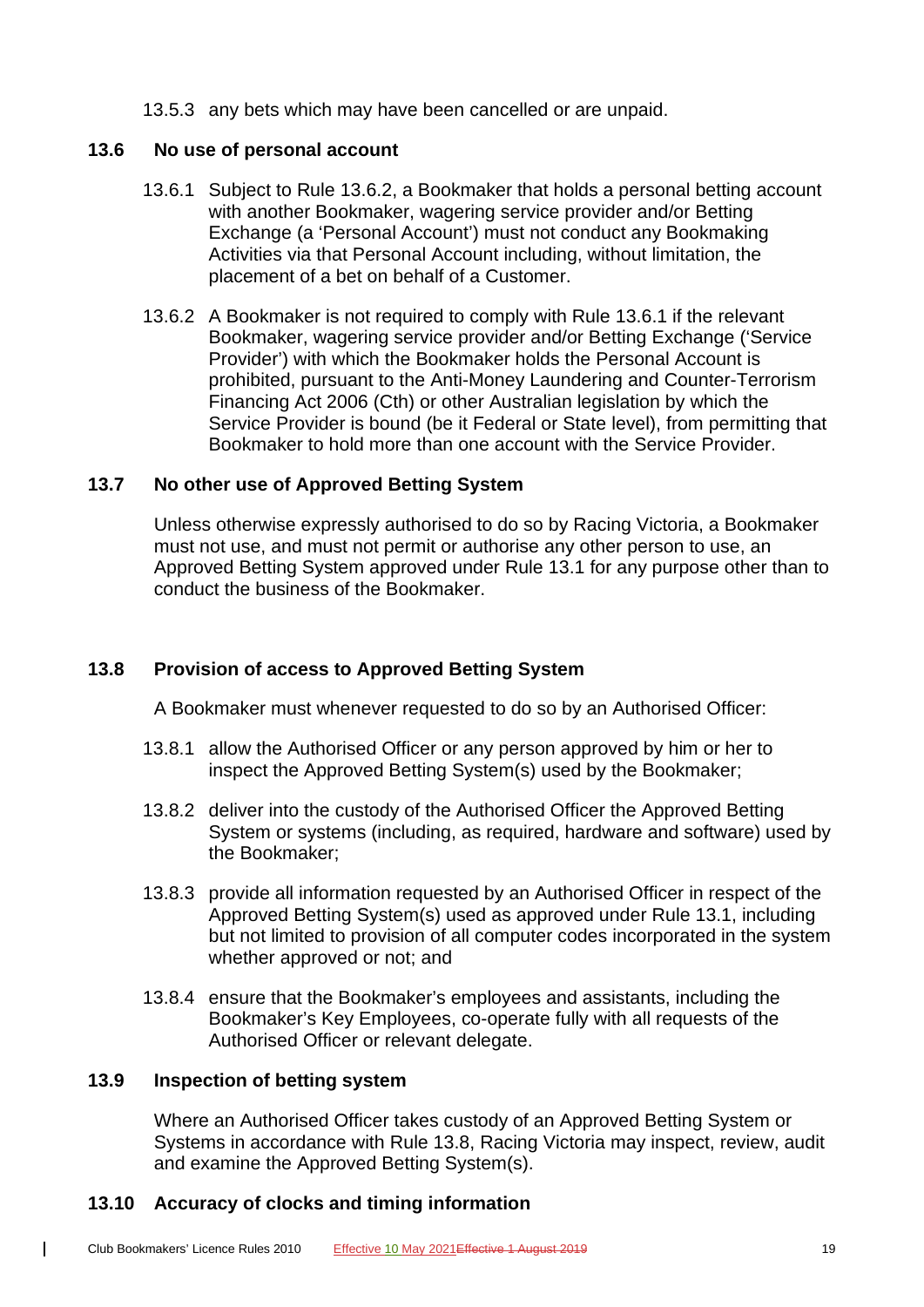13.5.3 any bets which may have been cancelled or are unpaid.

### 13.6 No use of personal account

13.6.1 Subject to Rule 13.6.2, a Bookmaker that holds a personal betting account with another Bookmaker, wagering service provider and/or Betting Exchange (a 'Personal Account') must not conduct any Bookmaking Activities via that Personal Account including, without limitation, the placement of a bet on behalf of a Customer.

13.6.2 A Bookmaker is not required to comply with Rule 13.6.1 if the relevant Bookmaker, wagering service provider and/or Betting Exchange ('Service Provider') with which the Bookmaker holds the Personal Account is prohibited, pursuant to the Anti-Money Laundering and Counter-Terrorism Financing Act 2006 (Cth) or other Australian legislation by which the Service Provider is bound (be it Federal or State level), from permitting that Bookmaker to hold more than one account with the Service Provider.

### 13.7 No other use of Approved Betting System

Unless otherwise expressly authorised to do so by Racing Victoria, a Bookmaker must not use, and must not permit or authorise any other person to use, an Approved Betting System approved under Rule 13.1 for any purpose other than to conduct the business of the Bookmaker.

### 13.8 Provision of access to Approved Betting System

A Bookmaker must whenever requested to do so by an Authorised Officer:

13.8.1 allow the Authorised Officer or any person approved by him or her to inspect the Approved Betting System(s) used by the Bookmaker;

13.8.2 deliver into the custody of the Authorised Officer the Approved Betting System or systems (including, as required, hardware and software) used by the Bookmaker;

13.8.3 provide all information requested by an Authorised Officer in respect of the Approved Betting System(s) used as approved under Rule 13.1, including but not limited to provision of all computer codes incorporated in the system whether approved or not; and

13.8.4 ensure that the Bookmaker's employees and assistants, including the Bookmaker's Key Employees, co-operate fully with all requests of the Authorised Officer or relevant delegate.

### 13.9 Inspection of betting system

Where an Authorised Officer takes custody of an Approved Betting System or Systems in accordance with Rule 13.8, Racing Victoria may inspect, review, audit and examine the Approved Betting System(s).

### 13.10 Accuracy of clocks and timing information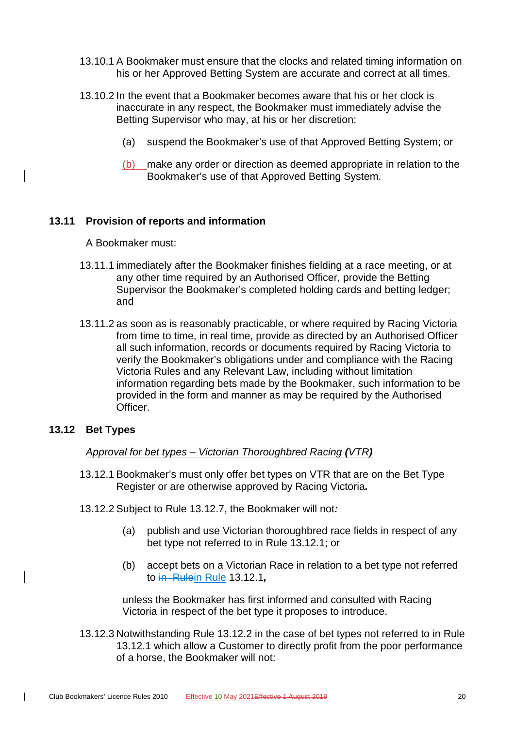13.10.1 A Bookmaker must ensure that the clocks and related timing information on his or her Approved Betting System are accurate and correct at all times.

13.10.2 In the event that a Bookmaker becomes aware that his or her clock is inaccurate in any respect, the Bookmaker must immediately advise the Betting Supervisor who may, at his or her discretion:

(a) suspend the Bookmaker's use of that Approved Betting System; or

(b) make any order or direction as deemed appropriate in relation to the Bookmaker's use of that Approved Betting System.

## 13.11 Provision of reports and information

A Bookmaker must:

13.11.1 immediately after the Bookmaker finishes fielding at a race meeting, or at any other time required by an Authorised Officer, provide the Betting Supervisor the Bookmaker's completed holding cards and betting ledger; and

13.11.2 as soon as is reasonably practicable, or where required by Racing Victoria from time to time, in real time, provide as directed by an Authorised Officer all such information, records or documents required by Racing Victoria to verify the Bookmaker's obligations under and compliance with the Racing Victoria Rules and any Relevant Law, including without limitation information regarding bets made by the Bookmaker, such information to be provided in the form and manner as may be required by the Authorised Officer.

## 13.12 Bet Types

*Approval for bet types – Victorian Thoroughbred Racing **(**VTR**)***

13.12.1 Bookmaker's must only offer bet types on VTR that are on the Bet Type Register or are otherwise approved by Racing Victoria***.***

13.12.2 Subject to Rule 13.12.7, the Bookmaker will not***:***

(a) publish and use Victorian thoroughbred race fields in respect of any bet type not referred to in Rule 13.12.1; or

(b) accept bets on a Victorian Race in relation to a bet type not referred to in Rule 13.12.1***,***

unless the Bookmaker has first informed and consulted with Racing Victoria in respect of the bet type it proposes to introduce.

13.12.3 Notwithstanding Rule 13.12.2 in the case of bet types not referred to in Rule 13.12.1 which allow a Customer to directly profit from the poor performance of a horse, the Bookmaker will not: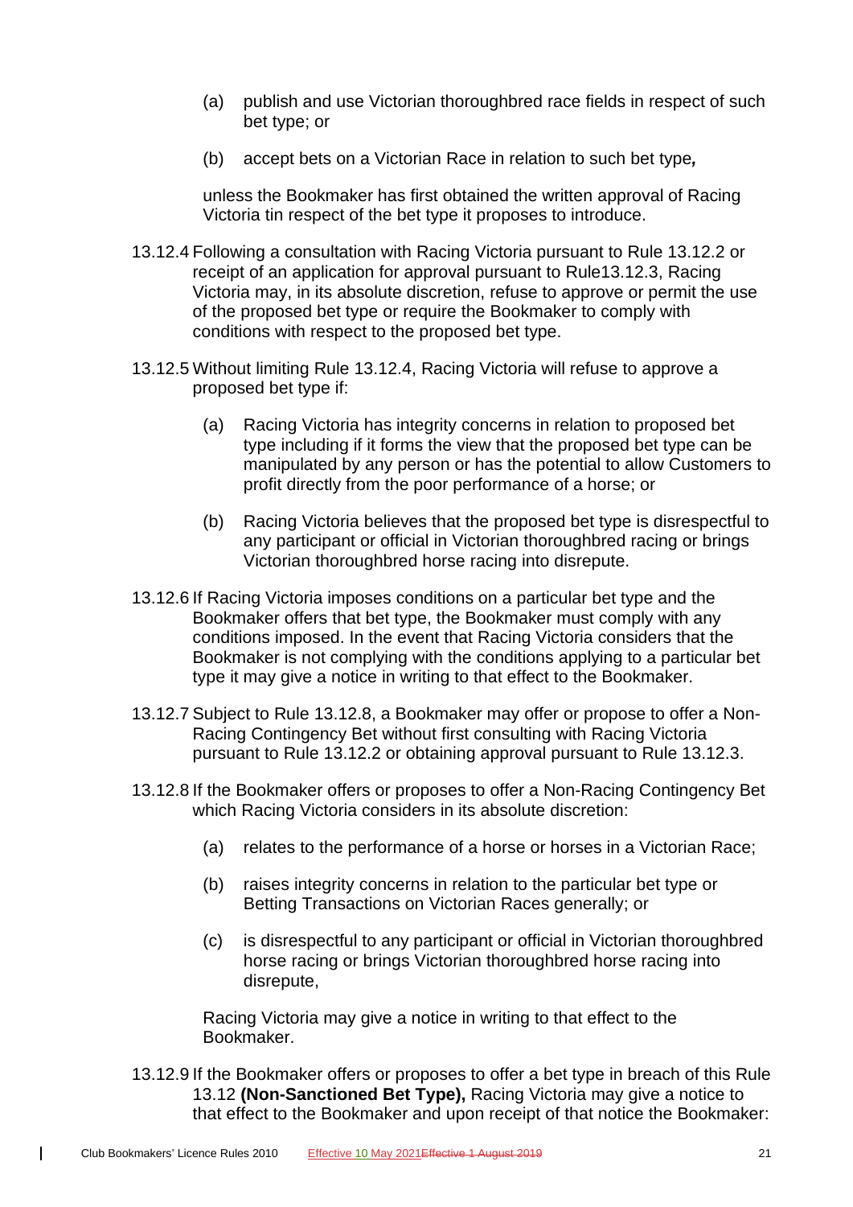(a) publish and use Victorian thoroughbred race fields in respect of such bet type; or

(b) accept bets on a Victorian Race in relation to such bet type*,*

unless the Bookmaker has first obtained the written approval of Racing Victoria tin respect of the bet type it proposes to introduce.

13.12.4 Following a consultation with Racing Victoria pursuant to Rule 13.12.2 or receipt of an application for approval pursuant to Rule13.12.3, Racing Victoria may, in its absolute discretion, refuse to approve or permit the use of the proposed bet type or require the Bookmaker to comply with conditions with respect to the proposed bet type.

13.12.5 Without limiting Rule 13.12.4, Racing Victoria will refuse to approve a proposed bet type if:

(a) Racing Victoria has integrity concerns in relation to proposed bet type including if it forms the view that the proposed bet type can be manipulated by any person or has the potential to allow Customers to profit directly from the poor performance of a horse; or

(b) Racing Victoria believes that the proposed bet type is disrespectful to any participant or official in Victorian thoroughbred racing or brings Victorian thoroughbred horse racing into disrepute.

13.12.6 If Racing Victoria imposes conditions on a particular bet type and the Bookmaker offers that bet type, the Bookmaker must comply with any conditions imposed. In the event that Racing Victoria considers that the Bookmaker is not complying with the conditions applying to a particular bet type it may give a notice in writing to that effect to the Bookmaker.

13.12.7 Subject to Rule 13.12.8, a Bookmaker may offer or propose to offer a Non-Racing Contingency Bet without first consulting with Racing Victoria pursuant to Rule 13.12.2 or obtaining approval pursuant to Rule 13.12.3.

13.12.8 If the Bookmaker offers or proposes to offer a Non-Racing Contingency Bet which Racing Victoria considers in its absolute discretion:

(a) relates to the performance of a horse or horses in a Victorian Race;

(b) raises integrity concerns in relation to the particular bet type or Betting Transactions on Victorian Races generally; or

(c) is disrespectful to any participant or official in Victorian thoroughbred horse racing or brings Victorian thoroughbred horse racing into disrepute,

Racing Victoria may give a notice in writing to that effect to the Bookmaker.

13.12.9 If the Bookmaker offers or proposes to offer a bet type in breach of this Rule 13.12 **(Non-Sanctioned Bet Type),** Racing Victoria may give a notice to that effect to the Bookmaker and upon receipt of that notice the Bookmaker: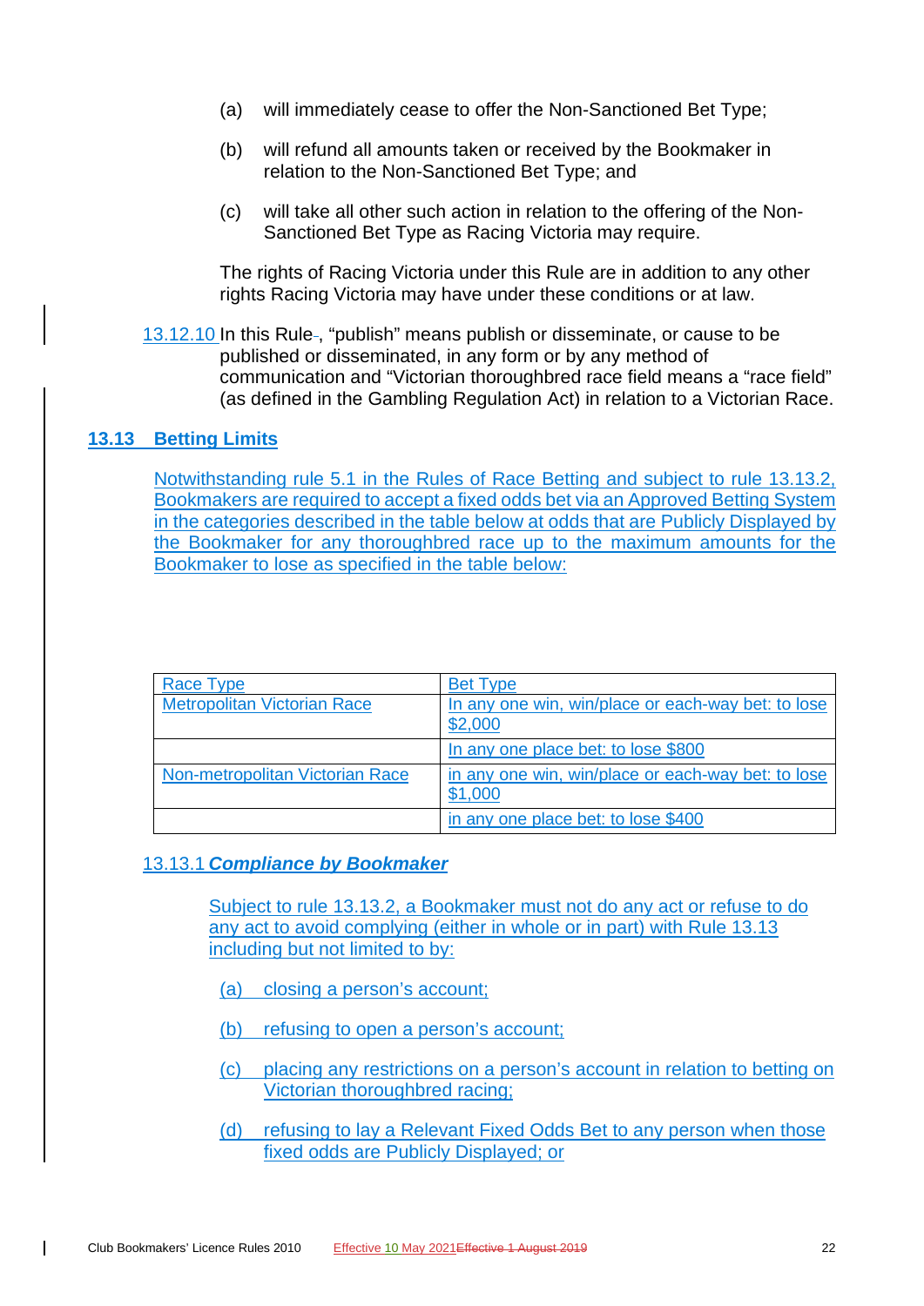(a) will immediately cease to offer the Non-Sanctioned Bet Type;

(b) will refund all amounts taken or received by the Bookmaker in relation to the Non-Sanctioned Bet Type; and

(c) will take all other such action in relation to the offering of the Non-Sanctioned Bet Type as Racing Victoria may require.

The rights of Racing Victoria under this Rule are in addition to any other rights Racing Victoria may have under these conditions or at law.

13.12.10 In this Rule, "publish" means publish or disseminate, or cause to be published or disseminated, in any form or by any method of communication and "Victorian thoroughbred race field means a "race field" (as defined in the Gambling Regulation Act) in relation to a Victorian Race.

## 13.13 Betting Limits

Notwithstanding rule 5.1 in the Rules of Race Betting and subject to rule 13.13.2, Bookmakers are required to accept a fixed odds bet via an Approved Betting System in the categories described in the table below at odds that are Publicly Displayed by the Bookmaker for any thoroughbred race up to the maximum amounts for the Bookmaker to lose as specified in the table below:

| Race Type | Bet Type |
|---|---|
| Metropolitan Victorian Race | In any one win, win/place or each-way bet: to lose $2,000 |
| | In any one place bet: to lose $800 |
| Non-metropolitan Victorian Race | in any one win, win/place or each-way bet: to lose $1,000 |
| | in any one place bet: to lose $400 |

### 13.13.1 *Compliance by Bookmaker*

Subject to rule 13.13.2, a Bookmaker must not do any act or refuse to do any act to avoid complying (either in whole or in part) with Rule 13.13 including but not limited to by:

(a) closing a person's account;

(b) refusing to open a person's account;

(c) placing any restrictions on a person's account in relation to betting on Victorian thoroughbred racing;

(d) refusing to lay a Relevant Fixed Odds Bet to any person when those fixed odds are Publicly Displayed; or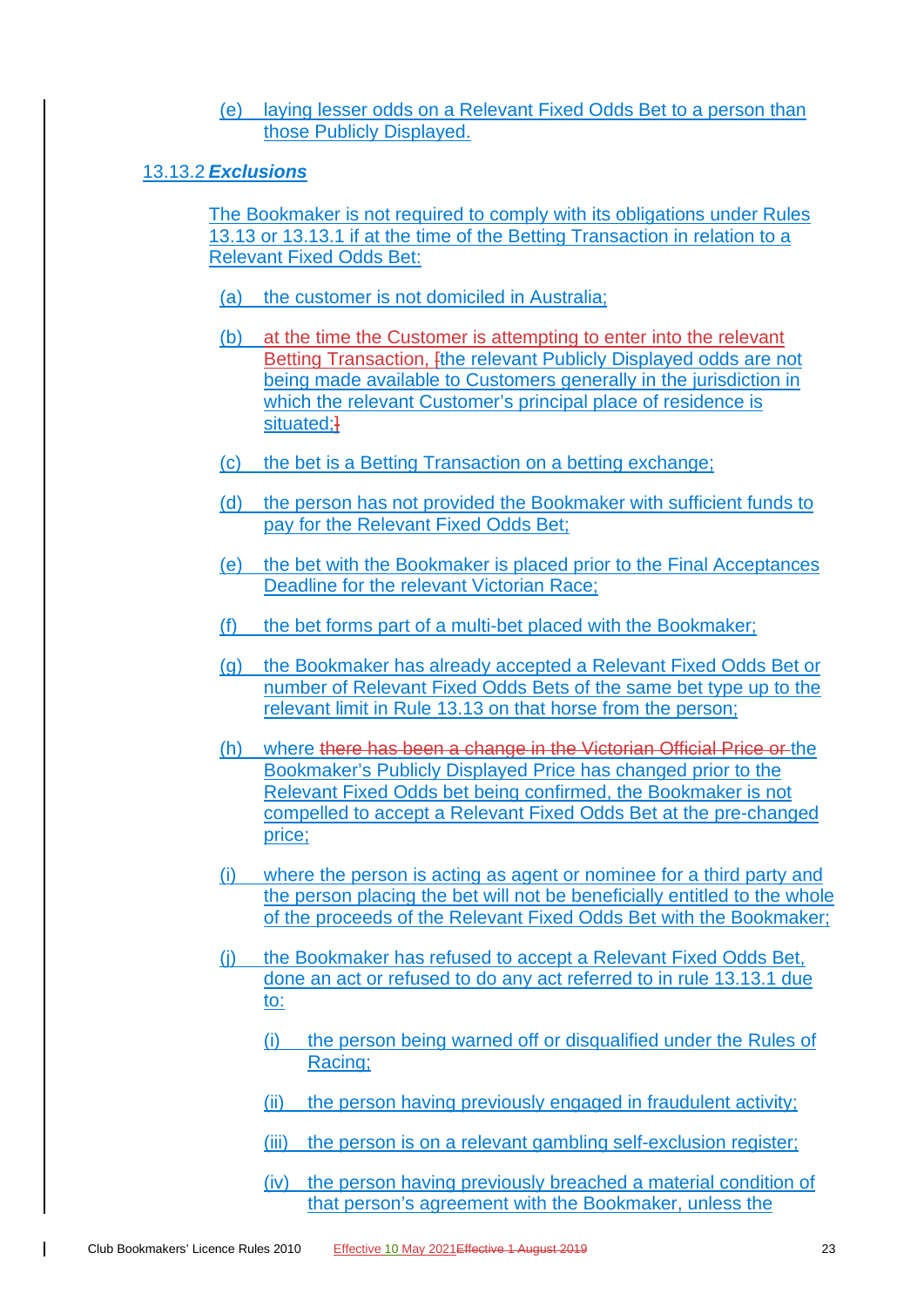(e) laying lesser odds on a Relevant Fixed Odds Bet to a person than those Publicly Displayed.

13.13.2 ***Exclusions***

The Bookmaker is not required to comply with its obligations under Rules 13.13 or 13.13.1 if at the time of the Betting Transaction in relation to a Relevant Fixed Odds Bet:

(a) the customer is not domiciled in Australia;

(b) at the time the Customer is attempting to enter into the relevant Betting Transaction, [the relevant Publicly Displayed odds are not being made available to Customers generally in the jurisdiction in which the relevant Customer's principal place of residence is situated;]

(c) the bet is a Betting Transaction on a betting exchange;

(d) the person has not provided the Bookmaker with sufficient funds to pay for the Relevant Fixed Odds Bet;

(e) the bet with the Bookmaker is placed prior to the Final Acceptances Deadline for the relevant Victorian Race;

(f) the bet forms part of a multi-bet placed with the Bookmaker;

(g) the Bookmaker has already accepted a Relevant Fixed Odds Bet or number of Relevant Fixed Odds Bets of the same bet type up to the relevant limit in Rule 13.13 on that horse from the person;

(h) where ~~there has been a change in the Victorian Official Price or~~ the Bookmaker's Publicly Displayed Price has changed prior to the Relevant Fixed Odds bet being confirmed, the Bookmaker is not compelled to accept a Relevant Fixed Odds Bet at the pre-changed price;

(i) where the person is acting as agent or nominee for a third party and the person placing the bet will not be beneficially entitled to the whole of the proceeds of the Relevant Fixed Odds Bet with the Bookmaker;

(j) the Bookmaker has refused to accept a Relevant Fixed Odds Bet, done an act or refused to do any act referred to in rule 13.13.1 due to:

(i) the person being warned off or disqualified under the Rules of Racing;

(ii) the person having previously engaged in fraudulent activity;

(iii) the person is on a relevant gambling self-exclusion register;

(iv) the person having previously breached a material condition of that person's agreement with the Bookmaker, unless the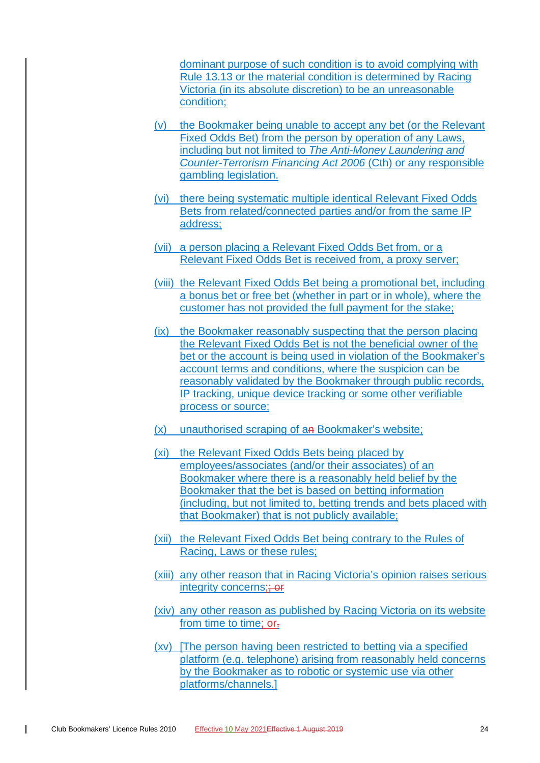dominant purpose of such condition is to avoid complying with Rule 13.13 or the material condition is determined by Racing Victoria (in its absolute discretion) to be an unreasonable condition;

(v) the Bookmaker being unable to accept any bet (or the Relevant Fixed Odds Bet) from the person by operation of any Laws, including but not limited to *The Anti-Money Laundering and Counter-Terrorism Financing Act 2006* (Cth) or any responsible gambling legislation.

(vi) there being systematic multiple identical Relevant Fixed Odds Bets from related/connected parties and/or from the same IP address;

(vii) a person placing a Relevant Fixed Odds Bet from, or a Relevant Fixed Odds Bet is received from, a proxy server;

(viii) the Relevant Fixed Odds Bet being a promotional bet, including a bonus bet or free bet (whether in part or in whole), where the customer has not provided the full payment for the stake;

(ix) the Bookmaker reasonably suspecting that the person placing the Relevant Fixed Odds Bet is not the beneficial owner of the bet or the account is being used in violation of the Bookmaker's account terms and conditions, where the suspicion can be reasonably validated by the Bookmaker through public records, IP tracking, unique device tracking or some other verifiable process or source;

(x) unauthorised scraping of a~~n~~ Bookmaker's website;

(xi) the Relevant Fixed Odds Bets being placed by employees/associates (and/or their associates) of an Bookmaker where there is a reasonably held belief by the Bookmaker that the bet is based on betting information (including, but not limited to, betting trends and bets placed with that Bookmaker) that is not publicly available;

(xii) the Relevant Fixed Odds Bet being contrary to the Rules of Racing, Laws or these rules;

(xiii) any other reason that in Racing Victoria's opinion raises serious integrity concerns;~~; or~~

(xiv) any other reason as published by Racing Victoria on its website from time to time; or~~.~~

(xv) [The person having been restricted to betting via a specified platform (e.g. telephone) arising from reasonably held concerns by the Bookmaker as to robotic or systemic use via other platforms/channels.]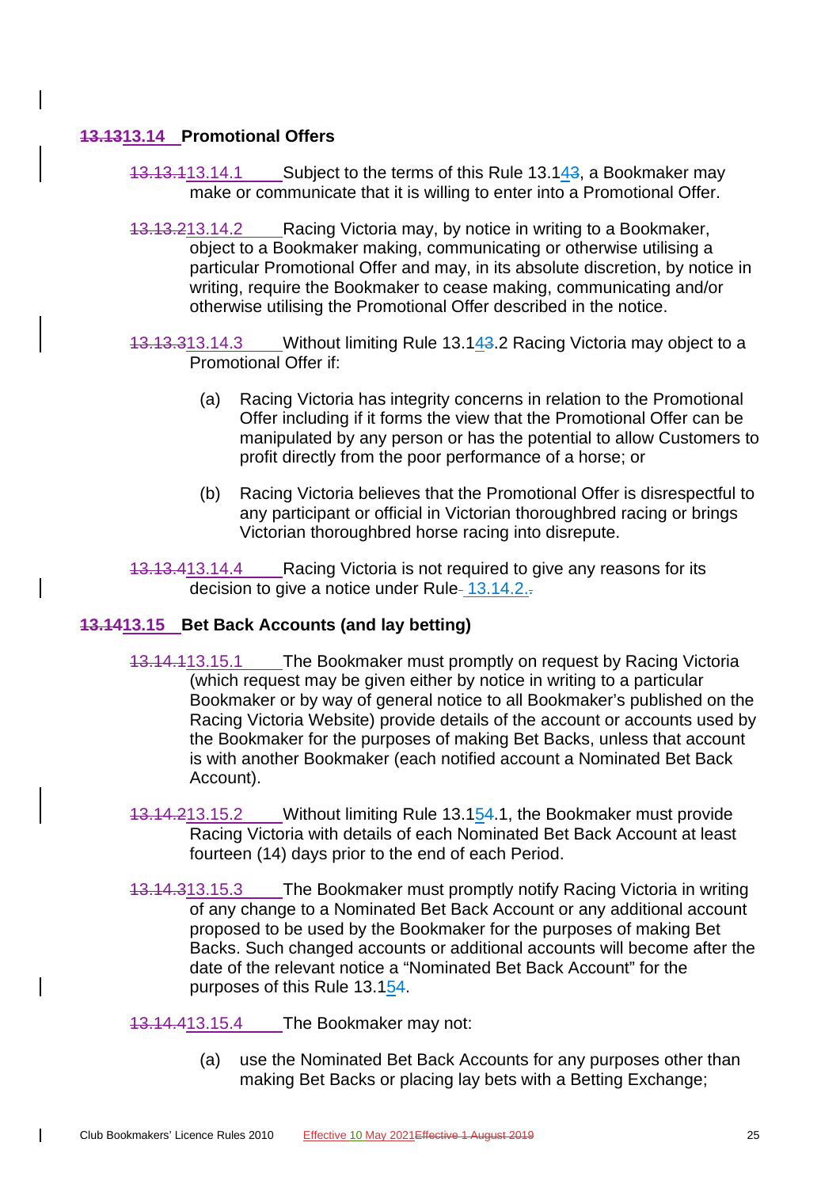## 13.14 Promotional Offers

13.14.1 Subject to the terms of this Rule 13.14, a Bookmaker may make or communicate that it is willing to enter into a Promotional Offer.

13.14.2 Racing Victoria may, by notice in writing to a Bookmaker, object to a Bookmaker making, communicating or otherwise utilising a particular Promotional Offer and may, in its absolute discretion, by notice in writing, require the Bookmaker to cease making, communicating and/or otherwise utilising the Promotional Offer described in the notice.

13.14.3 Without limiting Rule 13.14.2 Racing Victoria may object to a Promotional Offer if:

(a) Racing Victoria has integrity concerns in relation to the Promotional Offer including if it forms the view that the Promotional Offer can be manipulated by any person or has the potential to allow Customers to profit directly from the poor performance of a horse; or

(b) Racing Victoria believes that the Promotional Offer is disrespectful to any participant or official in Victorian thoroughbred racing or brings Victorian thoroughbred horse racing into disrepute.

13.14.4 Racing Victoria is not required to give any reasons for its decision to give a notice under Rule 13.14.2.

## 13.15 Bet Back Accounts (and lay betting)

13.15.1 The Bookmaker must promptly on request by Racing Victoria (which request may be given either by notice in writing to a particular Bookmaker or by way of general notice to all Bookmaker's published on the Racing Victoria Website) provide details of the account or accounts used by the Bookmaker for the purposes of making Bet Backs, unless that account is with another Bookmaker (each notified account a Nominated Bet Back Account).

13.15.2 Without limiting Rule 13.15.1, the Bookmaker must provide Racing Victoria with details of each Nominated Bet Back Account at least fourteen (14) days prior to the end of each Period.

13.15.3 The Bookmaker must promptly notify Racing Victoria in writing of any change to a Nominated Bet Back Account or any additional account proposed to be used by the Bookmaker for the purposes of making Bet Backs. Such changed accounts or additional accounts will become after the date of the relevant notice a "Nominated Bet Back Account" for the purposes of this Rule 13.15.

13.15.4 The Bookmaker may not:

(a) use the Nominated Bet Back Accounts for any purposes other than making Bet Backs or placing lay bets with a Betting Exchange;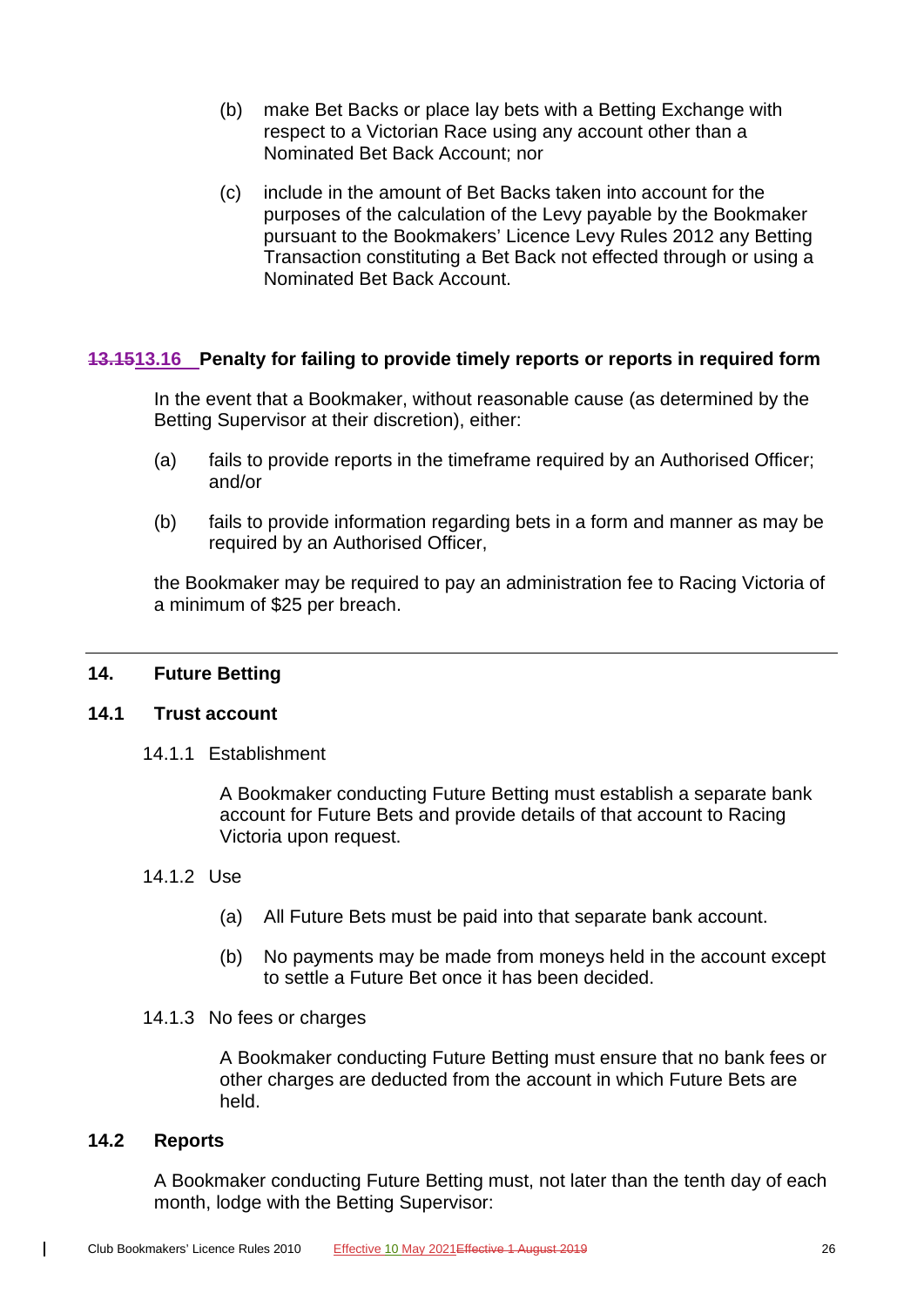(b) make Bet Backs or place lay bets with a Betting Exchange with respect to a Victorian Race using any account other than a Nominated Bet Back Account; nor

(c) include in the amount of Bet Backs taken into account for the purposes of the calculation of the Levy payable by the Bookmaker pursuant to the Bookmakers' Licence Levy Rules 2012 any Betting Transaction constituting a Bet Back not effected through or using a Nominated Bet Back Account.

### ~~13.15~~13.16 Penalty for failing to provide timely reports or reports in required form

In the event that a Bookmaker, without reasonable cause (as determined by the Betting Supervisor at their discretion), either:

(a) fails to provide reports in the timeframe required by an Authorised Officer; and/or

(b) fails to provide information regarding bets in a form and manner as may be required by an Authorised Officer,

the Bookmaker may be required to pay an administration fee to Racing Victoria of a minimum of $25 per breach.

---

## 14. Future Betting

### 14.1 Trust account

14.1.1 Establishment

A Bookmaker conducting Future Betting must establish a separate bank account for Future Bets and provide details of that account to Racing Victoria upon request.

14.1.2 Use

(a) All Future Bets must be paid into that separate bank account.

(b) No payments may be made from moneys held in the account except to settle a Future Bet once it has been decided.

14.1.3 No fees or charges

A Bookmaker conducting Future Betting must ensure that no bank fees or other charges are deducted from the account in which Future Bets are held.

### 14.2 Reports

A Bookmaker conducting Future Betting must, not later than the tenth day of each month, lodge with the Betting Supervisor: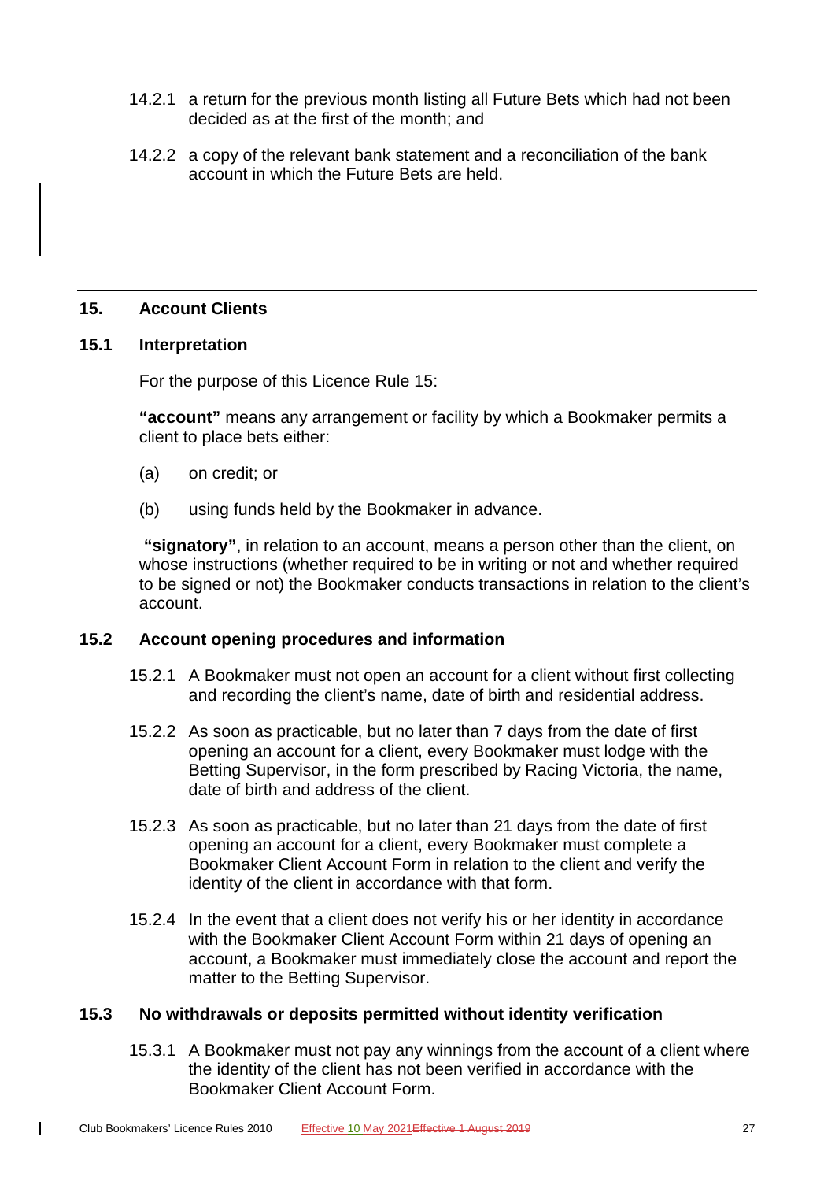14.2.1 a return for the previous month listing all Future Bets which had not been decided as at the first of the month; and

14.2.2 a copy of the relevant bank statement and a reconciliation of the bank account in which the Future Bets are held.

## 15. Account Clients

### 15.1 Interpretation

For the purpose of this Licence Rule 15:

**"account"** means any arrangement or facility by which a Bookmaker permits a client to place bets either:

(a) on credit; or

(b) using funds held by the Bookmaker in advance.

**"signatory"**, in relation to an account, means a person other than the client, on whose instructions (whether required to be in writing or not and whether required to be signed or not) the Bookmaker conducts transactions in relation to the client's account.

### 15.2 Account opening procedures and information

15.2.1 A Bookmaker must not open an account for a client without first collecting and recording the client's name, date of birth and residential address.

15.2.2 As soon as practicable, but no later than 7 days from the date of first opening an account for a client, every Bookmaker must lodge with the Betting Supervisor, in the form prescribed by Racing Victoria, the name, date of birth and address of the client.

15.2.3 As soon as practicable, but no later than 21 days from the date of first opening an account for a client, every Bookmaker must complete a Bookmaker Client Account Form in relation to the client and verify the identity of the client in accordance with that form.

15.2.4 In the event that a client does not verify his or her identity in accordance with the Bookmaker Client Account Form within 21 days of opening an account, a Bookmaker must immediately close the account and report the matter to the Betting Supervisor.

### 15.3 No withdrawals or deposits permitted without identity verification

15.3.1 A Bookmaker must not pay any winnings from the account of a client where the identity of the client has not been verified in accordance with the Bookmaker Client Account Form.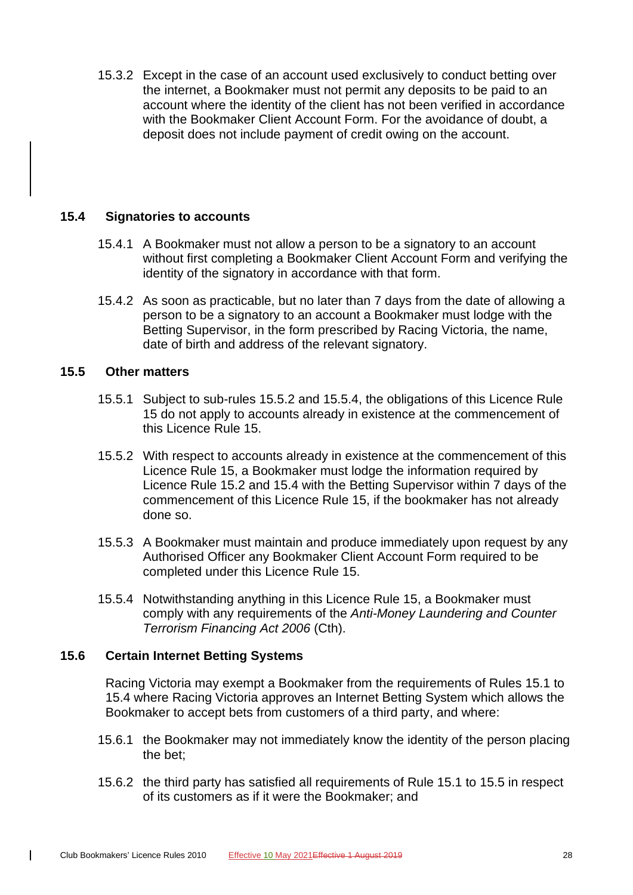15.3.2 Except in the case of an account used exclusively to conduct betting over the internet, a Bookmaker must not permit any deposits to be paid to an account where the identity of the client has not been verified in accordance with the Bookmaker Client Account Form. For the avoidance of doubt, a deposit does not include payment of credit owing on the account.

### 15.4 Signatories to accounts

15.4.1 A Bookmaker must not allow a person to be a signatory to an account without first completing a Bookmaker Client Account Form and verifying the identity of the signatory in accordance with that form.

15.4.2 As soon as practicable, but no later than 7 days from the date of allowing a person to be a signatory to an account a Bookmaker must lodge with the Betting Supervisor, in the form prescribed by Racing Victoria, the name, date of birth and address of the relevant signatory.

### 15.5 Other matters

15.5.1 Subject to sub-rules 15.5.2 and 15.5.4, the obligations of this Licence Rule 15 do not apply to accounts already in existence at the commencement of this Licence Rule 15.

15.5.2 With respect to accounts already in existence at the commencement of this Licence Rule 15, a Bookmaker must lodge the information required by Licence Rule 15.2 and 15.4 with the Betting Supervisor within 7 days of the commencement of this Licence Rule 15, if the bookmaker has not already done so.

15.5.3 A Bookmaker must maintain and produce immediately upon request by any Authorised Officer any Bookmaker Client Account Form required to be completed under this Licence Rule 15.

15.5.4 Notwithstanding anything in this Licence Rule 15, a Bookmaker must comply with any requirements of the *Anti-Money Laundering and Counter Terrorism Financing Act 2006* (Cth).

### 15.6 Certain Internet Betting Systems

Racing Victoria may exempt a Bookmaker from the requirements of Rules 15.1 to 15.4 where Racing Victoria approves an Internet Betting System which allows the Bookmaker to accept bets from customers of a third party, and where:

15.6.1 the Bookmaker may not immediately know the identity of the person placing the bet;

15.6.2 the third party has satisfied all requirements of Rule 15.1 to 15.5 in respect of its customers as if it were the Bookmaker; and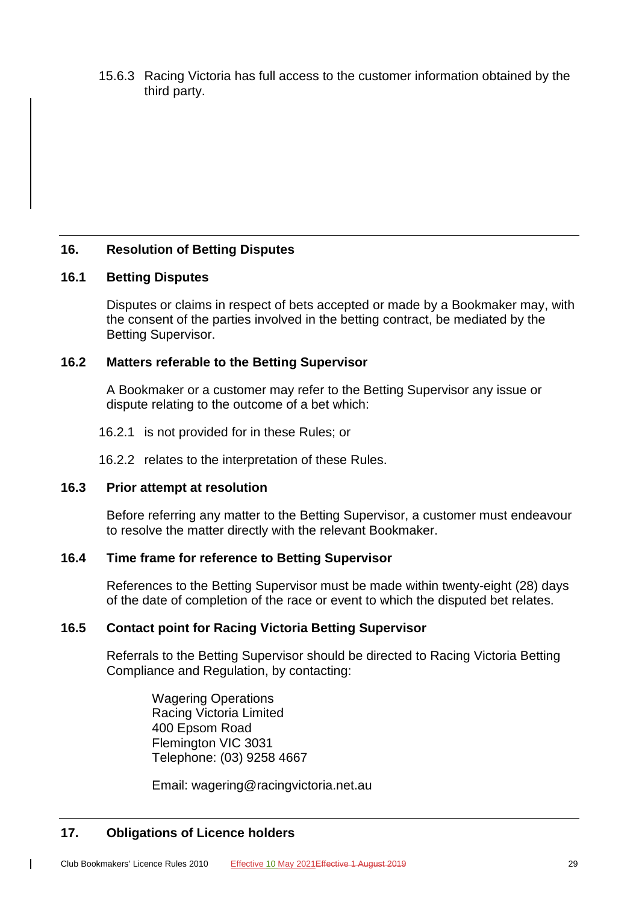15.6.3 Racing Victoria has full access to the customer information obtained by the third party.

## 16. Resolution of Betting Disputes

### 16.1 Betting Disputes

Disputes or claims in respect of bets accepted or made by a Bookmaker may, with the consent of the parties involved in the betting contract, be mediated by the Betting Supervisor.

### 16.2 Matters referable to the Betting Supervisor

A Bookmaker or a customer may refer to the Betting Supervisor any issue or dispute relating to the outcome of a bet which:

16.2.1 is not provided for in these Rules; or

16.2.2 relates to the interpretation of these Rules.

### 16.3 Prior attempt at resolution

Before referring any matter to the Betting Supervisor, a customer must endeavour to resolve the matter directly with the relevant Bookmaker.

### 16.4 Time frame for reference to Betting Supervisor

References to the Betting Supervisor must be made within twenty-eight (28) days of the date of completion of the race or event to which the disputed bet relates.

### 16.5 Contact point for Racing Victoria Betting Supervisor

Referrals to the Betting Supervisor should be directed to Racing Victoria Betting Compliance and Regulation, by contacting:

Wagering Operations
Racing Victoria Limited
400 Epsom Road
Flemington VIC 3031
Telephone: (03) 9258 4667

Email: wagering@racingvictoria.net.au

## 17. Obligations of Licence holders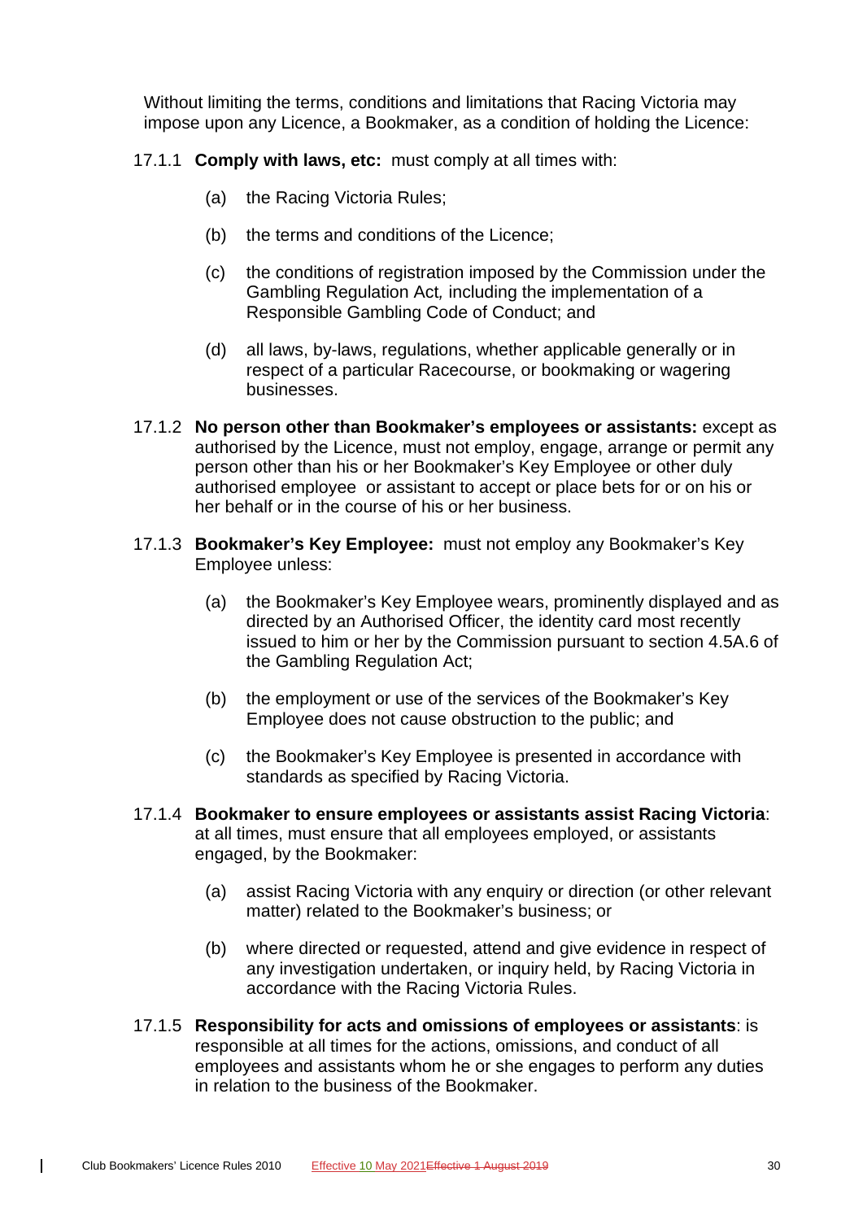Without limiting the terms, conditions and limitations that Racing Victoria may impose upon any Licence, a Bookmaker, as a condition of holding the Licence:

17.1.1 **Comply with laws, etc:** must comply at all times with:

(a) the Racing Victoria Rules;

(b) the terms and conditions of the Licence;

(c) the conditions of registration imposed by the Commission under the Gambling Regulation Act*,* including the implementation of a Responsible Gambling Code of Conduct; and

(d) all laws, by-laws, regulations, whether applicable generally or in respect of a particular Racecourse, or bookmaking or wagering businesses.

17.1.2 **No person other than Bookmaker's employees or assistants:** except as authorised by the Licence, must not employ, engage, arrange or permit any person other than his or her Bookmaker's Key Employee or other duly authorised employee or assistant to accept or place bets for or on his or her behalf or in the course of his or her business.

17.1.3 **Bookmaker's Key Employee:** must not employ any Bookmaker's Key Employee unless:

(a) the Bookmaker's Key Employee wears, prominently displayed and as directed by an Authorised Officer, the identity card most recently issued to him or her by the Commission pursuant to section 4.5A.6 of the Gambling Regulation Act;

(b) the employment or use of the services of the Bookmaker's Key Employee does not cause obstruction to the public; and

(c) the Bookmaker's Key Employee is presented in accordance with standards as specified by Racing Victoria.

17.1.4 **Bookmaker to ensure employees or assistants assist Racing Victoria**: at all times, must ensure that all employees employed, or assistants engaged, by the Bookmaker:

(a) assist Racing Victoria with any enquiry or direction (or other relevant matter) related to the Bookmaker's business; or

(b) where directed or requested, attend and give evidence in respect of any investigation undertaken, or inquiry held, by Racing Victoria in accordance with the Racing Victoria Rules.

17.1.5 **Responsibility for acts and omissions of employees or assistants**: is responsible at all times for the actions, omissions, and conduct of all employees and assistants whom he or she engages to perform any duties in relation to the business of the Bookmaker.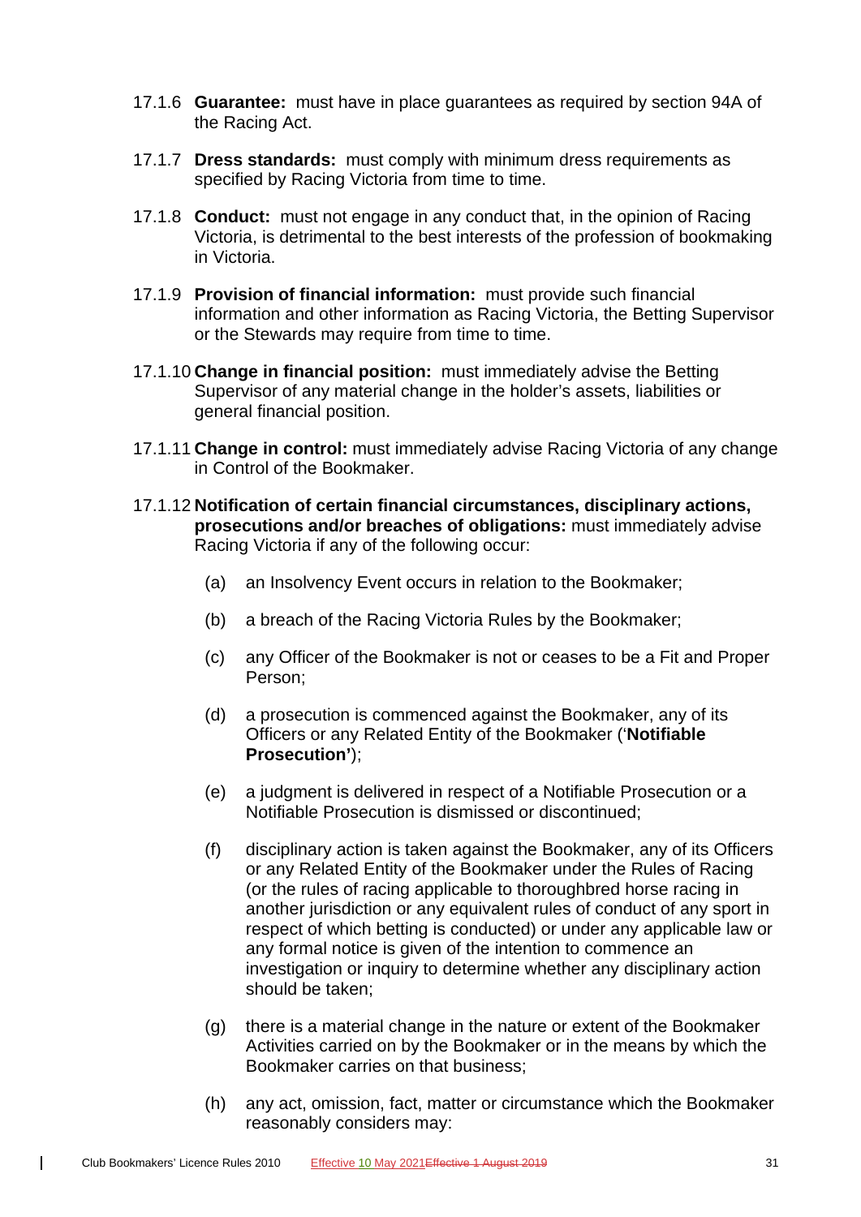17.1.6 **Guarantee:** must have in place guarantees as required by section 94A of the Racing Act.

17.1.7 **Dress standards:** must comply with minimum dress requirements as specified by Racing Victoria from time to time.

17.1.8 **Conduct:** must not engage in any conduct that, in the opinion of Racing Victoria, is detrimental to the best interests of the profession of bookmaking in Victoria.

17.1.9 **Provision of financial information:** must provide such financial information and other information as Racing Victoria, the Betting Supervisor or the Stewards may require from time to time.

17.1.10 **Change in financial position:** must immediately advise the Betting Supervisor of any material change in the holder's assets, liabilities or general financial position.

17.1.11 **Change in control:** must immediately advise Racing Victoria of any change in Control of the Bookmaker.

17.1.12 **Notification of certain financial circumstances, disciplinary actions, prosecutions and/or breaches of obligations:** must immediately advise Racing Victoria if any of the following occur:

(a) an Insolvency Event occurs in relation to the Bookmaker;

(b) a breach of the Racing Victoria Rules by the Bookmaker;

(c) any Officer of the Bookmaker is not or ceases to be a Fit and Proper Person;

(d) a prosecution is commenced against the Bookmaker, any of its Officers or any Related Entity of the Bookmaker ('**Notifiable Prosecution'**);

(e) a judgment is delivered in respect of a Notifiable Prosecution or a Notifiable Prosecution is dismissed or discontinued;

(f) disciplinary action is taken against the Bookmaker, any of its Officers or any Related Entity of the Bookmaker under the Rules of Racing (or the rules of racing applicable to thoroughbred horse racing in another jurisdiction or any equivalent rules of conduct of any sport in respect of which betting is conducted) or under any applicable law or any formal notice is given of the intention to commence an investigation or inquiry to determine whether any disciplinary action should be taken;

(g) there is a material change in the nature or extent of the Bookmaker Activities carried on by the Bookmaker or in the means by which the Bookmaker carries on that business;

(h) any act, omission, fact, matter or circumstance which the Bookmaker reasonably considers may: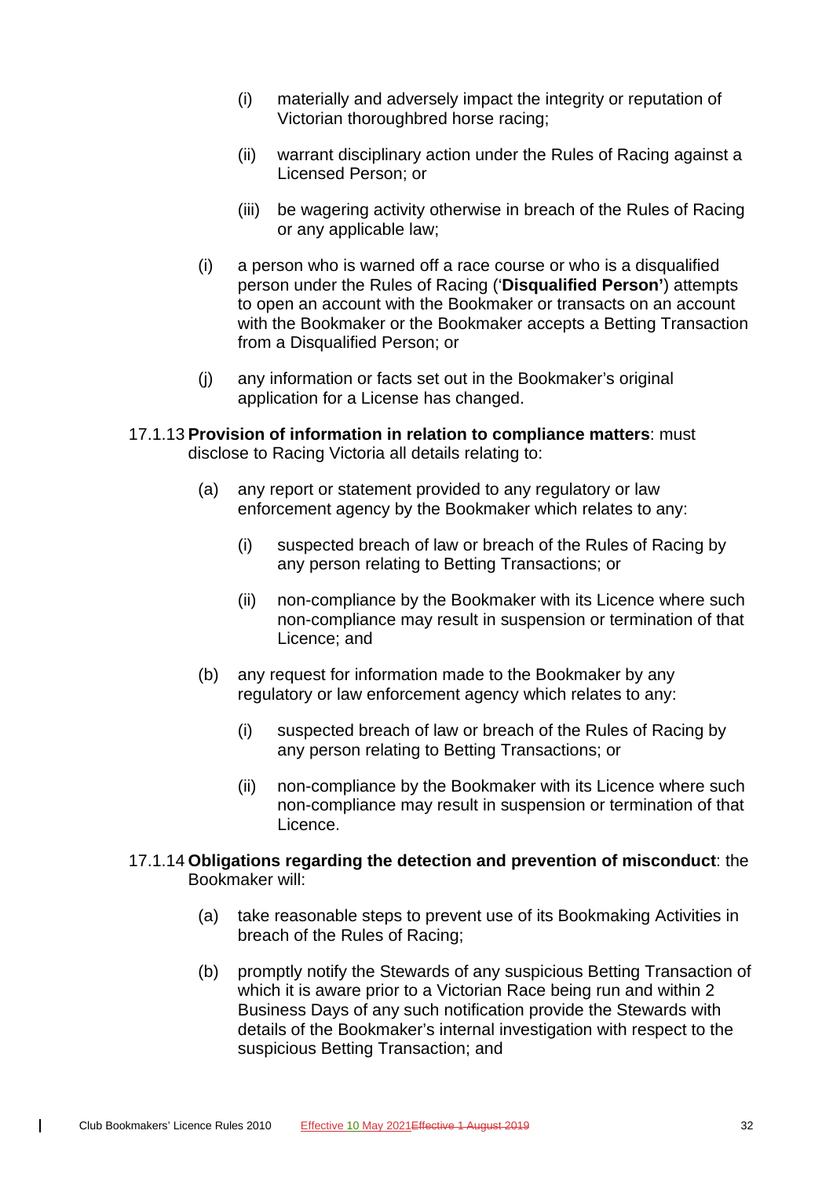(i) materially and adversely impact the integrity or reputation of Victorian thoroughbred horse racing;

(ii) warrant disciplinary action under the Rules of Racing against a Licensed Person; or

(iii) be wagering activity otherwise in breach of the Rules of Racing or any applicable law;

(i) a person who is warned off a race course or who is a disqualified person under the Rules of Racing ('**Disqualified Person**') attempts to open an account with the Bookmaker or transacts on an account with the Bookmaker or the Bookmaker accepts a Betting Transaction from a Disqualified Person; or

(j) any information or facts set out in the Bookmaker's original application for a License has changed.

17.1.13 **Provision of information in relation to compliance matters**: must disclose to Racing Victoria all details relating to:

(a) any report or statement provided to any regulatory or law enforcement agency by the Bookmaker which relates to any:

(i) suspected breach of law or breach of the Rules of Racing by any person relating to Betting Transactions; or

(ii) non-compliance by the Bookmaker with its Licence where such non-compliance may result in suspension or termination of that Licence; and

(b) any request for information made to the Bookmaker by any regulatory or law enforcement agency which relates to any:

(i) suspected breach of law or breach of the Rules of Racing by any person relating to Betting Transactions; or

(ii) non-compliance by the Bookmaker with its Licence where such non-compliance may result in suspension or termination of that Licence.

17.1.14 **Obligations regarding the detection and prevention of misconduct**: the Bookmaker will:

(a) take reasonable steps to prevent use of its Bookmaking Activities in breach of the Rules of Racing;

(b) promptly notify the Stewards of any suspicious Betting Transaction of which it is aware prior to a Victorian Race being run and within 2 Business Days of any such notification provide the Stewards with details of the Bookmaker's internal investigation with respect to the suspicious Betting Transaction; and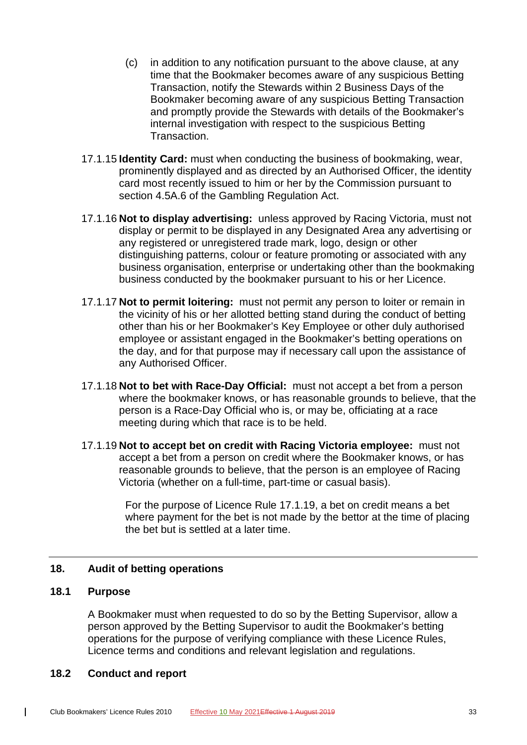(c) in addition to any notification pursuant to the above clause, at any time that the Bookmaker becomes aware of any suspicious Betting Transaction, notify the Stewards within 2 Business Days of the Bookmaker becoming aware of any suspicious Betting Transaction and promptly provide the Stewards with details of the Bookmaker's internal investigation with respect to the suspicious Betting Transaction.

17.1.15 **Identity Card:** must when conducting the business of bookmaking, wear, prominently displayed and as directed by an Authorised Officer, the identity card most recently issued to him or her by the Commission pursuant to section 4.5A.6 of the Gambling Regulation Act.

17.1.16 **Not to display advertising:** unless approved by Racing Victoria, must not display or permit to be displayed in any Designated Area any advertising or any registered or unregistered trade mark, logo, design or other distinguishing patterns, colour or feature promoting or associated with any business organisation, enterprise or undertaking other than the bookmaking business conducted by the bookmaker pursuant to his or her Licence.

17.1.17 **Not to permit loitering:** must not permit any person to loiter or remain in the vicinity of his or her allotted betting stand during the conduct of betting other than his or her Bookmaker's Key Employee or other duly authorised employee or assistant engaged in the Bookmaker's betting operations on the day, and for that purpose may if necessary call upon the assistance of any Authorised Officer.

17.1.18 **Not to bet with Race-Day Official:** must not accept a bet from a person where the bookmaker knows, or has reasonable grounds to believe, that the person is a Race-Day Official who is, or may be, officiating at a race meeting during which that race is to be held.

17.1.19 **Not to accept bet on credit with Racing Victoria employee:** must not accept a bet from a person on credit where the Bookmaker knows, or has reasonable grounds to believe, that the person is an employee of Racing Victoria (whether on a full-time, part-time or casual basis).

For the purpose of Licence Rule 17.1.19, a bet on credit means a bet where payment for the bet is not made by the bettor at the time of placing the bet but is settled at a later time.

## 18. Audit of betting operations

### 18.1 Purpose

A Bookmaker must when requested to do so by the Betting Supervisor, allow a person approved by the Betting Supervisor to audit the Bookmaker's betting operations for the purpose of verifying compliance with these Licence Rules, Licence terms and conditions and relevant legislation and regulations.

### 18.2 Conduct and report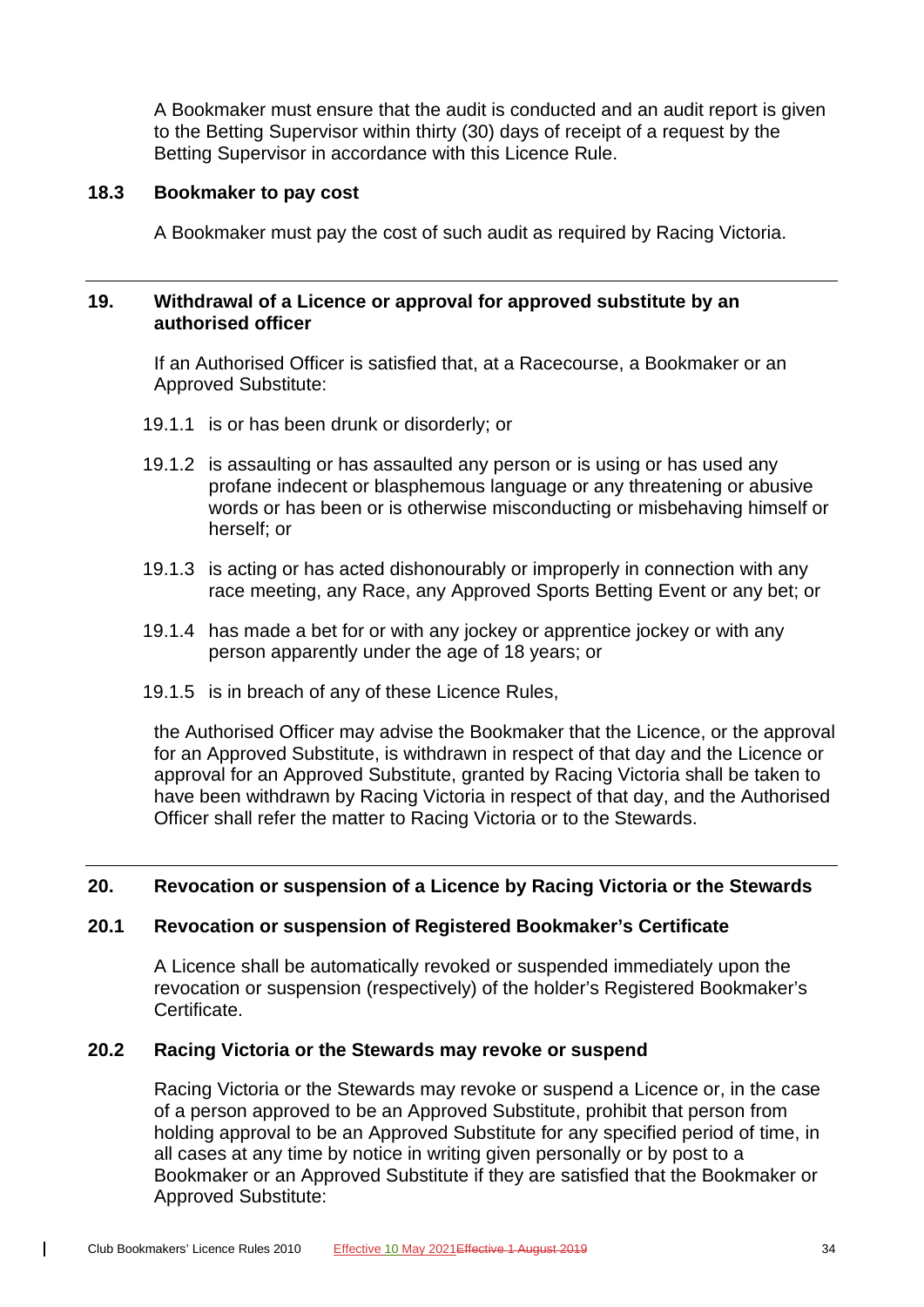A Bookmaker must ensure that the audit is conducted and an audit report is given to the Betting Supervisor within thirty (30) days of receipt of a request by the Betting Supervisor in accordance with this Licence Rule.

### 18.3 Bookmaker to pay cost

A Bookmaker must pay the cost of such audit as required by Racing Victoria.

---

## 19. Withdrawal of a Licence or approval for approved substitute by an authorised officer

If an Authorised Officer is satisfied that, at a Racecourse, a Bookmaker or an Approved Substitute:

19.1.1 is or has been drunk or disorderly; or

19.1.2 is assaulting or has assaulted any person or is using or has used any profane indecent or blasphemous language or any threatening or abusive words or has been or is otherwise misconducting or misbehaving himself or herself; or

19.1.3 is acting or has acted dishonourably or improperly in connection with any race meeting, any Race, any Approved Sports Betting Event or any bet; or

19.1.4 has made a bet for or with any jockey or apprentice jockey or with any person apparently under the age of 18 years; or

19.1.5 is in breach of any of these Licence Rules,

the Authorised Officer may advise the Bookmaker that the Licence, or the approval for an Approved Substitute, is withdrawn in respect of that day and the Licence or approval for an Approved Substitute, granted by Racing Victoria shall be taken to have been withdrawn by Racing Victoria in respect of that day, and the Authorised Officer shall refer the matter to Racing Victoria or to the Stewards.

---

## 20. Revocation or suspension of a Licence by Racing Victoria or the Stewards

### 20.1 Revocation or suspension of Registered Bookmaker's Certificate

A Licence shall be automatically revoked or suspended immediately upon the revocation or suspension (respectively) of the holder's Registered Bookmaker's Certificate.

### 20.2 Racing Victoria or the Stewards may revoke or suspend

Racing Victoria or the Stewards may revoke or suspend a Licence or, in the case of a person approved to be an Approved Substitute, prohibit that person from holding approval to be an Approved Substitute for any specified period of time, in all cases at any time by notice in writing given personally or by post to a Bookmaker or an Approved Substitute if they are satisfied that the Bookmaker or Approved Substitute: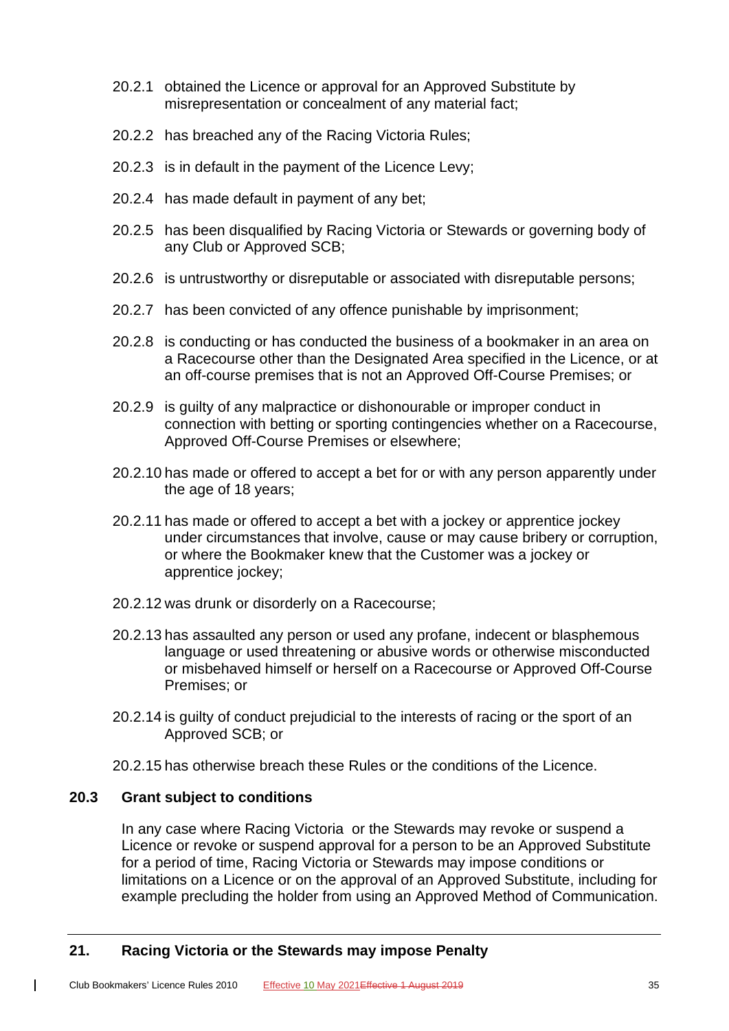20.2.1 obtained the Licence or approval for an Approved Substitute by misrepresentation or concealment of any material fact;

20.2.2 has breached any of the Racing Victoria Rules;

20.2.3 is in default in the payment of the Licence Levy;

20.2.4 has made default in payment of any bet;

20.2.5 has been disqualified by Racing Victoria or Stewards or governing body of any Club or Approved SCB;

20.2.6 is untrustworthy or disreputable or associated with disreputable persons;

20.2.7 has been convicted of any offence punishable by imprisonment;

20.2.8 is conducting or has conducted the business of a bookmaker in an area on a Racecourse other than the Designated Area specified in the Licence, or at an off-course premises that is not an Approved Off-Course Premises; or

20.2.9 is guilty of any malpractice or dishonourable or improper conduct in connection with betting or sporting contingencies whether on a Racecourse, Approved Off-Course Premises or elsewhere;

20.2.10 has made or offered to accept a bet for or with any person apparently under the age of 18 years;

20.2.11 has made or offered to accept a bet with a jockey or apprentice jockey under circumstances that involve, cause or may cause bribery or corruption, or where the Bookmaker knew that the Customer was a jockey or apprentice jockey;

20.2.12 was drunk or disorderly on a Racecourse;

20.2.13 has assaulted any person or used any profane, indecent or blasphemous language or used threatening or abusive words or otherwise misconducted or misbehaved himself or herself on a Racecourse or Approved Off-Course Premises; or

20.2.14 is guilty of conduct prejudicial to the interests of racing or the sport of an Approved SCB; or

20.2.15 has otherwise breach these Rules or the conditions of the Licence.

### 20.3 Grant subject to conditions

In any case where Racing Victoria or the Stewards may revoke or suspend a Licence or revoke or suspend approval for a person to be an Approved Substitute for a period of time, Racing Victoria or Stewards may impose conditions or limitations on a Licence or on the approval of an Approved Substitute, including for example precluding the holder from using an Approved Method of Communication.

## 21. Racing Victoria or the Stewards may impose Penalty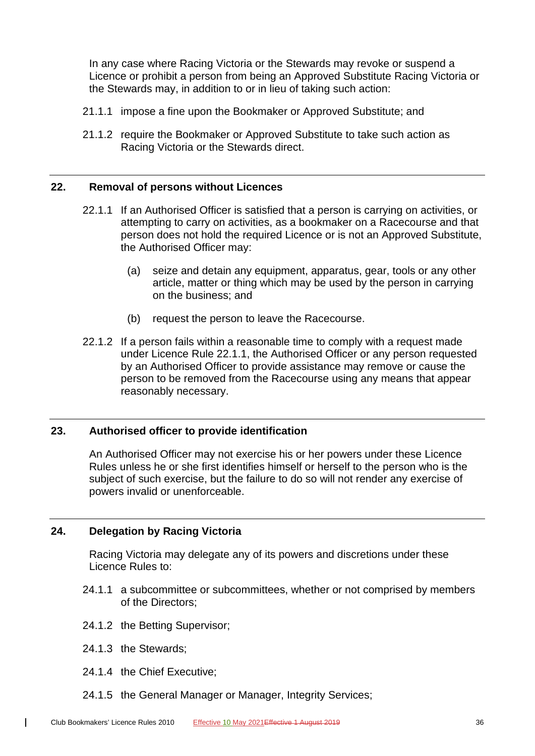In any case where Racing Victoria or the Stewards may revoke or suspend a Licence or prohibit a person from being an Approved Substitute Racing Victoria or the Stewards may, in addition to or in lieu of taking such action:

21.1.1 impose a fine upon the Bookmaker or Approved Substitute; and

21.1.2 require the Bookmaker or Approved Substitute to take such action as Racing Victoria or the Stewards direct.

## 22. Removal of persons without Licences

22.1.1 If an Authorised Officer is satisfied that a person is carrying on activities, or attempting to carry on activities, as a bookmaker on a Racecourse and that person does not hold the required Licence or is not an Approved Substitute, the Authorised Officer may:

(a) seize and detain any equipment, apparatus, gear, tools or any other article, matter or thing which may be used by the person in carrying on the business; and

(b) request the person to leave the Racecourse.

22.1.2 If a person fails within a reasonable time to comply with a request made under Licence Rule 22.1.1, the Authorised Officer or any person requested by an Authorised Officer to provide assistance may remove or cause the person to be removed from the Racecourse using any means that appear reasonably necessary.

## 23. Authorised officer to provide identification

An Authorised Officer may not exercise his or her powers under these Licence Rules unless he or she first identifies himself or herself to the person who is the subject of such exercise, but the failure to do so will not render any exercise of powers invalid or unenforceable.

## 24. Delegation by Racing Victoria

Racing Victoria may delegate any of its powers and discretions under these Licence Rules to:

24.1.1 a subcommittee or subcommittees, whether or not comprised by members of the Directors;

24.1.2 the Betting Supervisor;

24.1.3 the Stewards;

24.1.4 the Chief Executive;

24.1.5 the General Manager or Manager, Integrity Services;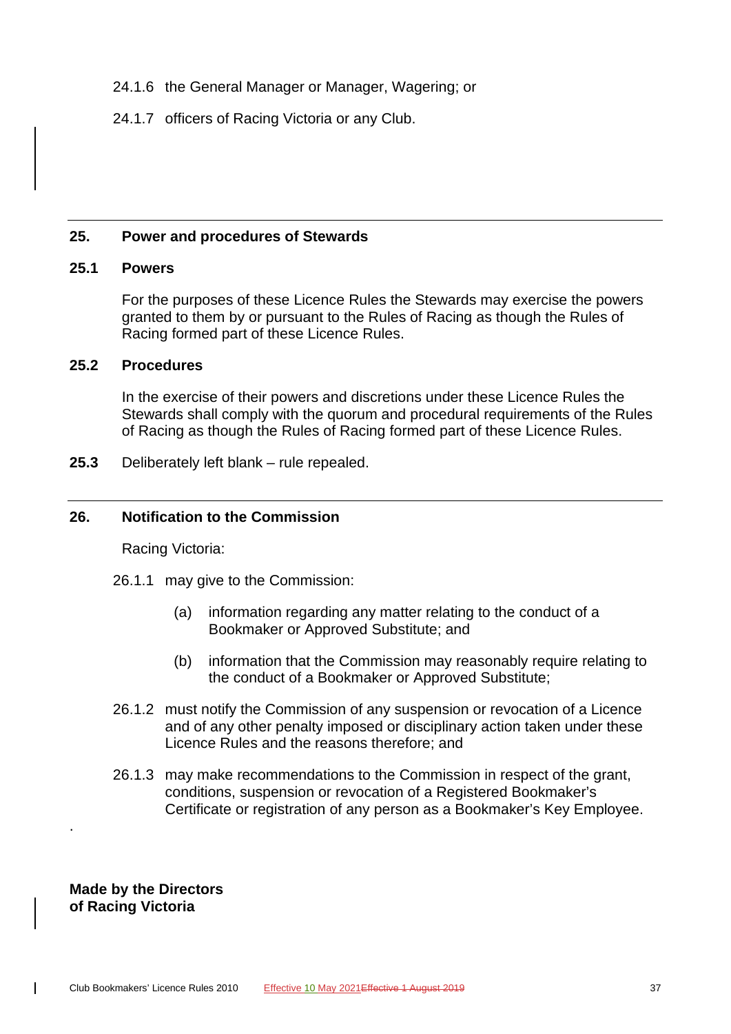24.1.6 the General Manager or Manager, Wagering; or

24.1.7 officers of Racing Victoria or any Club.

## 25. Power and procedures of Stewards

### 25.1 Powers

For the purposes of these Licence Rules the Stewards may exercise the powers granted to them by or pursuant to the Rules of Racing as though the Rules of Racing formed part of these Licence Rules.

### 25.2 Procedures

In the exercise of their powers and discretions under these Licence Rules the Stewards shall comply with the quorum and procedural requirements of the Rules of Racing as though the Rules of Racing formed part of these Licence Rules.

**25.3** Deliberately left blank – rule repealed.

## 26. Notification to the Commission

Racing Victoria:

26.1.1 may give to the Commission:

(a) information regarding any matter relating to the conduct of a Bookmaker or Approved Substitute; and

(b) information that the Commission may reasonably require relating to the conduct of a Bookmaker or Approved Substitute;

26.1.2 must notify the Commission of any suspension or revocation of a Licence and of any other penalty imposed or disciplinary action taken under these Licence Rules and the reasons therefore; and

26.1.3 may make recommendations to the Commission in respect of the grant, conditions, suspension or revocation of a Registered Bookmaker's Certificate or registration of any person as a Bookmaker's Key Employee.

.

**Made by the Directors of Racing Victoria**